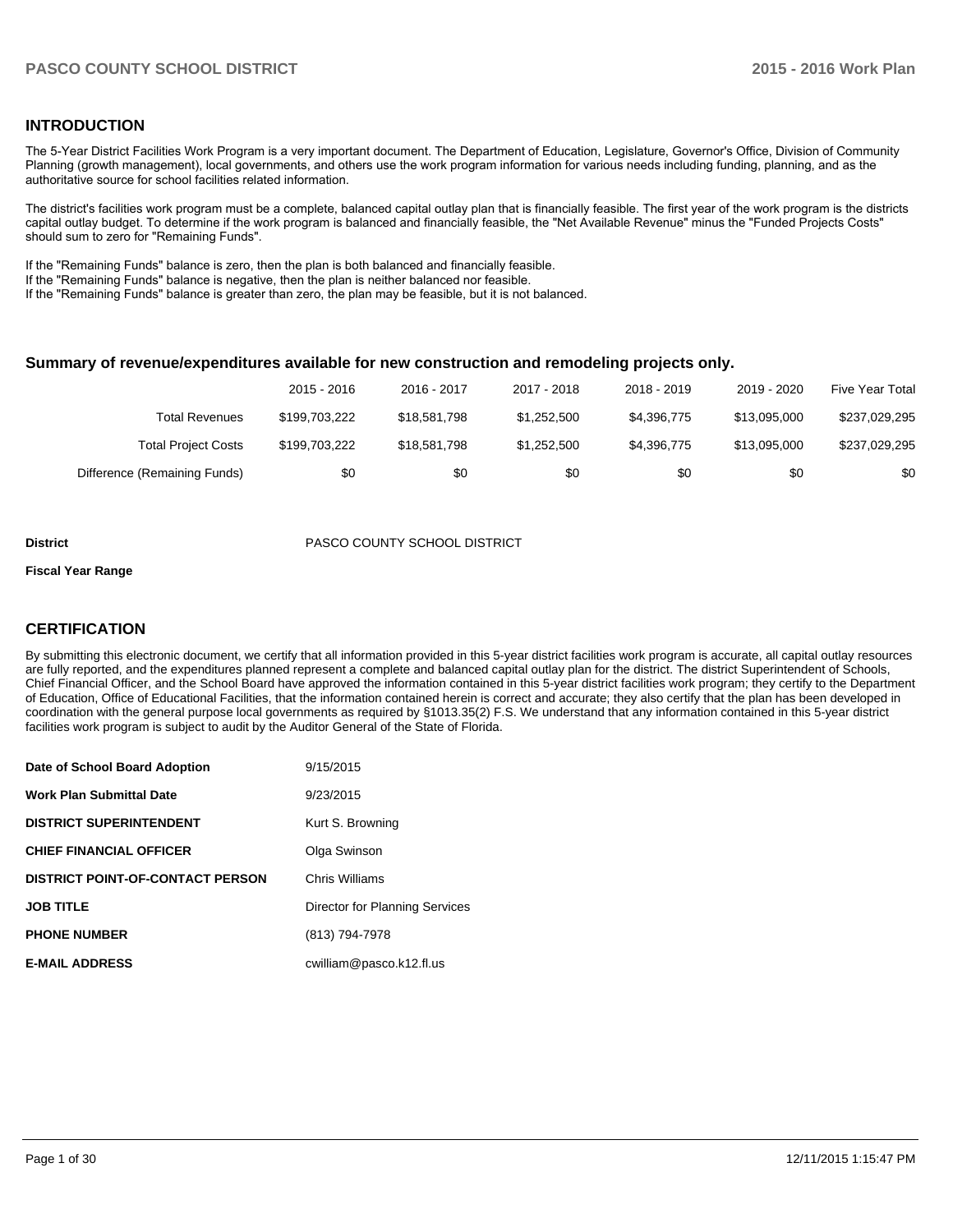## INTRODUCTION

The 5-Year District Facilities Work Program is a very important document. The Department of Education, Legislature, Governor's Office, Division of Community Planning (growth management), local governments, and others use the work program information for various needs including funding, planning, and as the authoritative source for school facilities related information.

The district's facilities work program must be a complete, balanced capital outlay plan that is financially feasible. The first year of the work program is the districts capital outlay budget. To determine if the work program is balanced and financially feasible, the "Net Available Revenue" minus the "Funded Projects Costs" should sum to zero for "Remaining Funds".

If the "Remaining Funds" balance is zero, then the plan is both balanced and financially feasible.
If the "Remaining Funds" balance is negative, then the plan is neither balanced nor feasible.
If the "Remaining Funds" balance is greater than zero, the plan may be feasible, but it is not balanced.

### Summary of revenue/expenditures available for new construction and remodeling projects only.

| | 2015 - 2016 | 2016 - 2017 | 2017 - 2018 | 2018 - 2019 | 2019 - 2020 | Five Year Total |
|---|---|---|---|---|---|---|
| Total Revenues | $199,703,222 | $18,581,798 | $1,252,500 | $4,396,775 | $13,095,000 | $237,029,295 |
| Total Project Costs | $199,703,222 | $18,581,798 | $1,252,500 | $4,396,775 | $13,095,000 | $237,029,295 |
| Difference (Remaining Funds) | $0 | $0 | $0 | $0 | $0 | $0 |

| | |
|---|---|
| **District** | PASCO COUNTY SCHOOL DISTRICT |
| **Fiscal Year Range** | |

## CERTIFICATION

By submitting this electronic document, we certify that all information provided in this 5-year district facilities work program is accurate, all capital outlay resources are fully reported, and the expenditures planned represent a complete and balanced capital outlay plan for the district. The district Superintendent of Schools, Chief Financial Officer, and the School Board have approved the information contained in this 5-year district facilities work program; they certify to the Department of Education, Office of Educational Facilities, that the information contained herein is correct and accurate; they also certify that the plan has been developed in coordination with the general purpose local governments as required by §1013.35(2) F.S. We understand that any information contained in this 5-year district facilities work program is subject to audit by the Auditor General of the State of Florida.

| | |
|---|---|
| **Date of School Board Adoption** | 9/15/2015 |
| **Work Plan Submittal Date** | 9/23/2015 |
| **DISTRICT SUPERINTENDENT** | Kurt S. Browning |
| **CHIEF FINANCIAL OFFICER** | Olga Swinson |
| **DISTRICT POINT-OF-CONTACT PERSON** | Chris Williams |
| **JOB TITLE** | Director for Planning Services |
| **PHONE NUMBER** | (813) 794-7978 |
| **E-MAIL ADDRESS** | cwilliam@pasco.k12.fl.us |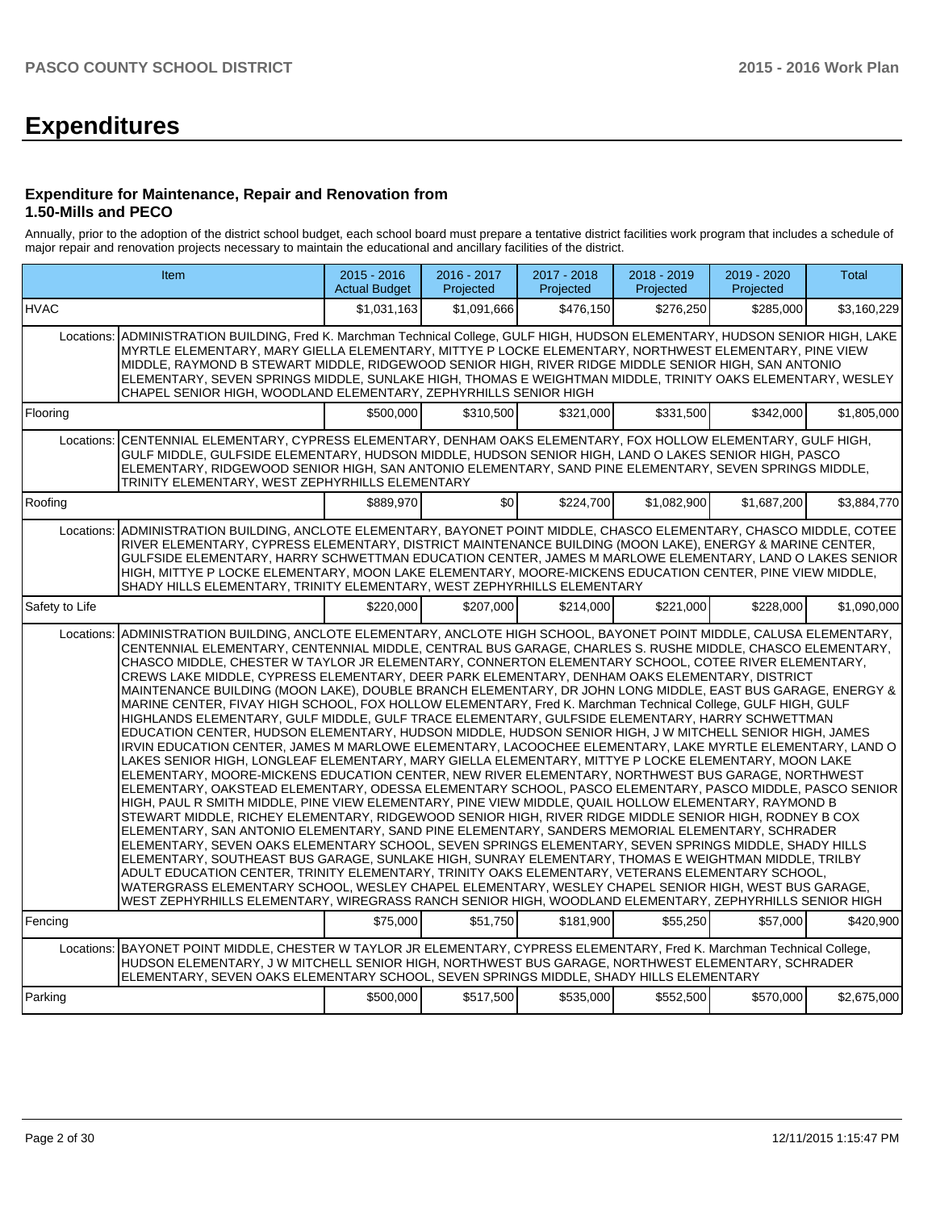# Expenditures

### Expenditure for Maintenance, Repair and Renovation from 1.50-Mills and PECO

Annually, prior to the adoption of the district school budget, each school board must prepare a tentative district facilities work program that includes a schedule of major repair and renovation projects necessary to maintain the educational and ancillary facilities of the district.

| Item | | 2015 - 2016 Actual Budget | 2016 - 2017 Projected | 2017 - 2018 Projected | 2018 - 2019 Projected | 2019 - 2020 Projected | Total |
|---|---|---|---|---|---|---|---|
| HVAC | | $1,031,163 | $1,091,666 | $476,150 | $276,250 | $285,000 | $3,160,229 |
| | Locations: | ADMINISTRATION BUILDING, Fred K. Marchman Technical College, GULF HIGH, HUDSON ELEMENTARY, HUDSON SENIOR HIGH, LAKE MYRTLE ELEMENTARY, MARY GIELLA ELEMENTARY, MITTYE P LOCKE ELEMENTARY, NORTHWEST ELEMENTARY, PINE VIEW MIDDLE, RAYMOND B STEWART MIDDLE, RIDGEWOOD SENIOR HIGH, RIVER RIDGE MIDDLE SENIOR HIGH, SAN ANTONIO ELEMENTARY, SEVEN SPRINGS MIDDLE, SUNLAKE HIGH, THOMAS E WEIGHTMAN MIDDLE, TRINITY OAKS ELEMENTARY, WESLEY CHAPEL SENIOR HIGH, WOODLAND ELEMENTARY, ZEPHYRHILLS SENIOR HIGH | | | | | |
| Flooring | | $500,000 | $310,500 | $321,000 | $331,500 | $342,000 | $1,805,000 |
| | Locations: | CENTENNIAL ELEMENTARY, CYPRESS ELEMENTARY, DENHAM OAKS ELEMENTARY, FOX HOLLOW ELEMENTARY, GULF HIGH, GULF MIDDLE, GULFSIDE ELEMENTARY, HUDSON MIDDLE, HUDSON SENIOR HIGH, LAND O LAKES SENIOR HIGH, PASCO ELEMENTARY, RIDGEWOOD SENIOR HIGH, SAN ANTONIO ELEMENTARY, SAND PINE ELEMENTARY, SEVEN SPRINGS MIDDLE, TRINITY ELEMENTARY, WEST ZEPHYRHILLS ELEMENTARY | | | | | |
| Roofing | | $889,970 | $0 | $224,700 | $1,082,900 | $1,687,200 | $3,884,770 |
| | Locations: | ADMINISTRATION BUILDING, ANCLOTE ELEMENTARY, BAYONET POINT MIDDLE, CHASCO ELEMENTARY, CHASCO MIDDLE, COTEE RIVER ELEMENTARY, CYPRESS ELEMENTARY, DISTRICT MAINTENANCE BUILDING (MOON LAKE), ENERGY & MARINE CENTER, GULFSIDE ELEMENTARY, HARRY SCHWETTMAN EDUCATION CENTER, JAMES M MARLOWE ELEMENTARY, LAND O LAKES SENIOR HIGH, MITTYE P LOCKE ELEMENTARY, MOON LAKE ELEMENTARY, MOORE-MICKENS EDUCATION CENTER, PINE VIEW MIDDLE, SHADY HILLS ELEMENTARY, TRINITY ELEMENTARY, WEST ZEPHYRHILLS ELEMENTARY | | | | | |
| Safety to Life | | $220,000 | $207,000 | $214,000 | $221,000 | $228,000 | $1,090,000 |
| | Locations: | ADMINISTRATION BUILDING, ANCLOTE ELEMENTARY, ANCLOTE HIGH SCHOOL, BAYONET POINT MIDDLE, CALUSA ELEMENTARY, CENTENNIAL ELEMENTARY, CENTENNIAL MIDDLE, CENTRAL BUS GARAGE, CHARLES S. RUSHE MIDDLE, CHASCO ELEMENTARY, CHASCO MIDDLE, CHESTER W TAYLOR JR ELEMENTARY, CONNERTON ELEMENTARY SCHOOL, COTEE RIVER ELEMENTARY, CREWS LAKE MIDDLE, CYPRESS ELEMENTARY, DEER PARK ELEMENTARY, DENHAM OAKS ELEMENTARY, DISTRICT MAINTENANCE BUILDING (MOON LAKE), DOUBLE BRANCH ELEMENTARY, DR JOHN LONG MIDDLE, EAST BUS GARAGE, ENERGY & MARINE CENTER, FIVAY HIGH SCHOOL, FOX HOLLOW ELEMENTARY, Fred K. Marchman Technical College, GULF HIGH, GULF HIGHLANDS ELEMENTARY, GULF MIDDLE, GULF TRACE ELEMENTARY, GULFSIDE ELEMENTARY, HARRY SCHWETTMAN EDUCATION CENTER, HUDSON ELEMENTARY, HUDSON MIDDLE, HUDSON SENIOR HIGH, J W MITCHELL SENIOR HIGH, JAMES IRVIN EDUCATION CENTER, JAMES M MARLOWE ELEMENTARY, LACOOCHEE ELEMENTARY, LAKE MYRTLE ELEMENTARY, LAND O LAKES SENIOR HIGH, LONGLEAF ELEMENTARY, MARY GIELLA ELEMENTARY, MITTYE P LOCKE ELEMENTARY, MOON LAKE ELEMENTARY, MOORE-MICKENS EDUCATION CENTER, NEW RIVER ELEMENTARY, NORTHWEST BUS GARAGE, NORTHWEST ELEMENTARY, OAKSTEAD ELEMENTARY, ODESSA ELEMENTARY SCHOOL, PASCO ELEMENTARY, PASCO MIDDLE, PASCO SENIOR HIGH, PAUL R SMITH MIDDLE, PINE VIEW ELEMENTARY, PINE VIEW MIDDLE, QUAIL HOLLOW ELEMENTARY, RAYMOND B STEWART MIDDLE, RICHEY ELEMENTARY, RIDGEWOOD SENIOR HIGH, RIVER RIDGE MIDDLE SENIOR HIGH, RODNEY B COX ELEMENTARY, SAN ANTONIO ELEMENTARY, SAND PINE ELEMENTARY, SANDERS MEMORIAL ELEMENTARY, SCHRADER ELEMENTARY, SEVEN OAKS ELEMENTARY SCHOOL, SEVEN SPRINGS ELEMENTARY, SEVEN SPRINGS MIDDLE, SHADY HILLS ELEMENTARY, SOUTHEAST BUS GARAGE, SUNLAKE HIGH, SUNRAY ELEMENTARY, THOMAS E WEIGHTMAN MIDDLE, TRILBY ADULT EDUCATION CENTER, TRINITY ELEMENTARY, TRINITY OAKS ELEMENTARY, VETERANS ELEMENTARY SCHOOL, WATERGRASS ELEMENTARY SCHOOL, WESLEY CHAPEL ELEMENTARY, WESLEY CHAPEL SENIOR HIGH, WEST BUS GARAGE, WEST ZEPHYRHILLS ELEMENTARY, WIREGRASS RANCH SENIOR HIGH, WOODLAND ELEMENTARY, ZEPHYRHILLS SENIOR HIGH | | | | | |
| Fencing | | $75,000 | $51,750 | $181,900 | $55,250 | $57,000 | $420,900 |
| | Locations: | BAYONET POINT MIDDLE, CHESTER W TAYLOR JR ELEMENTARY, CYPRESS ELEMENTARY, Fred K. Marchman Technical College, HUDSON ELEMENTARY, J W MITCHELL SENIOR HIGH, NORTHWEST BUS GARAGE, NORTHWEST ELEMENTARY, SCHRADER ELEMENTARY, SEVEN OAKS ELEMENTARY SCHOOL, SEVEN SPRINGS MIDDLE, SHADY HILLS ELEMENTARY | | | | | |
| Parking | | $500,000 | $517,500 | $535,000 | $552,500 | $570,000 | $2,675,000 |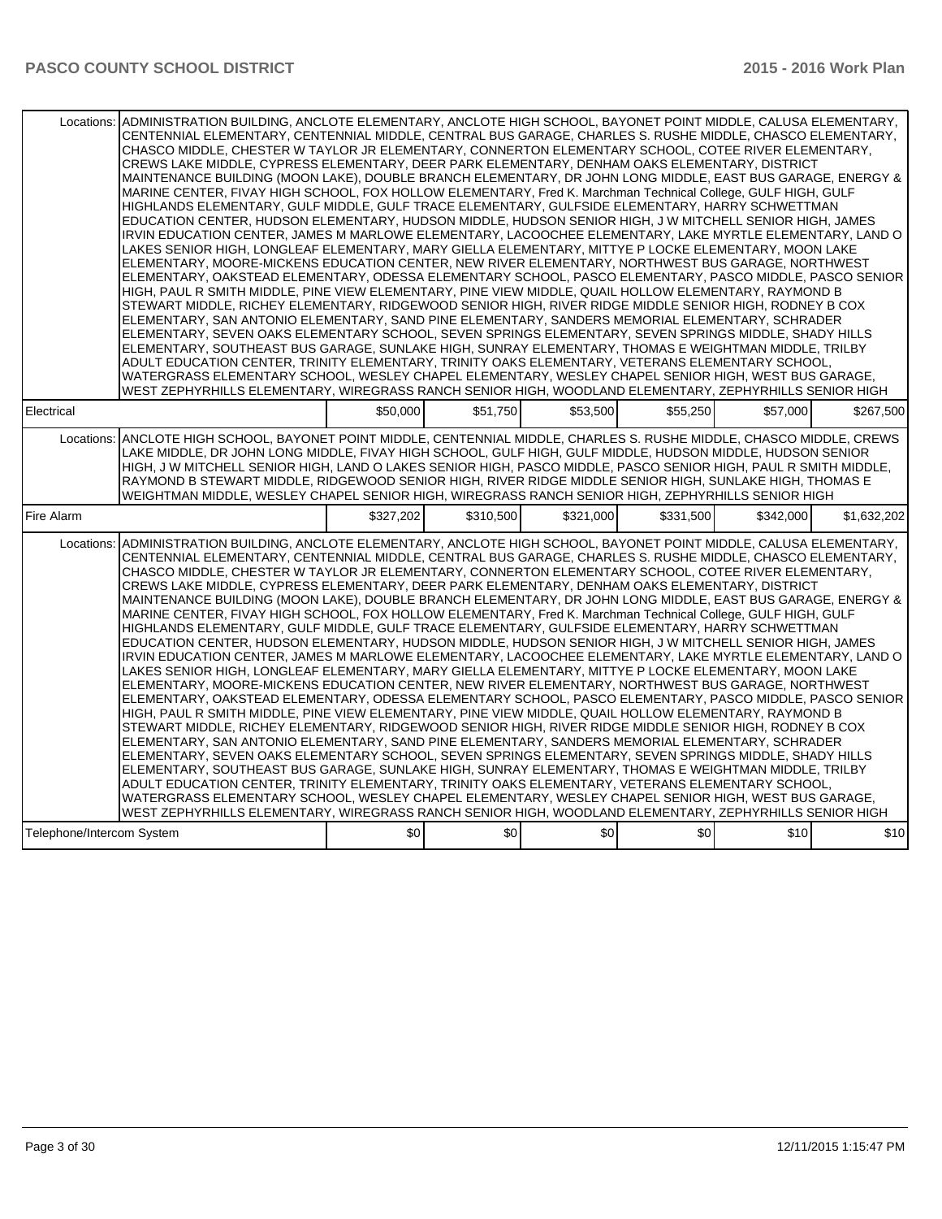| | | | | | | |
|---|---|---|---|---|---|---|
| Locations: | ADMINISTRATION BUILDING, ANCLOTE ELEMENTARY, ANCLOTE HIGH SCHOOL, BAYONET POINT MIDDLE, CALUSA ELEMENTARY, CENTENNIAL ELEMENTARY, CENTENNIAL MIDDLE, CENTRAL BUS GARAGE, CHARLES S. RUSHE MIDDLE, CHASCO ELEMENTARY, CHASCO MIDDLE, CHESTER W TAYLOR JR ELEMENTARY, CONNERTON ELEMENTARY SCHOOL, COTEE RIVER ELEMENTARY, CREWS LAKE MIDDLE, CYPRESS ELEMENTARY, DEER PARK ELEMENTARY, DENHAM OAKS ELEMENTARY, DISTRICT MAINTENANCE BUILDING (MOON LAKE), DOUBLE BRANCH ELEMENTARY, DR JOHN LONG MIDDLE, EAST BUS GARAGE, ENERGY & MARINE CENTER, FIVAY HIGH SCHOOL, FOX HOLLOW ELEMENTARY, Fred K. Marchman Technical College, GULF HIGH, GULF HIGHLANDS ELEMENTARY, GULF MIDDLE, GULF TRACE ELEMENTARY, GULFSIDE ELEMENTARY, HARRY SCHWETTMAN EDUCATION CENTER, HUDSON ELEMENTARY, HUDSON MIDDLE, HUDSON SENIOR HIGH, J W MITCHELL SENIOR HIGH, JAMES IRVIN EDUCATION CENTER, JAMES M MARLOWE ELEMENTARY, LACOOCHEE ELEMENTARY, LAKE MYRTLE ELEMENTARY, LAND O LAKES SENIOR HIGH, LONGLEAF ELEMENTARY, MARY GIELLA ELEMENTARY, MITTYE P LOCKE ELEMENTARY, MOON LAKE ELEMENTARY, MOORE-MICKENS EDUCATION CENTER, NEW RIVER ELEMENTARY, NORTHWEST BUS GARAGE, NORTHWEST ELEMENTARY, OAKSTEAD ELEMENTARY, ODESSA ELEMENTARY SCHOOL, PASCO ELEMENTARY, PASCO MIDDLE, PASCO SENIOR HIGH, PAUL R SMITH MIDDLE, PINE VIEW ELEMENTARY, PINE VIEW MIDDLE, QUAIL HOLLOW ELEMENTARY, RAYMOND B STEWART MIDDLE, RICHEY ELEMENTARY, RIDGEWOOD SENIOR HIGH, RIVER RIDGE MIDDLE SENIOR HIGH, RODNEY B COX ELEMENTARY, SAN ANTONIO ELEMENTARY, SAND PINE ELEMENTARY, SANDERS MEMORIAL ELEMENTARY, SCHRADER ELEMENTARY, SEVEN OAKS ELEMENTARY SCHOOL, SEVEN SPRINGS ELEMENTARY, SEVEN SPRINGS MIDDLE, SHADY HILLS ELEMENTARY, SOUTHEAST BUS GARAGE, SUNLAKE HIGH, SUNRAY ELEMENTARY, THOMAS E WEIGHTMAN MIDDLE, TRILBY ADULT EDUCATION CENTER, TRINITY ELEMENTARY, TRINITY OAKS ELEMENTARY, VETERANS ELEMENTARY SCHOOL, WATERGRASS ELEMENTARY SCHOOL, WESLEY CHAPEL ELEMENTARY, WESLEY CHAPEL SENIOR HIGH, WEST BUS GARAGE, WEST ZEPHYRHILLS ELEMENTARY, WIREGRASS RANCH SENIOR HIGH, WOODLAND ELEMENTARY, ZEPHYRHILLS SENIOR HIGH | | | | | |
| Electrical | | $50,000 | $51,750 | $53,500 | $55,250 | $57,000 | $267,500 |
| Locations: | ANCLOTE HIGH SCHOOL, BAYONET POINT MIDDLE, CENTENNIAL MIDDLE, CHARLES S. RUSHE MIDDLE, CHASCO MIDDLE, CREWS LAKE MIDDLE, DR JOHN LONG MIDDLE, FIVAY HIGH SCHOOL, GULF HIGH, GULF MIDDLE, HUDSON MIDDLE, HUDSON SENIOR HIGH, J W MITCHELL SENIOR HIGH, LAND O LAKES SENIOR HIGH, PASCO MIDDLE, PASCO SENIOR HIGH, PAUL R SMITH MIDDLE, RAYMOND B STEWART MIDDLE, RIDGEWOOD SENIOR HIGH, RIVER RIDGE MIDDLE SENIOR HIGH, SUNLAKE HIGH, THOMAS E WEIGHTMAN MIDDLE, WESLEY CHAPEL SENIOR HIGH, WIREGRASS RANCH SENIOR HIGH, ZEPHYRHILLS SENIOR HIGH | | | | | |
| Fire Alarm | | $327,202 | $310,500 | $321,000 | $331,500 | $342,000 | $1,632,202 |
| Locations: | ADMINISTRATION BUILDING, ANCLOTE ELEMENTARY, ANCLOTE HIGH SCHOOL, BAYONET POINT MIDDLE, CALUSA ELEMENTARY, CENTENNIAL ELEMENTARY, CENTENNIAL MIDDLE, CENTRAL BUS GARAGE, CHARLES S. RUSHE MIDDLE, CHASCO ELEMENTARY, CHASCO MIDDLE, CHESTER W TAYLOR JR ELEMENTARY, CONNERTON ELEMENTARY SCHOOL, COTEE RIVER ELEMENTARY, CREWS LAKE MIDDLE, CYPRESS ELEMENTARY, DEER PARK ELEMENTARY, DENHAM OAKS ELEMENTARY, DISTRICT MAINTENANCE BUILDING (MOON LAKE), DOUBLE BRANCH ELEMENTARY, DR JOHN LONG MIDDLE, EAST BUS GARAGE, ENERGY & MARINE CENTER, FIVAY HIGH SCHOOL, FOX HOLLOW ELEMENTARY, Fred K. Marchman Technical College, GULF HIGH, GULF HIGHLANDS ELEMENTARY, GULF MIDDLE, GULF TRACE ELEMENTARY, GULFSIDE ELEMENTARY, HARRY SCHWETTMAN EDUCATION CENTER, HUDSON ELEMENTARY, HUDSON MIDDLE, HUDSON SENIOR HIGH, J W MITCHELL SENIOR HIGH, JAMES IRVIN EDUCATION CENTER, JAMES M MARLOWE ELEMENTARY, LACOOCHEE ELEMENTARY, LAKE MYRTLE ELEMENTARY, LAND O LAKES SENIOR HIGH, LONGLEAF ELEMENTARY, MARY GIELLA ELEMENTARY, MITTYE P LOCKE ELEMENTARY, MOON LAKE ELEMENTARY, MOORE-MICKENS EDUCATION CENTER, NEW RIVER ELEMENTARY, NORTHWEST BUS GARAGE, NORTHWEST ELEMENTARY, OAKSTEAD ELEMENTARY, ODESSA ELEMENTARY SCHOOL, PASCO ELEMENTARY, PASCO MIDDLE, PASCO SENIOR HIGH, PAUL R SMITH MIDDLE, PINE VIEW ELEMENTARY, PINE VIEW MIDDLE, QUAIL HOLLOW ELEMENTARY, RAYMOND B STEWART MIDDLE, RICHEY ELEMENTARY, RIDGEWOOD SENIOR HIGH, RIVER RIDGE MIDDLE SENIOR HIGH, RODNEY B COX ELEMENTARY, SAN ANTONIO ELEMENTARY, SAND PINE ELEMENTARY, SANDERS MEMORIAL ELEMENTARY, SCHRADER ELEMENTARY, SEVEN OAKS ELEMENTARY SCHOOL, SEVEN SPRINGS ELEMENTARY, SEVEN SPRINGS MIDDLE, SHADY HILLS ELEMENTARY, SOUTHEAST BUS GARAGE, SUNLAKE HIGH, SUNRAY ELEMENTARY, THOMAS E WEIGHTMAN MIDDLE, TRILBY ADULT EDUCATION CENTER, TRINITY ELEMENTARY, TRINITY OAKS ELEMENTARY, VETERANS ELEMENTARY SCHOOL, WATERGRASS ELEMENTARY SCHOOL, WESLEY CHAPEL ELEMENTARY, WESLEY CHAPEL SENIOR HIGH, WEST BUS GARAGE, WEST ZEPHYRHILLS ELEMENTARY, WIREGRASS RANCH SENIOR HIGH, WOODLAND ELEMENTARY, ZEPHYRHILLS SENIOR HIGH | | | | | |
| Telephone/Intercom System | | $0 | $0 | $0 | $0 | $10 | $10 |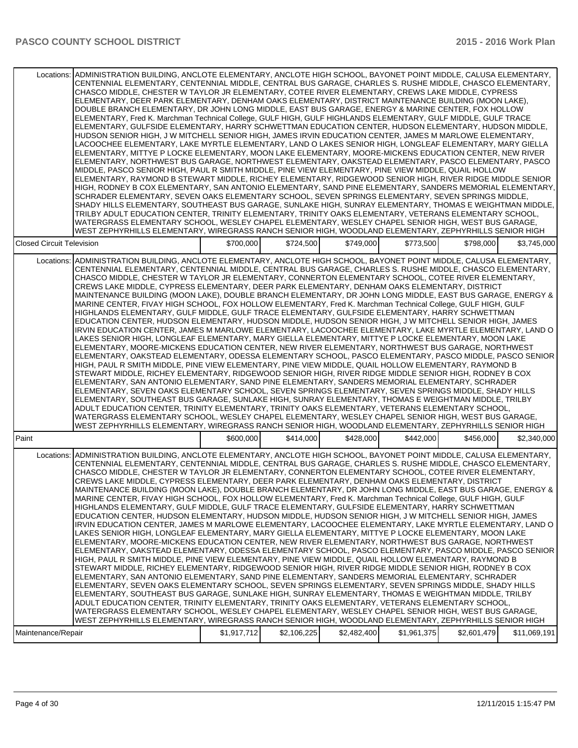| | | | | | | |
|---|---|---|---|---|---|---|
| Locations: | ADMINISTRATION BUILDING, ANCLOTE ELEMENTARY, ANCLOTE HIGH SCHOOL, BAYONET POINT MIDDLE, CALUSA ELEMENTARY, CENTENNIAL ELEMENTARY, CENTENNIAL MIDDLE, CENTRAL BUS GARAGE, CHARLES S. RUSHE MIDDLE, CHASCO ELEMENTARY, CHASCO MIDDLE, CHESTER W TAYLOR JR ELEMENTARY, COTEE RIVER ELEMENTARY, CREWS LAKE MIDDLE, CYPRESS ELEMENTARY, DEER PARK ELEMENTARY, DENHAM OAKS ELEMENTARY, DISTRICT MAINTENANCE BUILDING (MOON LAKE), DOUBLE BRANCH ELEMENTARY, DR JOHN LONG MIDDLE, EAST BUS GARAGE, ENERGY & MARINE CENTER, FOX HOLLOW ELEMENTARY, Fred K. Marchman Technical College, GULF HIGH, GULF HIGHLANDS ELEMENTARY, GULF MIDDLE, GULF TRACE ELEMENTARY, GULFSIDE ELEMENTARY, HARRY SCHWETTMAN EDUCATION CENTER, HUDSON ELEMENTARY, HUDSON MIDDLE, HUDSON SENIOR HIGH, J W MITCHELL SENIOR HIGH, JAMES IRVIN EDUCATION CENTER, JAMES M MARLOWE ELEMENTARY, LACOOCHEE ELEMENTARY, LAKE MYRTLE ELEMENTARY, LAND O LAKES SENIOR HIGH, LONGLEAF ELEMENTARY, MARY GIELLA ELEMENTARY, MITTYE P LOCKE ELEMENTARY, MOON LAKE ELEMENTARY, MOORE-MICKENS EDUCATION CENTER, NEW RIVER ELEMENTARY, NORTHWEST BUS GARAGE, NORTHWEST ELEMENTARY, OAKSTEAD ELEMENTARY, PASCO ELEMENTARY, PASCO MIDDLE, PASCO SENIOR HIGH, PAUL R SMITH MIDDLE, PINE VIEW ELEMENTARY, PINE VIEW MIDDLE, QUAIL HOLLOW ELEMENTARY, RAYMOND B STEWART MIDDLE, RICHEY ELEMENTARY, RIDGEWOOD SENIOR HIGH, RIVER RIDGE MIDDLE SENIOR HIGH, RODNEY B COX ELEMENTARY, SAN ANTONIO ELEMENTARY, SAND PINE ELEMENTARY, SANDERS MEMORIAL ELEMENTARY, SCHRADER ELEMENTARY, SEVEN OAKS ELEMENTARY SCHOOL, SEVEN SPRINGS ELEMENTARY, SEVEN SPRINGS MIDDLE, SHADY HILLS ELEMENTARY, SOUTHEAST BUS GARAGE, SUNLAKE HIGH, SUNRAY ELEMENTARY, THOMAS E WEIGHTMAN MIDDLE, TRILBY ADULT EDUCATION CENTER, TRINITY ELEMENTARY, TRINITY OAKS ELEMENTARY, VETERANS ELEMENTARY SCHOOL, WATERGRASS ELEMENTARY SCHOOL, WESLEY CHAPEL ELEMENTARY, WESLEY CHAPEL SENIOR HIGH, WEST BUS GARAGE, WEST ZEPHYRHILLS ELEMENTARY, WIREGRASS RANCH SENIOR HIGH, WOODLAND ELEMENTARY, ZEPHYRHILLS SENIOR HIGH | | | | | |
| Closed Circuit Television | | $700,000 | $724,500 | $749,000 | $773,500 | $798,000 | $3,745,000 |
| Locations: | ADMINISTRATION BUILDING, ANCLOTE ELEMENTARY, ANCLOTE HIGH SCHOOL, BAYONET POINT MIDDLE, CALUSA ELEMENTARY, CENTENNIAL ELEMENTARY, CENTENNIAL MIDDLE, CENTRAL BUS GARAGE, CHARLES S. RUSHE MIDDLE, CHASCO ELEMENTARY, CHASCO MIDDLE, CHESTER W TAYLOR JR ELEMENTARY, CONNERTON ELEMENTARY SCHOOL, COTEE RIVER ELEMENTARY, CREWS LAKE MIDDLE, CYPRESS ELEMENTARY, DEER PARK ELEMENTARY, DENHAM OAKS ELEMENTARY, DISTRICT MAINTENANCE BUILDING (MOON LAKE), DOUBLE BRANCH ELEMENTARY, DR JOHN LONG MIDDLE, EAST BUS GARAGE, ENERGY & MARINE CENTER, FIVAY HIGH SCHOOL, FOX HOLLOW ELEMENTARY, Fred K. Marchman Technical College, GULF HIGH, GULF HIGHLANDS ELEMENTARY, GULF MIDDLE, GULF TRACE ELEMENTARY, GULFSIDE ELEMENTARY, HARRY SCHWETTMAN EDUCATION CENTER, HUDSON ELEMENTARY, HUDSON MIDDLE, HUDSON SENIOR HIGH, J W MITCHELL SENIOR HIGH, JAMES IRVIN EDUCATION CENTER, JAMES M MARLOWE ELEMENTARY, LACOOCHEE ELEMENTARY, LAKE MYRTLE ELEMENTARY, LAND O LAKES SENIOR HIGH, LONGLEAF ELEMENTARY, MARY GIELLA ELEMENTARY, MITTYE P LOCKE ELEMENTARY, MOON LAKE ELEMENTARY, MOORE-MICKENS EDUCATION CENTER, NEW RIVER ELEMENTARY, NORTHWEST BUS GARAGE, NORTHWEST ELEMENTARY, OAKSTEAD ELEMENTARY, ODESSA ELEMENTARY SCHOOL, PASCO ELEMENTARY, PASCO MIDDLE, PASCO SENIOR HIGH, PAUL R SMITH MIDDLE, PINE VIEW ELEMENTARY, PINE VIEW MIDDLE, QUAIL HOLLOW ELEMENTARY, RAYMOND B STEWART MIDDLE, RICHEY ELEMENTARY, RIDGEWOOD SENIOR HIGH, RIVER RIDGE MIDDLE SENIOR HIGH, RODNEY B COX ELEMENTARY, SAN ANTONIO ELEMENTARY, SAND PINE ELEMENTARY, SANDERS MEMORIAL ELEMENTARY, SCHRADER ELEMENTARY, SEVEN OAKS ELEMENTARY SCHOOL, SEVEN SPRINGS ELEMENTARY, SEVEN SPRINGS MIDDLE, SHADY HILLS ELEMENTARY, SOUTHEAST BUS GARAGE, SUNLAKE HIGH, SUNRAY ELEMENTARY, THOMAS E WEIGHTMAN MIDDLE, TRILBY ADULT EDUCATION CENTER, TRINITY ELEMENTARY, TRINITY OAKS ELEMENTARY, VETERANS ELEMENTARY SCHOOL, WATERGRASS ELEMENTARY SCHOOL, WESLEY CHAPEL ELEMENTARY, WESLEY CHAPEL SENIOR HIGH, WEST BUS GARAGE, WEST ZEPHYRHILLS ELEMENTARY, WIREGRASS RANCH SENIOR HIGH, WOODLAND ELEMENTARY, ZEPHYRHILLS SENIOR HIGH | | | | | |
| Paint | | $600,000 | $414,000 | $428,000 | $442,000 | $456,000 | $2,340,000 |
| Locations: | ADMINISTRATION BUILDING, ANCLOTE ELEMENTARY, ANCLOTE HIGH SCHOOL, BAYONET POINT MIDDLE, CALUSA ELEMENTARY, CENTENNIAL ELEMENTARY, CENTENNIAL MIDDLE, CENTRAL BUS GARAGE, CHARLES S. RUSHE MIDDLE, CHASCO ELEMENTARY, CHASCO MIDDLE, CHESTER W TAYLOR JR ELEMENTARY, CONNERTON ELEMENTARY SCHOOL, COTEE RIVER ELEMENTARY, CREWS LAKE MIDDLE, CYPRESS ELEMENTARY, DEER PARK ELEMENTARY, DENHAM OAKS ELEMENTARY, DISTRICT MAINTENANCE BUILDING (MOON LAKE), DOUBLE BRANCH ELEMENTARY, DR JOHN LONG MIDDLE, EAST BUS GARAGE, ENERGY & MARINE CENTER, FIVAY HIGH SCHOOL, FOX HOLLOW ELEMENTARY, Fred K. Marchman Technical College, GULF HIGH, GULF HIGHLANDS ELEMENTARY, GULF MIDDLE, GULF TRACE ELEMENTARY, GULFSIDE ELEMENTARY, HARRY SCHWETTMAN EDUCATION CENTER, HUDSON ELEMENTARY, HUDSON MIDDLE, HUDSON SENIOR HIGH, J W MITCHELL SENIOR HIGH, JAMES IRVIN EDUCATION CENTER, JAMES M MARLOWE ELEMENTARY, LACOOCHEE ELEMENTARY, LAKE MYRTLE ELEMENTARY, LAND O LAKES SENIOR HIGH, LONGLEAF ELEMENTARY, MARY GIELLA ELEMENTARY, MITTYE P LOCKE ELEMENTARY, MOON LAKE ELEMENTARY, MOORE-MICKENS EDUCATION CENTER, NEW RIVER ELEMENTARY, NORTHWEST BUS GARAGE, NORTHWEST ELEMENTARY, OAKSTEAD ELEMENTARY, ODESSA ELEMENTARY SCHOOL, PASCO ELEMENTARY, PASCO MIDDLE, PASCO SENIOR HIGH, PAUL R SMITH MIDDLE, PINE VIEW ELEMENTARY, PINE VIEW MIDDLE, QUAIL HOLLOW ELEMENTARY, RAYMOND B STEWART MIDDLE, RICHEY ELEMENTARY, RIDGEWOOD SENIOR HIGH, RIVER RIDGE MIDDLE SENIOR HIGH, RODNEY B COX ELEMENTARY, SAN ANTONIO ELEMENTARY, SAND PINE ELEMENTARY, SANDERS MEMORIAL ELEMENTARY, SCHRADER ELEMENTARY, SEVEN OAKS ELEMENTARY SCHOOL, SEVEN SPRINGS ELEMENTARY, SEVEN SPRINGS MIDDLE, SHADY HILLS ELEMENTARY, SOUTHEAST BUS GARAGE, SUNLAKE HIGH, SUNRAY ELEMENTARY, THOMAS E WEIGHTMAN MIDDLE, TRILBY ADULT EDUCATION CENTER, TRINITY ELEMENTARY, TRINITY OAKS ELEMENTARY, VETERANS ELEMENTARY SCHOOL, WATERGRASS ELEMENTARY SCHOOL, WESLEY CHAPEL ELEMENTARY, WESLEY CHAPEL SENIOR HIGH, WEST BUS GARAGE, WEST ZEPHYRHILLS ELEMENTARY, WIREGRASS RANCH SENIOR HIGH, WOODLAND ELEMENTARY, ZEPHYRHILLS SENIOR HIGH | | | | | |
| Maintenance/Repair | | $1,917,712 | $2,106,225 | $2,482,400 | $1,961,375 | $2,601,479 | $11,069,191 |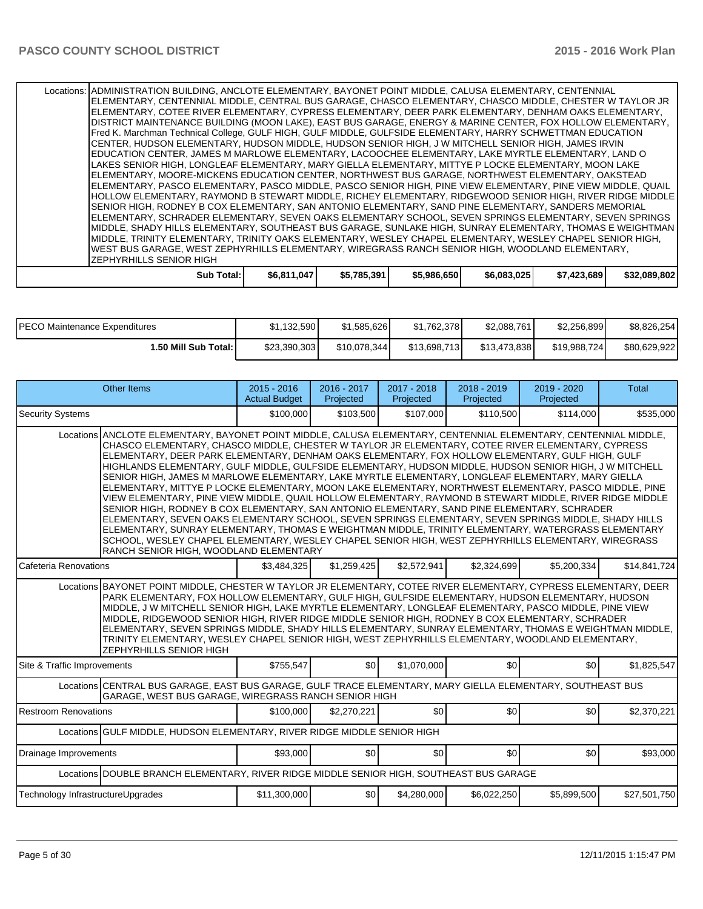| | | | | | | |
|---|---|---|---|---|---|---|
| Locations: ADMINISTRATION BUILDING, ANCLOTE ELEMENTARY, BAYONET POINT MIDDLE, CALUSA ELEMENTARY, CENTENNIAL ELEMENTARY, CENTENNIAL MIDDLE, CENTRAL BUS GARAGE, CHASCO ELEMENTARY, CHASCO MIDDLE, CHESTER W TAYLOR JR ELEMENTARY, COTEE RIVER ELEMENTARY, CYPRESS ELEMENTARY, DEER PARK ELEMENTARY, DENHAM OAKS ELEMENTARY, DISTRICT MAINTENANCE BUILDING (MOON LAKE), EAST BUS GARAGE, ENERGY & MARINE CENTER, FOX HOLLOW ELEMENTARY, Fred K. Marchman Technical College, GULF HIGH, GULF MIDDLE, GULFSIDE ELEMENTARY, HARRY SCHWETTMAN EDUCATION CENTER, HUDSON ELEMENTARY, HUDSON MIDDLE, HUDSON SENIOR HIGH, J W MITCHELL SENIOR HIGH, JAMES IRVIN EDUCATION CENTER, JAMES M MARLOWE ELEMENTARY, LACOOCHEE ELEMENTARY, LAKE MYRTLE ELEMENTARY, LAND O LAKES SENIOR HIGH, LONGLEAF ELEMENTARY, MARY GIELLA ELEMENTARY, MITTYE P LOCKE ELEMENTARY, MOON LAKE ELEMENTARY, MOORE-MICKENS EDUCATION CENTER, NORTHWEST BUS GARAGE, NORTHWEST ELEMENTARY, OAKSTEAD ELEMENTARY, PASCO ELEMENTARY, PASCO MIDDLE, PASCO SENIOR HIGH, PINE VIEW ELEMENTARY, PINE VIEW MIDDLE, QUAIL HOLLOW ELEMENTARY, RAYMOND B STEWART MIDDLE, RICHEY ELEMENTARY, RIDGEWOOD SENIOR HIGH, RIVER RIDGE MIDDLE SENIOR HIGH, RODNEY B COX ELEMENTARY, SAN ANTONIO ELEMENTARY, SAND PINE ELEMENTARY, SANDERS MEMORIAL ELEMENTARY, SCHRADER ELEMENTARY, SEVEN OAKS ELEMENTARY SCHOOL, SEVEN SPRINGS ELEMENTARY, SEVEN SPRINGS MIDDLE, SHADY HILLS ELEMENTARY, SOUTHEAST BUS GARAGE, SUNLAKE HIGH, SUNRAY ELEMENTARY, THOMAS E WEIGHTMAN MIDDLE, TRINITY ELEMENTARY, TRINITY OAKS ELEMENTARY, WESLEY CHAPEL ELEMENTARY, WESLEY CHAPEL SENIOR HIGH, WEST BUS GARAGE, WEST ZEPHYRHILLS ELEMENTARY, WIREGRASS RANCH SENIOR HIGH, WOODLAND ELEMENTARY, ZEPHYRHILLS SENIOR HIGH | | | | | | |
| **Sub Total:** | **$6,811,047** | **$5,785,391** | **$5,986,650** | **$6,083,025** | **$7,423,689** | **$32,089,802** |

| | | | | | | |
|---|---|---|---|---|---|---|
| PECO Maintenance Expenditures | $1,132,590 | $1,585,626 | $1,762,378 | $2,088,761 | $2,256,899 | $8,826,254 |
| **1.50 Mill Sub Total:** | $23,390,303 | $10,078,344 | $13,698,713 | $13,473,838 | $19,988,724 | $80,629,922 |

| Other Items | 2015 - 2016 Actual Budget | 2016 - 2017 Projected | 2017 - 2018 Projected | 2018 - 2019 Projected | 2019 - 2020 Projected | Total |
|---|---|---|---|---|---|---|
| Security Systems | $100,000 | $103,500 | $107,000 | $110,500 | $114,000 | $535,000 |
| Locations ANCLOTE ELEMENTARY, BAYONET POINT MIDDLE, CALUSA ELEMENTARY, CENTENNIAL ELEMENTARY, CENTENNIAL MIDDLE, CHASCO ELEMENTARY, CHASCO MIDDLE, CHESTER W TAYLOR JR ELEMENTARY, COTEE RIVER ELEMENTARY, CYPRESS ELEMENTARY, DEER PARK ELEMENTARY, DENHAM OAKS ELEMENTARY, FOX HOLLOW ELEMENTARY, GULF HIGH, GULF HIGHLANDS ELEMENTARY, GULF MIDDLE, GULFSIDE ELEMENTARY, HUDSON MIDDLE, HUDSON SENIOR HIGH, J W MITCHELL SENIOR HIGH, JAMES M MARLOWE ELEMENTARY, LAKE MYRTLE ELEMENTARY, LONGLEAF ELEMENTARY, MARY GIELLA ELEMENTARY, MITTYE P LOCKE ELEMENTARY, MOON LAKE ELEMENTARY, NORTHWEST ELEMENTARY, PASCO MIDDLE, PINE VIEW ELEMENTARY, PINE VIEW MIDDLE, QUAIL HOLLOW ELEMENTARY, RAYMOND B STEWART MIDDLE, RIVER RIDGE MIDDLE SENIOR HIGH, RODNEY B COX ELEMENTARY, SAN ANTONIO ELEMENTARY, SAND PINE ELEMENTARY, SCHRADER ELEMENTARY, SEVEN OAKS ELEMENTARY SCHOOL, SEVEN SPRINGS ELEMENTARY, SEVEN SPRINGS MIDDLE, SHADY HILLS ELEMENTARY, SUNRAY ELEMENTARY, THOMAS E WEIGHTMAN MIDDLE, TRINITY ELEMENTARY, WATERGRASS ELEMENTARY SCHOOL, WESLEY CHAPEL ELEMENTARY, WESLEY CHAPEL SENIOR HIGH, WEST ZEPHYRHILLS ELEMENTARY, WIREGRASS RANCH SENIOR HIGH, WOODLAND ELEMENTARY | | | | | | |
| Cafeteria Renovations | $3,484,325 | $1,259,425 | $2,572,941 | $2,324,699 | $5,200,334 | $14,841,724 |
| Locations BAYONET POINT MIDDLE, CHESTER W TAYLOR JR ELEMENTARY, COTEE RIVER ELEMENTARY, CYPRESS ELEMENTARY, DEER PARK ELEMENTARY, FOX HOLLOW ELEMENTARY, GULF HIGH, GULFSIDE ELEMENTARY, HUDSON ELEMENTARY, HUDSON MIDDLE, J W MITCHELL SENIOR HIGH, LAKE MYRTLE ELEMENTARY, LONGLEAF ELEMENTARY, PASCO MIDDLE, PINE VIEW MIDDLE, RIDGEWOOD SENIOR HIGH, RIVER RIDGE MIDDLE SENIOR HIGH, RODNEY B COX ELEMENTARY, SCHRADER ELEMENTARY, SEVEN SPRINGS MIDDLE, SHADY HILLS ELEMENTARY, SUNRAY ELEMENTARY, THOMAS E WEIGHTMAN MIDDLE, TRINITY ELEMENTARY, WESLEY CHAPEL SENIOR HIGH, WEST ZEPHYRHILLS ELEMENTARY, WOODLAND ELEMENTARY, ZEPHYRHILLS SENIOR HIGH | | | | | | |
| Site & Traffic Improvements | $755,547 | $0 | $1,070,000 | $0 | $0 | $1,825,547 |
| Locations CENTRAL BUS GARAGE, EAST BUS GARAGE, GULF TRACE ELEMENTARY, MARY GIELLA ELEMENTARY, SOUTHEAST BUS GARAGE, WEST BUS GARAGE, WIREGRASS RANCH SENIOR HIGH | | | | | | |
| Restroom Renovations | $100,000 | $2,270,221 | $0 | $0 | $0 | $2,370,221 |
| Locations GULF MIDDLE, HUDSON ELEMENTARY, RIVER RIDGE MIDDLE SENIOR HIGH | | | | | | |
| Drainage Improvements | $93,000 | $0 | $0 | $0 | $0 | $93,000 |
| Locations DOUBLE BRANCH ELEMENTARY, RIVER RIDGE MIDDLE SENIOR HIGH, SOUTHEAST BUS GARAGE | | | | | | |
| Technology InfrastructureUpgrades | $11,300,000 | $0 | $4,280,000 | $6,022,250 | $5,899,500 | $27,501,750 |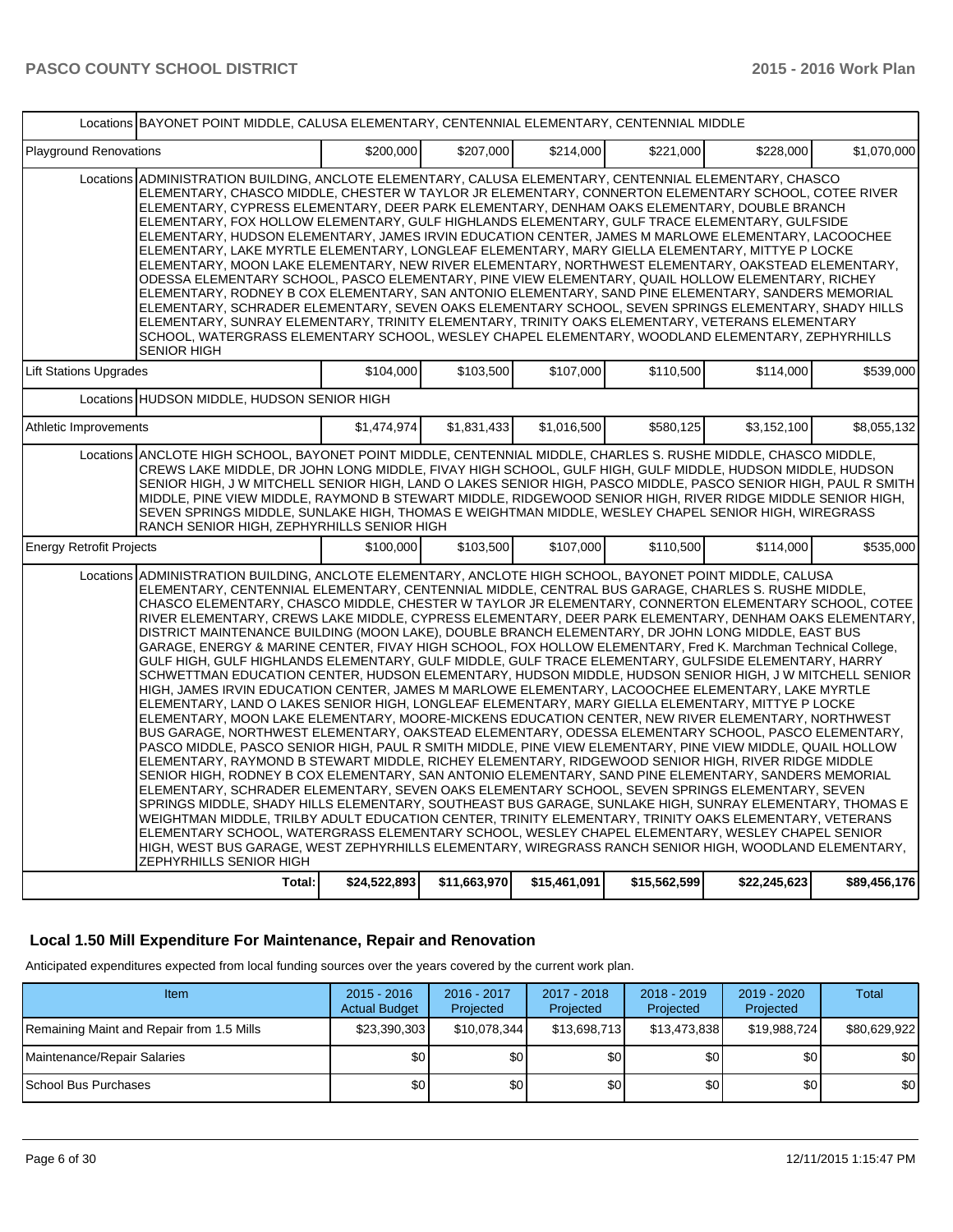| | | | | | | |
|---|---|---|---|---|---|---|
| Locations | BAYONET POINT MIDDLE, CALUSA ELEMENTARY, CENTENNIAL ELEMENTARY, CENTENNIAL MIDDLE | | | | | |
| Playground Renovations | $200,000 | $207,000 | $214,000 | $221,000 | $228,000 | $1,070,000 |
| Locations | ADMINISTRATION BUILDING, ANCLOTE ELEMENTARY, CALUSA ELEMENTARY, CENTENNIAL ELEMENTARY, CHASCO ELEMENTARY, CHASCO MIDDLE, CHESTER W TAYLOR JR ELEMENTARY, CONNERTON ELEMENTARY SCHOOL, COTEE RIVER ELEMENTARY, CYPRESS ELEMENTARY, DEER PARK ELEMENTARY, DENHAM OAKS ELEMENTARY, DOUBLE BRANCH ELEMENTARY, FOX HOLLOW ELEMENTARY, GULF HIGHLANDS ELEMENTARY, GULF TRACE ELEMENTARY, GULFSIDE ELEMENTARY, HUDSON ELEMENTARY, JAMES IRVIN EDUCATION CENTER, JAMES M MARLOWE ELEMENTARY, LACOOCHEE ELEMENTARY, LAKE MYRTLE ELEMENTARY, LONGLEAF ELEMENTARY, MARY GIELLA ELEMENTARY, MITTYE P LOCKE ELEMENTARY, MOON LAKE ELEMENTARY, NEW RIVER ELEMENTARY, NORTHWEST ELEMENTARY, OAKSTEAD ELEMENTARY, ODESSA ELEMENTARY SCHOOL, PASCO ELEMENTARY, PINE VIEW ELEMENTARY, QUAIL HOLLOW ELEMENTARY, RICHEY ELEMENTARY, RODNEY B COX ELEMENTARY, SAN ANTONIO ELEMENTARY, SAND PINE ELEMENTARY, SANDERS MEMORIAL ELEMENTARY, SCHRADER ELEMENTARY, SEVEN OAKS ELEMENTARY SCHOOL, SEVEN SPRINGS ELEMENTARY, SHADY HILLS ELEMENTARY, SUNRAY ELEMENTARY, TRINITY ELEMENTARY, TRINITY OAKS ELEMENTARY, VETERANS ELEMENTARY SCHOOL, WATERGRASS ELEMENTARY SCHOOL, WESLEY CHAPEL ELEMENTARY, WOODLAND ELEMENTARY, ZEPHYRHILLS SENIOR HIGH | | | | | |
| Lift Stations Upgrades | $104,000 | $103,500 | $107,000 | $110,500 | $114,000 | $539,000 |
| Locations | HUDSON MIDDLE, HUDSON SENIOR HIGH | | | | | |
| Athletic Improvements | $1,474,974 | $1,831,433 | $1,016,500 | $580,125 | $3,152,100 | $8,055,132 |
| Locations | ANCLOTE HIGH SCHOOL, BAYONET POINT MIDDLE, CENTENNIAL MIDDLE, CHARLES S. RUSHE MIDDLE, CHASCO MIDDLE, CREWS LAKE MIDDLE, DR JOHN LONG MIDDLE, FIVAY HIGH SCHOOL, GULF HIGH, GULF MIDDLE, HUDSON MIDDLE, HUDSON SENIOR HIGH, J W MITCHELL SENIOR HIGH, LAND O LAKES SENIOR HIGH, PASCO MIDDLE, PASCO SENIOR HIGH, PAUL R SMITH MIDDLE, PINE VIEW MIDDLE, RAYMOND B STEWART MIDDLE, RIDGEWOOD SENIOR HIGH, RIVER RIDGE MIDDLE SENIOR HIGH, SEVEN SPRINGS MIDDLE, SUNLAKE HIGH, THOMAS E WEIGHTMAN MIDDLE, WESLEY CHAPEL SENIOR HIGH, WIREGRASS RANCH SENIOR HIGH, ZEPHYRHILLS SENIOR HIGH | | | | | |
| Energy Retrofit Projects | $100,000 | $103,500 | $107,000 | $110,500 | $114,000 | $535,000 |
| Locations | ADMINISTRATION BUILDING, ANCLOTE ELEMENTARY, ANCLOTE HIGH SCHOOL, BAYONET POINT MIDDLE, CALUSA ELEMENTARY, CENTENNIAL ELEMENTARY, CENTENNIAL MIDDLE, CENTRAL BUS GARAGE, CHARLES S. RUSHE MIDDLE, CHASCO ELEMENTARY, CHASCO MIDDLE, CHESTER W TAYLOR JR ELEMENTARY, CONNERTON ELEMENTARY SCHOOL, COTEE RIVER ELEMENTARY, CREWS LAKE MIDDLE, CYPRESS ELEMENTARY, DEER PARK ELEMENTARY, DENHAM OAKS ELEMENTARY, DISTRICT MAINTENANCE BUILDING (MOON LAKE), DOUBLE BRANCH ELEMENTARY, DR JOHN LONG MIDDLE, EAST BUS GARAGE, ENERGY & MARINE CENTER, FIVAY HIGH SCHOOL, FOX HOLLOW ELEMENTARY, Fred K. Marchman Technical College, GULF HIGH, GULF HIGHLANDS ELEMENTARY, GULF MIDDLE, GULF TRACE ELEMENTARY, GULFSIDE ELEMENTARY, HARRY SCHWETTMAN EDUCATION CENTER, HUDSON ELEMENTARY, HUDSON MIDDLE, HUDSON SENIOR HIGH, J W MITCHELL SENIOR HIGH, JAMES IRVIN EDUCATION CENTER, JAMES M MARLOWE ELEMENTARY, LACOOCHEE ELEMENTARY, LAKE MYRTLE ELEMENTARY, LAND O LAKES SENIOR HIGH, LONGLEAF ELEMENTARY, MARY GIELLA ELEMENTARY, MITTYE P LOCKE ELEMENTARY, MOON LAKE ELEMENTARY, MOORE-MICKENS EDUCATION CENTER, NEW RIVER ELEMENTARY, NORTHWEST BUS GARAGE, NORTHWEST ELEMENTARY, OAKSTEAD ELEMENTARY, ODESSA ELEMENTARY SCHOOL, PASCO ELEMENTARY, PASCO MIDDLE, PASCO SENIOR HIGH, PAUL R SMITH MIDDLE, PINE VIEW ELEMENTARY, PINE VIEW MIDDLE, QUAIL HOLLOW ELEMENTARY, RAYMOND B STEWART MIDDLE, RICHEY ELEMENTARY, RIDGEWOOD SENIOR HIGH, RIVER RIDGE MIDDLE SENIOR HIGH, RODNEY B COX ELEMENTARY, SAN ANTONIO ELEMENTARY, SAND PINE ELEMENTARY, SANDERS MEMORIAL ELEMENTARY, SCHRADER ELEMENTARY, SEVEN OAKS ELEMENTARY SCHOOL, SEVEN SPRINGS ELEMENTARY, SEVEN SPRINGS MIDDLE, SHADY HILLS ELEMENTARY, SOUTHEAST BUS GARAGE, SUNLAKE HIGH, SUNRAY ELEMENTARY, THOMAS E WEIGHTMAN MIDDLE, TRILBY ADULT EDUCATION CENTER, TRINITY ELEMENTARY, TRINITY OAKS ELEMENTARY, VETERANS ELEMENTARY SCHOOL, WATERGRASS ELEMENTARY SCHOOL, WESLEY CHAPEL ELEMENTARY, WESLEY CHAPEL SENIOR HIGH, WEST BUS GARAGE, WEST ZEPHYRHILLS ELEMENTARY, WIREGRASS RANCH SENIOR HIGH, WOODLAND ELEMENTARY, ZEPHYRHILLS SENIOR HIGH | | | | | |
| **Total:** | **$24,522,893** | **$11,663,970** | **$15,461,091** | **$15,562,599** | **$22,245,623** | **$89,456,176** |

## Local 1.50 Mill Expenditure For Maintenance, Repair and Renovation

Anticipated expenditures expected from local funding sources over the years covered by the current work plan.

| Item | 2015 - 2016 Actual Budget | 2016 - 2017 Projected | 2017 - 2018 Projected | 2018 - 2019 Projected | 2019 - 2020 Projected | Total |
|---|---|---|---|---|---|---|
| Remaining Maint and Repair from 1.5 Mills | $23,390,303 | $10,078,344 | $13,698,713 | $13,473,838 | $19,988,724 | $80,629,922 |
| Maintenance/Repair Salaries | $0 | $0 | $0 | $0 | $0 | $0 |
| School Bus Purchases | $0 | $0 | $0 | $0 | $0 | $0 |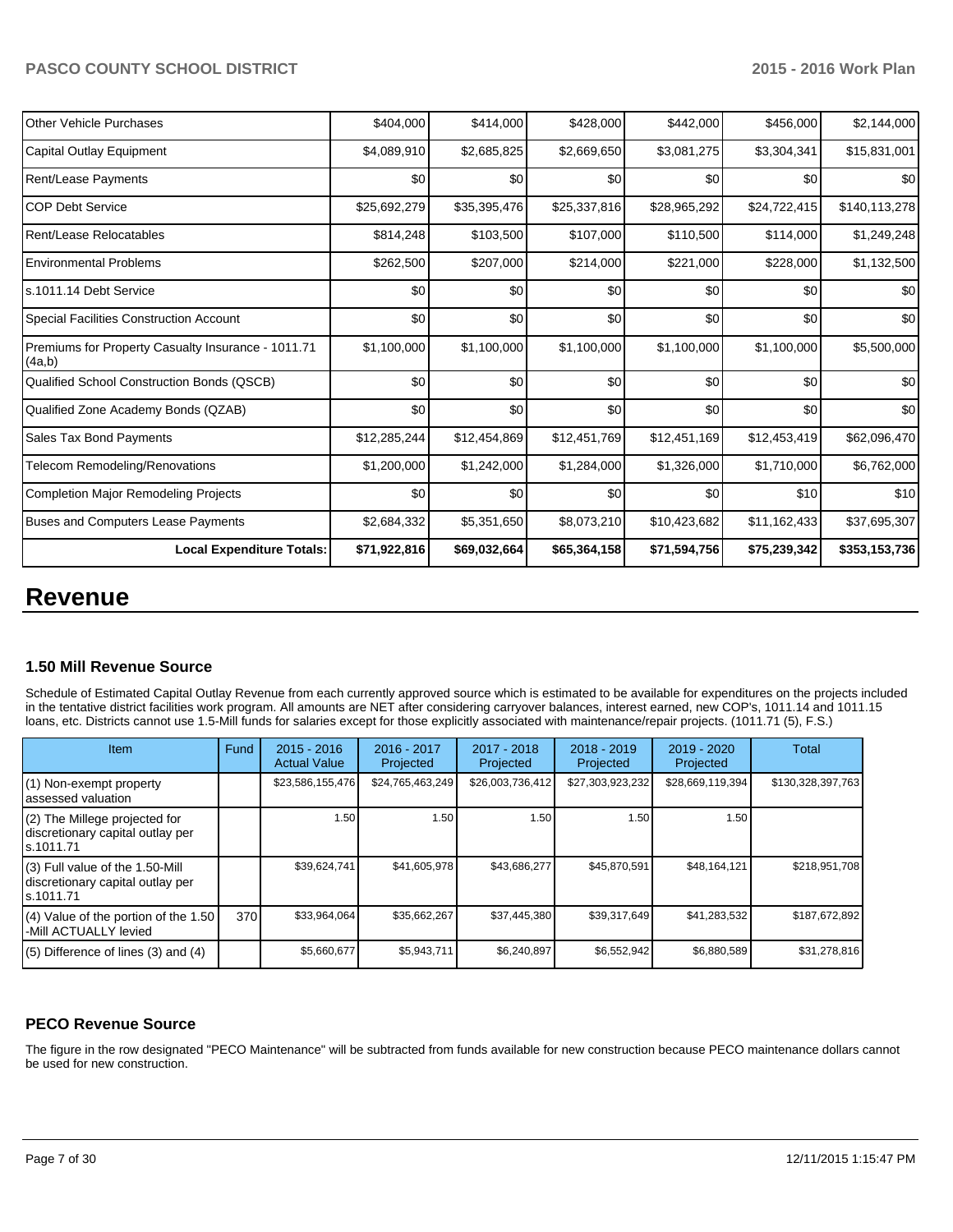| | | | | | | |
|---|---|---|---|---|---|---|
| Other Vehicle Purchases | $404,000 | $414,000 | $428,000 | $442,000 | $456,000 | $2,144,000 |
| Capital Outlay Equipment | $4,089,910 | $2,685,825 | $2,669,650 | $3,081,275 | $3,304,341 | $15,831,001 |
| Rent/Lease Payments | $0 | $0 | $0 | $0 | $0 | $0 |
| COP Debt Service | $25,692,279 | $35,395,476 | $25,337,816 | $28,965,292 | $24,722,415 | $140,113,278 |
| Rent/Lease Relocatables | $814,248 | $103,500 | $107,000 | $110,500 | $114,000 | $1,249,248 |
| Environmental Problems | $262,500 | $207,000 | $214,000 | $221,000 | $228,000 | $1,132,500 |
| s.1011.14 Debt Service | $0 | $0 | $0 | $0 | $0 | $0 |
| Special Facilities Construction Account | $0 | $0 | $0 | $0 | $0 | $0 |
| Premiums for Property Casualty Insurance - 1011.71 (4a,b) | $1,100,000 | $1,100,000 | $1,100,000 | $1,100,000 | $1,100,000 | $5,500,000 |
| Qualified School Construction Bonds (QSCB) | $0 | $0 | $0 | $0 | $0 | $0 |
| Qualified Zone Academy Bonds (QZAB) | $0 | $0 | $0 | $0 | $0 | $0 |
| Sales Tax Bond Payments | $12,285,244 | $12,454,869 | $12,451,769 | $12,451,169 | $12,453,419 | $62,096,470 |
| Telecom Remodeling/Renovations | $1,200,000 | $1,242,000 | $1,284,000 | $1,326,000 | $1,710,000 | $6,762,000 |
| Completion Major Remodeling Projects | $0 | $0 | $0 | $0 | $10 | $10 |
| Buses and Computers Lease Payments | $2,684,332 | $5,351,650 | $8,073,210 | $10,423,682 | $11,162,433 | $37,695,307 |
| **Local Expenditure Totals:** | **$71,922,816** | **$69,032,664** | **$65,364,158** | **$71,594,756** | **$75,239,342** | **$353,153,736** |

# Revenue

### 1.50 Mill Revenue Source

Schedule of Estimated Capital Outlay Revenue from each currently approved source which is estimated to be available for expenditures on the projects included in the tentative district facilities work program. All amounts are NET after considering carryover balances, interest earned, new COP's, 1011.14 and 1011.15 loans, etc. Districts cannot use 1.5-Mill funds for salaries except for those explicitly associated with maintenance/repair projects. (1011.71 (5), F.S.)

| Item | Fund | 2015 - 2016 Actual Value | 2016 - 2017 Projected | 2017 - 2018 Projected | 2018 - 2019 Projected | 2019 - 2020 Projected | Total |
|---|---|---|---|---|---|---|---|
| (1) Non-exempt property assessed valuation | | $23,586,155,476 | $24,765,463,249 | $26,003,736,412 | $27,303,923,232 | $28,669,119,394 | $130,328,397,763 |
| (2) The Millege projected for discretionary capital outlay per s.1011.71 | | 1.50 | 1.50 | 1.50 | 1.50 | 1.50 | |
| (3) Full value of the 1.50-Mill discretionary capital outlay per s.1011.71 | | $39,624,741 | $41,605,978 | $43,686,277 | $45,870,591 | $48,164,121 | $218,951,708 |
| (4) Value of the portion of the 1.50 -Mill ACTUALLY levied | 370 | $33,964,064 | $35,662,267 | $37,445,380 | $39,317,649 | $41,283,532 | $187,672,892 |
| (5) Difference of lines (3) and (4) | | $5,660,677 | $5,943,711 | $6,240,897 | $6,552,942 | $6,880,589 | $31,278,816 |

### PECO Revenue Source

The figure in the row designated "PECO Maintenance" will be subtracted from funds available for new construction because PECO maintenance dollars cannot be used for new construction.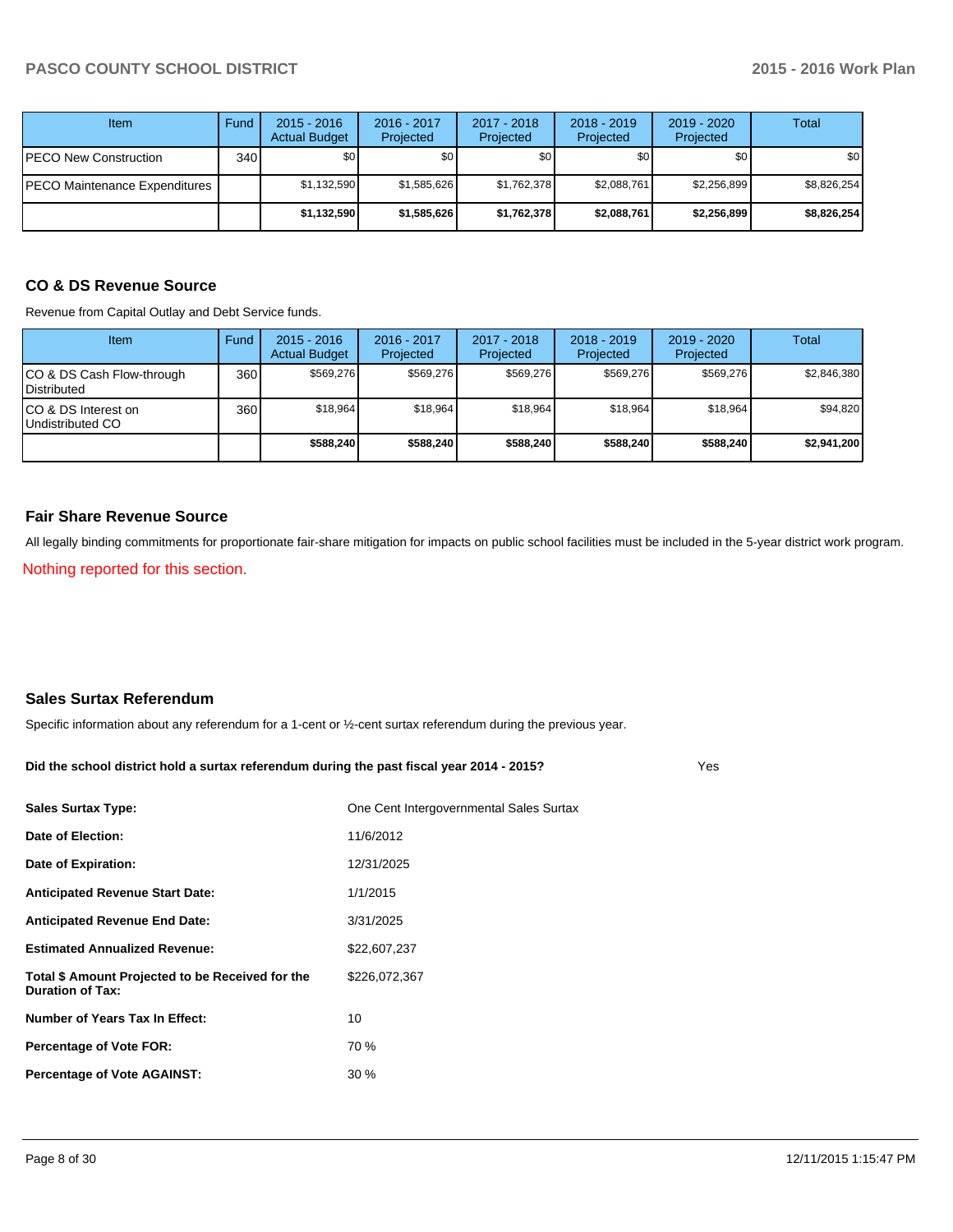| Item | Fund | 2015 - 2016 Actual Budget | 2016 - 2017 Projected | 2017 - 2018 Projected | 2018 - 2019 Projected | 2019 - 2020 Projected | Total |
|---|---|---|---|---|---|---|---|
| PECO New Construction | 340 | $0 | $0 | $0 | $0 | $0 | $0 |
| PECO Maintenance Expenditures | | $1,132,590 | $1,585,626 | $1,762,378 | $2,088,761 | $2,256,899 | $8,826,254 |
| | | **$1,132,590** | **$1,585,626** | **$1,762,378** | **$2,088,761** | **$2,256,899** | **$8,826,254** |

## CO & DS Revenue Source

Revenue from Capital Outlay and Debt Service funds.

| Item | Fund | 2015 - 2016 Actual Budget | 2016 - 2017 Projected | 2017 - 2018 Projected | 2018 - 2019 Projected | 2019 - 2020 Projected | Total |
|---|---|---|---|---|---|---|---|
| CO & DS Cash Flow-through Distributed | 360 | $569,276 | $569,276 | $569,276 | $569,276 | $569,276 | $2,846,380 |
| CO & DS Interest on Undistributed CO | 360 | $18,964 | $18,964 | $18,964 | $18,964 | $18,964 | $94,820 |
| | | **$588,240** | **$588,240** | **$588,240** | **$588,240** | **$588,240** | **$2,941,200** |

## Fair Share Revenue Source

All legally binding commitments for proportionate fair-share mitigation for impacts on public school facilities must be included in the 5-year district work program.

Nothing reported for this section.

## Sales Surtax Referendum

Specific information about any referendum for a 1-cent or ½-cent surtax referendum during the previous year.

**Did the school district hold a surtax referendum during the past fiscal year 2014 - 2015?** Yes

| | |
|---|---|
| **Sales Surtax Type:** | One Cent Intergovernmental Sales Surtax |
| **Date of Election:** | 11/6/2012 |
| **Date of Expiration:** | 12/31/2025 |
| **Anticipated Revenue Start Date:** | 1/1/2015 |
| **Anticipated Revenue End Date:** | 3/31/2025 |
| **Estimated Annualized Revenue:** | $22,607,237 |
| **Total $ Amount Projected to be Received for the Duration of Tax:** | $226,072,367 |
| **Number of Years Tax In Effect:** | 10 |
| **Percentage of Vote FOR:** | 70 % |
| **Percentage of Vote AGAINST:** | 30 % |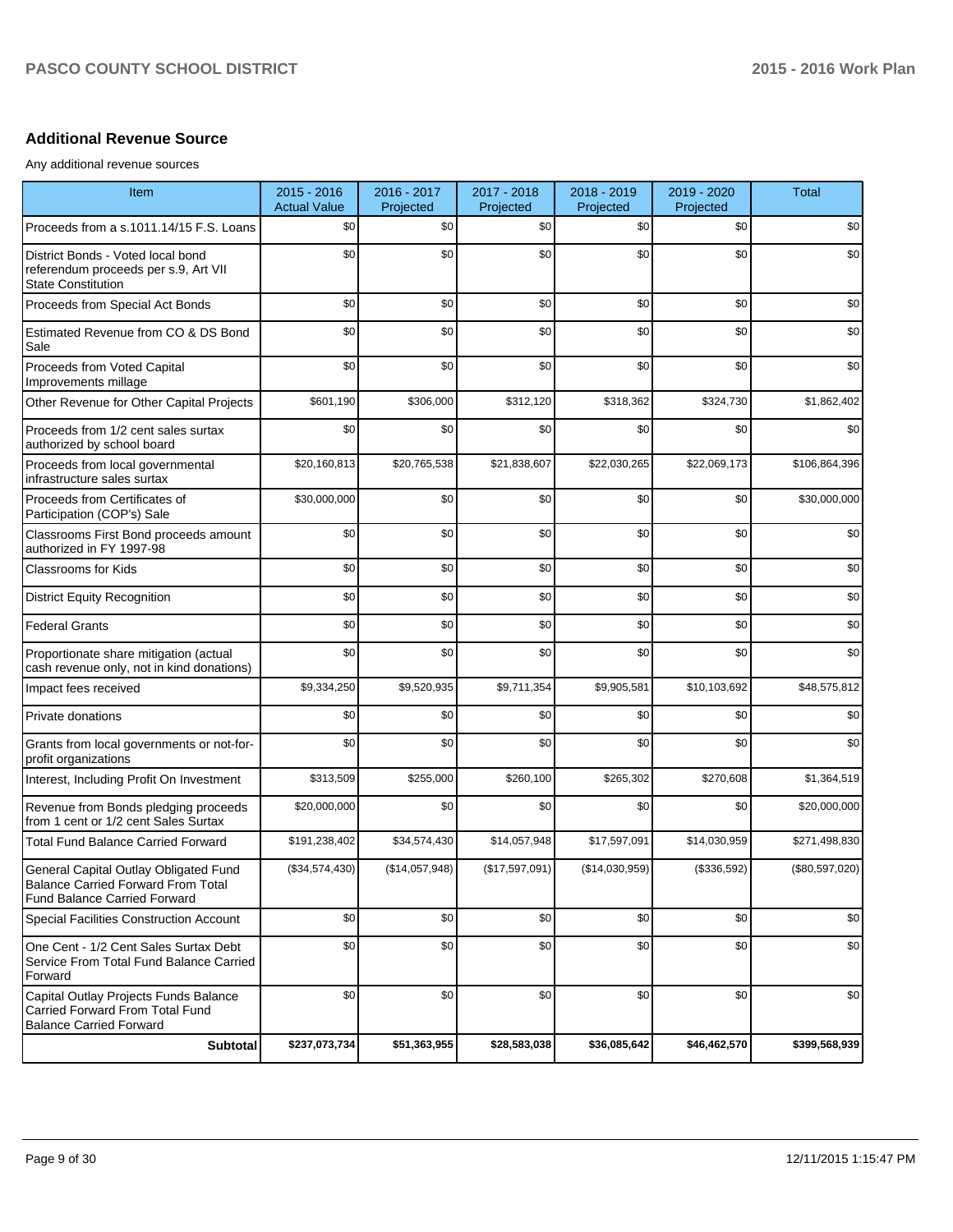## Additional Revenue Source

Any additional revenue sources

| Item | 2015 - 2016 Actual Value | 2016 - 2017 Projected | 2017 - 2018 Projected | 2018 - 2019 Projected | 2019 - 2020 Projected | Total |
|---|---|---|---|---|---|---|
| Proceeds from a s.1011.14/15 F.S. Loans | $0 | $0 | $0 | $0 | $0 | $0 |
| District Bonds - Voted local bond referendum proceeds per s.9, Art VII State Constitution | $0 | $0 | $0 | $0 | $0 | $0 |
| Proceeds from Special Act Bonds | $0 | $0 | $0 | $0 | $0 | $0 |
| Estimated Revenue from CO & DS Bond Sale | $0 | $0 | $0 | $0 | $0 | $0 |
| Proceeds from Voted Capital Improvements millage | $0 | $0 | $0 | $0 | $0 | $0 |
| Other Revenue for Other Capital Projects | $601,190 | $306,000 | $312,120 | $318,362 | $324,730 | $1,862,402 |
| Proceeds from 1/2 cent sales surtax authorized by school board | $0 | $0 | $0 | $0 | $0 | $0 |
| Proceeds from local governmental infrastructure sales surtax | $20,160,813 | $20,765,538 | $21,838,607 | $22,030,265 | $22,069,173 | $106,864,396 |
| Proceeds from Certificates of Participation (COP's) Sale | $30,000,000 | $0 | $0 | $0 | $0 | $30,000,000 |
| Classrooms First Bond proceeds amount authorized in FY 1997-98 | $0 | $0 | $0 | $0 | $0 | $0 |
| Classrooms for Kids | $0 | $0 | $0 | $0 | $0 | $0 |
| District Equity Recognition | $0 | $0 | $0 | $0 | $0 | $0 |
| Federal Grants | $0 | $0 | $0 | $0 | $0 | $0 |
| Proportionate share mitigation (actual cash revenue only, not in kind donations) | $0 | $0 | $0 | $0 | $0 | $0 |
| Impact fees received | $9,334,250 | $9,520,935 | $9,711,354 | $9,905,581 | $10,103,692 | $48,575,812 |
| Private donations | $0 | $0 | $0 | $0 | $0 | $0 |
| Grants from local governments or not-for-profit organizations | $0 | $0 | $0 | $0 | $0 | $0 |
| Interest, Including Profit On Investment | $313,509 | $255,000 | $260,100 | $265,302 | $270,608 | $1,364,519 |
| Revenue from Bonds pledging proceeds from 1 cent or 1/2 cent Sales Surtax | $20,000,000 | $0 | $0 | $0 | $0 | $20,000,000 |
| Total Fund Balance Carried Forward | $191,238,402 | $34,574,430 | $14,057,948 | $17,597,091 | $14,030,959 | $271,498,830 |
| General Capital Outlay Obligated Fund Balance Carried Forward From Total Fund Balance Carried Forward | ($34,574,430) | ($14,057,948) | ($17,597,091) | ($14,030,959) | ($336,592) | ($80,597,020) |
| Special Facilities Construction Account | $0 | $0 | $0 | $0 | $0 | $0 |
| One Cent - 1/2 Cent Sales Surtax Debt Service From Total Fund Balance Carried Forward | $0 | $0 | $0 | $0 | $0 | $0 |
| Capital Outlay Projects Funds Balance Carried Forward From Total Fund Balance Carried Forward | $0 | $0 | $0 | $0 | $0 | $0 |
| **Subtotal** | **$237,073,734** | **$51,363,955** | **$28,583,038** | **$36,085,642** | **$46,462,570** | **$399,568,939** |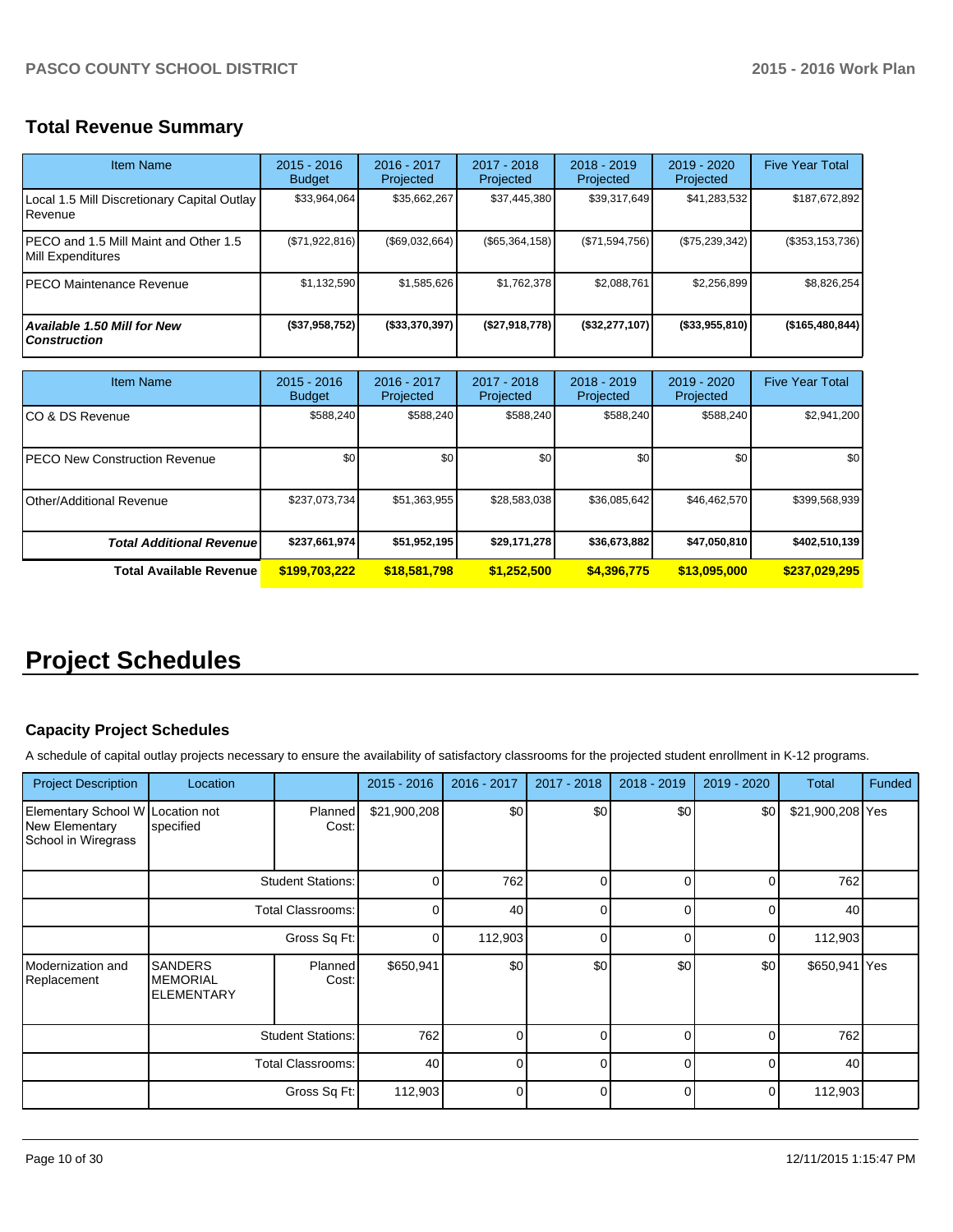## Total Revenue Summary

| Item Name | 2015 - 2016 Budget | 2016 - 2017 Projected | 2017 - 2018 Projected | 2018 - 2019 Projected | 2019 - 2020 Projected | Five Year Total |
|---|---|---|---|---|---|---|
| Local 1.5 Mill Discretionary Capital Outlay Revenue | $33,964,064 | $35,662,267 | $37,445,380 | $39,317,649 | $41,283,532 | $187,672,892 |
| PECO and 1.5 Mill Maint and Other 1.5 Mill Expenditures | ($71,922,816) | ($69,032,664) | ($65,364,158) | ($71,594,756) | ($75,239,342) | ($353,153,736) |
| PECO Maintenance Revenue | $1,132,590 | $1,585,626 | $1,762,378 | $2,088,761 | $2,256,899 | $8,826,254 |
| ***Available 1.50 Mill for New Construction*** | **($37,958,752)** | **($33,370,397)** | **($27,918,778)** | **($32,277,107)** | **($33,955,810)** | **($165,480,844)** |

| Item Name | 2015 - 2016 Budget | 2016 - 2017 Projected | 2017 - 2018 Projected | 2018 - 2019 Projected | 2019 - 2020 Projected | Five Year Total |
|---|---|---|---|---|---|---|
| CO & DS Revenue | $588,240 | $588,240 | $588,240 | $588,240 | $588,240 | $2,941,200 |
| PECO New Construction Revenue | $0 | $0 | $0 | $0 | $0 | $0 |
| Other/Additional Revenue | $237,073,734 | $51,363,955 | $28,583,038 | $36,085,642 | $46,462,570 | $399,568,939 |
| ***Total Additional Revenue*** | **$237,661,974** | **$51,952,195** | **$29,171,278** | **$36,673,882** | **$47,050,810** | **$402,510,139** |
| **Total Available Revenue** | **$199,703,222** | **$18,581,798** | **$1,252,500** | **$4,396,775** | **$13,095,000** | **$237,029,295** |

# Project Schedules

### Capacity Project Schedules

A schedule of capital outlay projects necessary to ensure the availability of satisfactory classrooms for the projected student enrollment in K-12 programs.

| Project Description | Location | | 2015 - 2016 | 2016 - 2017 | 2017 - 2018 | 2018 - 2019 | 2019 - 2020 | Total | Funded |
|---|---|---|---|---|---|---|---|---|---|
| Elementary School W New Elementary School in Wiregrass | Location not specified | Planned Cost: | $21,900,208 | $0 | $0 | $0 | $0 | $21,900,208 | Yes |
| | | Student Stations: | 0 | 762 | 0 | 0 | 0 | 762 | |
| | | Total Classrooms: | 0 | 40 | 0 | 0 | 0 | 40 | |
| | | Gross Sq Ft: | 0 | 112,903 | 0 | 0 | 0 | 112,903 | |
| Modernization and Replacement | SANDERS MEMORIAL ELEMENTARY | Planned Cost: | $650,941 | $0 | $0 | $0 | $0 | $650,941 | Yes |
| | | Student Stations: | 762 | 0 | 0 | 0 | 0 | 762 | |
| | | Total Classrooms: | 40 | 0 | 0 | 0 | 0 | 40 | |
| | | Gross Sq Ft: | 112,903 | 0 | 0 | 0 | 0 | 112,903 | |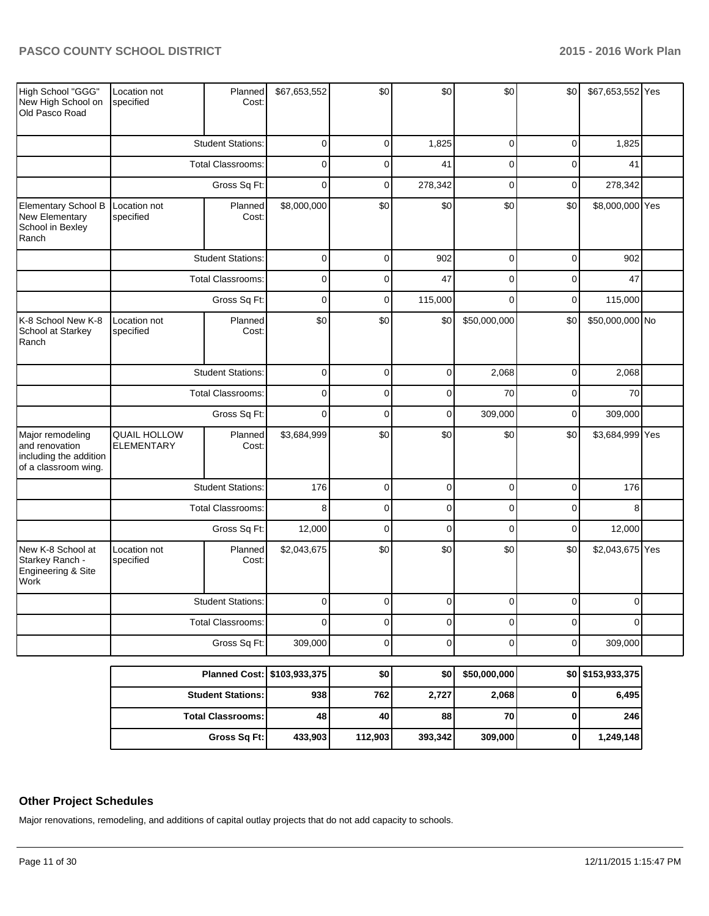| | | | | | | | | | |
|---|---|---|---|---|---|---|---|---|---|
| High School "GGG" New High School on Old Pasco Road | Location not specified | Planned Cost: | $67,653,552 | $0 | $0 | $0 | $0 | $67,653,552 | Yes |
| | | Student Stations: | 0 | 0 | 1,825 | 0 | 0 | 1,825 | |
| | | Total Classrooms: | 0 | 0 | 41 | 0 | 0 | 41 | |
| | | Gross Sq Ft: | 0 | 0 | 278,342 | 0 | 0 | 278,342 | |
| Elementary School B New Elementary School in Bexley Ranch | Location not specified | Planned Cost: | $8,000,000 | $0 | $0 | $0 | $0 | $8,000,000 | Yes |
| | | Student Stations: | 0 | 0 | 902 | 0 | 0 | 902 | |
| | | Total Classrooms: | 0 | 0 | 47 | 0 | 0 | 47 | |
| | | Gross Sq Ft: | 0 | 0 | 115,000 | 0 | 0 | 115,000 | |
| K-8 School New K-8 School at Starkey Ranch | Location not specified | Planned Cost: | $0 | $0 | $0 | $50,000,000 | $0 | $50,000,000 | No |
| | | Student Stations: | 0 | 0 | 0 | 2,068 | 0 | 2,068 | |
| | | Total Classrooms: | 0 | 0 | 0 | 70 | 0 | 70 | |
| | | Gross Sq Ft: | 0 | 0 | 0 | 309,000 | 0 | 309,000 | |
| Major remodeling and renovation including the addition of a classroom wing. | QUAIL HOLLOW ELEMENTARY | Planned Cost: | $3,684,999 | $0 | $0 | $0 | $0 | $3,684,999 | Yes |
| | | Student Stations: | 176 | 0 | 0 | 0 | 0 | 176 | |
| | | Total Classrooms: | 8 | 0 | 0 | 0 | 0 | 8 | |
| | | Gross Sq Ft: | 12,000 | 0 | 0 | 0 | 0 | 12,000 | |
| New K-8 School at Starkey Ranch - Engineering & Site Work | Location not specified | Planned Cost: | $2,043,675 | $0 | $0 | $0 | $0 | $2,043,675 | Yes |
| | | Student Stations: | 0 | 0 | 0 | 0 | 0 | 0 | |
| | | Total Classrooms: | 0 | 0 | 0 | 0 | 0 | 0 | |
| | | Gross Sq Ft: | 309,000 | 0 | 0 | 0 | 0 | 309,000 | |

| | | | | | | |
|---|---|---|---|---|---|---|
| **Planned Cost:** | **$103,933,375** | **$0** | **$0** | **$50,000,000** | **$0** | **$153,933,375** |
| **Student Stations:** | **938** | **762** | **2,727** | **2,068** | **0** | **6,495** |
| **Total Classrooms:** | **48** | **40** | **88** | **70** | **0** | **246** |
| **Gross Sq Ft:** | **433,903** | **112,903** | **393,342** | **309,000** | **0** | **1,249,148** |

## Other Project Schedules

Major renovations, remodeling, and additions of capital outlay projects that do not add capacity to schools.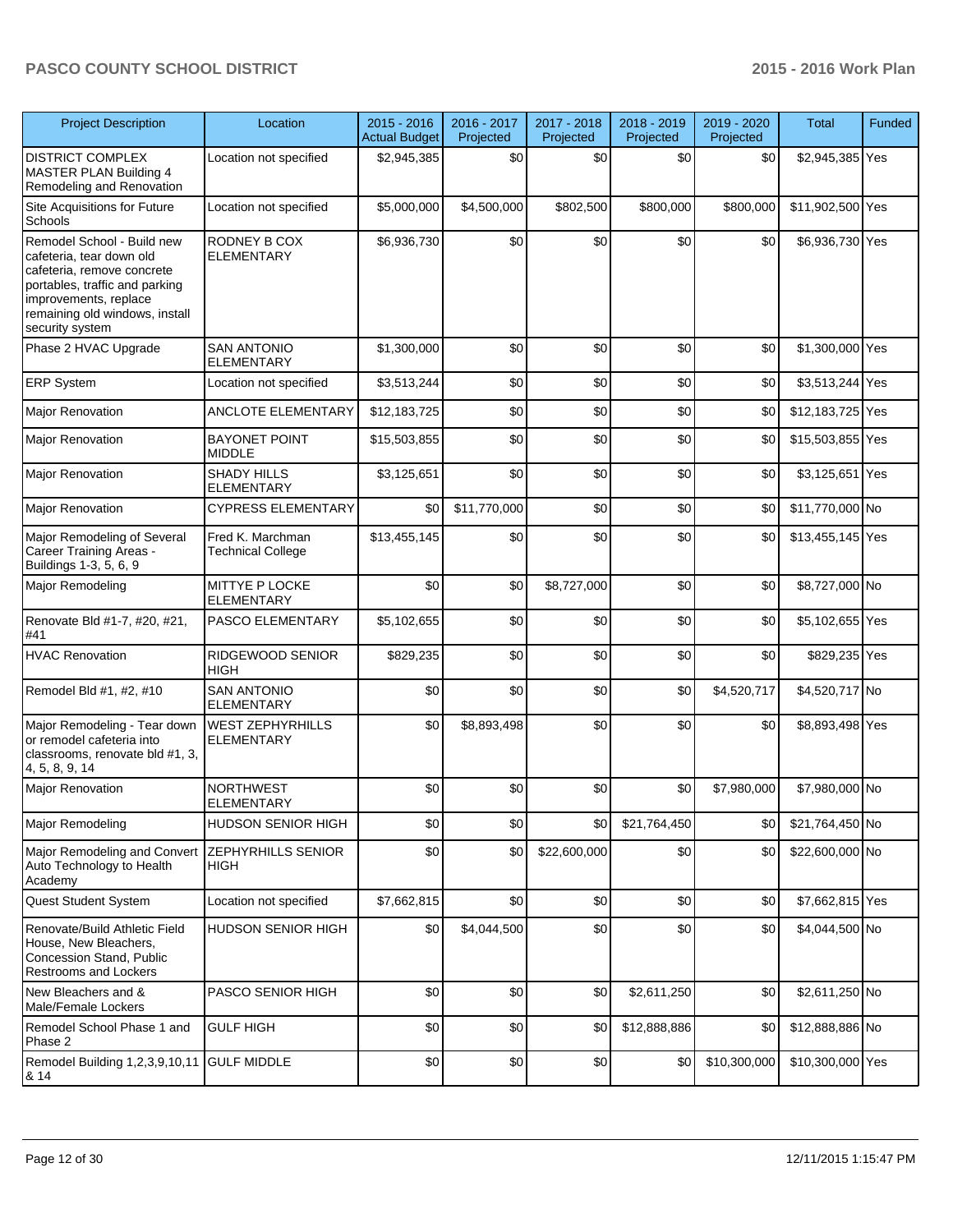| Project Description | Location | 2015 - 2016 Actual Budget | 2016 - 2017 Projected | 2017 - 2018 Projected | 2018 - 2019 Projected | 2019 - 2020 Projected | Total | Funded |
|---|---|---|---|---|---|---|---|---|
| DISTRICT COMPLEX MASTER PLAN Building 4 Remodeling and Renovation | Location not specified | $2,945,385 | $0 | $0 | $0 | $0 | $2,945,385 | Yes |
| Site Acquisitions for Future Schools | Location not specified | $5,000,000 | $4,500,000 | $802,500 | $800,000 | $800,000 | $11,902,500 | Yes |
| Remodel School - Build new cafeteria, tear down old cafeteria, remove concrete portables, traffic and parking improvements, replace remaining old windows, install security system | RODNEY B COX ELEMENTARY | $6,936,730 | $0 | $0 | $0 | $0 | $6,936,730 | Yes |
| Phase 2 HVAC Upgrade | SAN ANTONIO ELEMENTARY | $1,300,000 | $0 | $0 | $0 | $0 | $1,300,000 | Yes |
| ERP System | Location not specified | $3,513,244 | $0 | $0 | $0 | $0 | $3,513,244 | Yes |
| Major Renovation | ANCLOTE ELEMENTARY | $12,183,725 | $0 | $0 | $0 | $0 | $12,183,725 | Yes |
| Major Renovation | BAYONET POINT MIDDLE | $15,503,855 | $0 | $0 | $0 | $0 | $15,503,855 | Yes |
| Major Renovation | SHADY HILLS ELEMENTARY | $3,125,651 | $0 | $0 | $0 | $0 | $3,125,651 | Yes |
| Major Renovation | CYPRESS ELEMENTARY | $0 | $11,770,000 | $0 | $0 | $0 | $11,770,000 | No |
| Major Remodeling of Several Career Training Areas - Buildings 1-3, 5, 6, 9 | Fred K. Marchman Technical College | $13,455,145 | $0 | $0 | $0 | $0 | $13,455,145 | Yes |
| Major Remodeling | MITTYE P LOCKE ELEMENTARY | $0 | $0 | $8,727,000 | $0 | $0 | $8,727,000 | No |
| Renovate Bld #1-7, #20, #21, #41 | PASCO ELEMENTARY | $5,102,655 | $0 | $0 | $0 | $0 | $5,102,655 | Yes |
| HVAC Renovation | RIDGEWOOD SENIOR HIGH | $829,235 | $0 | $0 | $0 | $0 | $829,235 | Yes |
| Remodel Bld #1, #2, #10 | SAN ANTONIO ELEMENTARY | $0 | $0 | $0 | $0 | $4,520,717 | $4,520,717 | No |
| Major Remodeling - Tear down or remodel cafeteria into classrooms, renovate bld #1, 3, 4, 5, 8, 9, 14 | WEST ZEPHYRHILLS ELEMENTARY | $0 | $8,893,498 | $0 | $0 | $0 | $8,893,498 | Yes |
| Major Renovation | NORTHWEST ELEMENTARY | $0 | $0 | $0 | $0 | $7,980,000 | $7,980,000 | No |
| Major Remodeling | HUDSON SENIOR HIGH | $0 | $0 | $0 | $21,764,450 | $0 | $21,764,450 | No |
| Major Remodeling and Convert Auto Technology to Health Academy | ZEPHYRHILLS SENIOR HIGH | $0 | $0 | $22,600,000 | $0 | $0 | $22,600,000 | No |
| Quest Student System | Location not specified | $7,662,815 | $0 | $0 | $0 | $0 | $7,662,815 | Yes |
| Renovate/Build Athletic Field House, New Bleachers, Concession Stand, Public Restrooms and Lockers | HUDSON SENIOR HIGH | $0 | $4,044,500 | $0 | $0 | $0 | $4,044,500 | No |
| New Bleachers and & Male/Female Lockers | PASCO SENIOR HIGH | $0 | $0 | $0 | $2,611,250 | $0 | $2,611,250 | No |
| Remodel School Phase 1 and Phase 2 | GULF HIGH | $0 | $0 | $0 | $12,888,886 | $0 | $12,888,886 | No |
| Remodel Building 1,2,3,9,10,11 & 14 | GULF MIDDLE | $0 | $0 | $0 | $0 | $10,300,000 | $10,300,000 | Yes |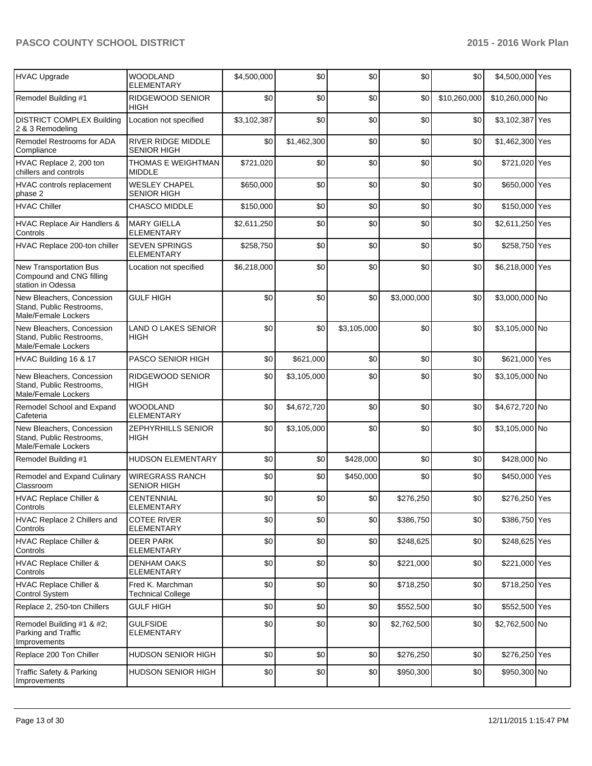| HVAC Upgrade | WOODLAND ELEMENTARY | $4,500,000 | $0 | $0 | $0 | $0 | $4,500,000 | Yes |
|---|---|---|---|---|---|---|---|---|
| Remodel Building #1 | RIDGEWOOD SENIOR HIGH | $0 | $0 | $0 | $0 | $10,260,000 | $10,260,000 | No |
| DISTRICT COMPLEX Building 2 & 3 Remodeling | Location not specified | $3,102,387 | $0 | $0 | $0 | $0 | $3,102,387 | Yes |
| Remodel Restrooms for ADA Compliance | RIVER RIDGE MIDDLE SENIOR HIGH | $0 | $1,462,300 | $0 | $0 | $0 | $1,462,300 | Yes |
| HVAC Replace 2, 200 ton chillers and controls | THOMAS E WEIGHTMAN MIDDLE | $721,020 | $0 | $0 | $0 | $0 | $721,020 | Yes |
| HVAC controls replacement phase 2 | WESLEY CHAPEL SENIOR HIGH | $650,000 | $0 | $0 | $0 | $0 | $650,000 | Yes |
| HVAC Chiller | CHASCO MIDDLE | $150,000 | $0 | $0 | $0 | $0 | $150,000 | Yes |
| HVAC Replace Air Handlers & Controls | MARY GIELLA ELEMENTARY | $2,611,250 | $0 | $0 | $0 | $0 | $2,611,250 | Yes |
| HVAC Replace 200-ton chiller | SEVEN SPRINGS ELEMENTARY | $258,750 | $0 | $0 | $0 | $0 | $258,750 | Yes |
| New Transportation Bus Compound and CNG filling station in Odessa | Location not specified | $6,218,000 | $0 | $0 | $0 | $0 | $6,218,000 | Yes |
| New Bleachers, Concession Stand, Public Restrooms, Male/Female Lockers | GULF HIGH | $0 | $0 | $0 | $3,000,000 | $0 | $3,000,000 | No |
| New Bleachers, Concession Stand, Public Restrooms, Male/Female Lockers | LAND O LAKES SENIOR HIGH | $0 | $0 | $3,105,000 | $0 | $0 | $3,105,000 | No |
| HVAC Building 16 & 17 | PASCO SENIOR HIGH | $0 | $621,000 | $0 | $0 | $0 | $621,000 | Yes |
| New Bleachers, Concession Stand, Public Restrooms, Male/Female Lockers | RIDGEWOOD SENIOR HIGH | $0 | $3,105,000 | $0 | $0 | $0 | $3,105,000 | No |
| Remodel School and Expand Cafeteria | WOODLAND ELEMENTARY | $0 | $4,672,720 | $0 | $0 | $0 | $4,672,720 | No |
| New Bleachers, Concession Stand, Public Restrooms, Male/Female Lockers | ZEPHYRHILLS SENIOR HIGH | $0 | $3,105,000 | $0 | $0 | $0 | $3,105,000 | No |
| Remodel Building #1 | HUDSON ELEMENTARY | $0 | $0 | $428,000 | $0 | $0 | $428,000 | No |
| Remodel and Expand Culinary Classroom | WIREGRASS RANCH SENIOR HIGH | $0 | $0 | $450,000 | $0 | $0 | $450,000 | Yes |
| HVAC Replace Chiller & Controls | CENTENNIAL ELEMENTARY | $0 | $0 | $0 | $276,250 | $0 | $276,250 | Yes |
| HVAC Replace 2 Chillers and Controls | COTEE RIVER ELEMENTARY | $0 | $0 | $0 | $386,750 | $0 | $386,750 | Yes |
| HVAC Replace Chiller & Controls | DEER PARK ELEMENTARY | $0 | $0 | $0 | $248,625 | $0 | $248,625 | Yes |
| HVAC Replace Chiller & Controls | DENHAM OAKS ELEMENTARY | $0 | $0 | $0 | $221,000 | $0 | $221,000 | Yes |
| HVAC Replace Chiller & Control System | Fred K. Marchman Technical College | $0 | $0 | $0 | $718,250 | $0 | $718,250 | Yes |
| Replace 2, 250-ton Chillers | GULF HIGH | $0 | $0 | $0 | $552,500 | $0 | $552,500 | Yes |
| Remodel Building #1 & #2; Parking and Traffic Improvements | GULFSIDE ELEMENTARY | $0 | $0 | $0 | $2,762,500 | $0 | $2,762,500 | No |
| Replace 200 Ton Chiller | HUDSON SENIOR HIGH | $0 | $0 | $0 | $276,250 | $0 | $276,250 | Yes |
| Traffic Safety & Parking Improvements | HUDSON SENIOR HIGH | $0 | $0 | $0 | $950,300 | $0 | $950,300 | No |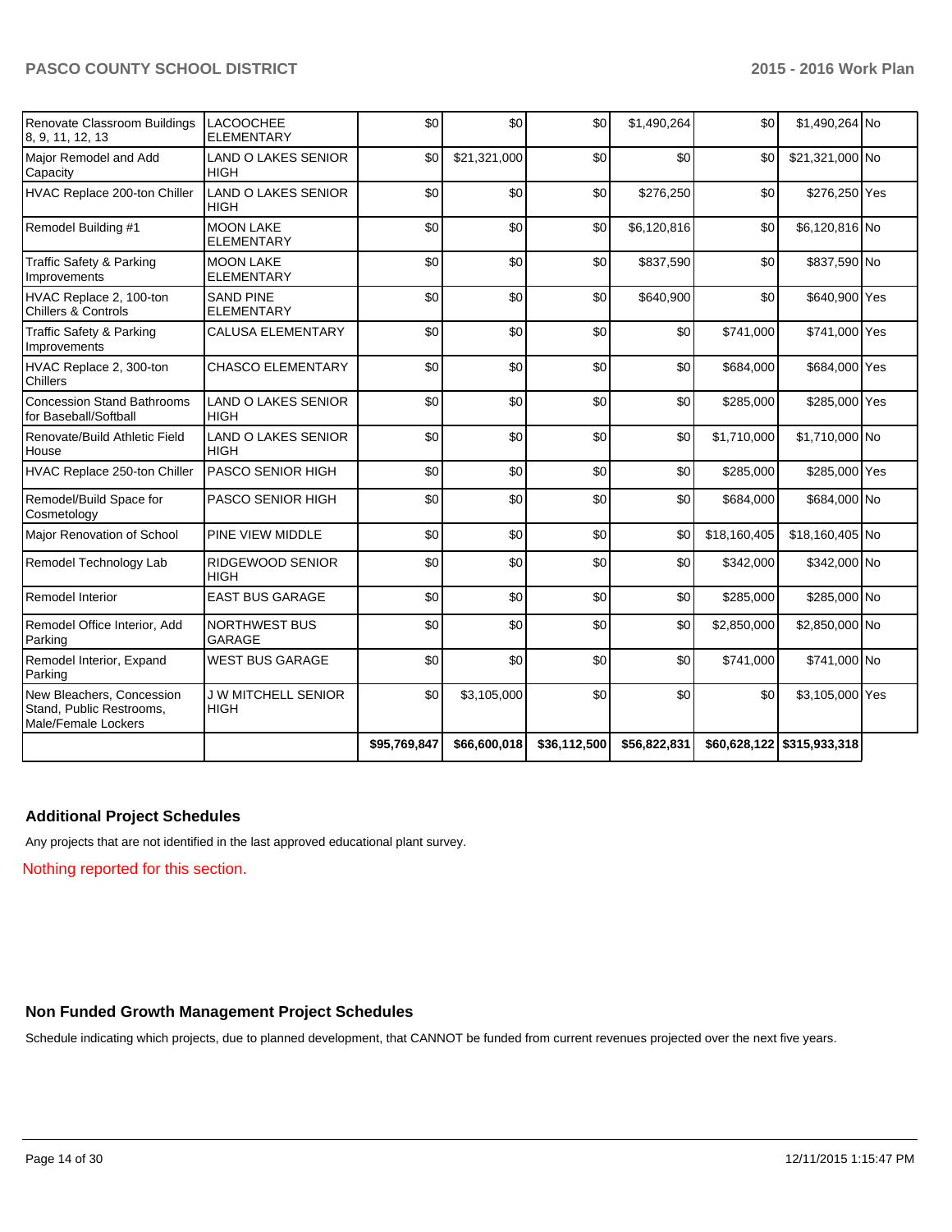| | | | | | | | | |
|---|---|---|---|---|---|---|---|---|
| Renovate Classroom Buildings 8, 9, 11, 12, 13 | LACOOCHEE ELEMENTARY | $0 | $0 | $0 | $1,490,264 | $0 | $1,490,264 | No |
| Major Remodel and Add Capacity | LAND O LAKES SENIOR HIGH | $0 | $21,321,000 | $0 | $0 | $0 | $21,321,000 | No |
| HVAC Replace 200-ton Chiller | LAND O LAKES SENIOR HIGH | $0 | $0 | $0 | $276,250 | $0 | $276,250 | Yes |
| Remodel Building #1 | MOON LAKE ELEMENTARY | $0 | $0 | $0 | $6,120,816 | $0 | $6,120,816 | No |
| Traffic Safety & Parking Improvements | MOON LAKE ELEMENTARY | $0 | $0 | $0 | $837,590 | $0 | $837,590 | No |
| HVAC Replace 2, 100-ton Chillers & Controls | SAND PINE ELEMENTARY | $0 | $0 | $0 | $640,900 | $0 | $640,900 | Yes |
| Traffic Safety & Parking Improvements | CALUSA ELEMENTARY | $0 | $0 | $0 | $0 | $741,000 | $741,000 | Yes |
| HVAC Replace 2, 300-ton Chillers | CHASCO ELEMENTARY | $0 | $0 | $0 | $0 | $684,000 | $684,000 | Yes |
| Concession Stand Bathrooms for Baseball/Softball | LAND O LAKES SENIOR HIGH | $0 | $0 | $0 | $0 | $285,000 | $285,000 | Yes |
| Renovate/Build Athletic Field House | LAND O LAKES SENIOR HIGH | $0 | $0 | $0 | $0 | $1,710,000 | $1,710,000 | No |
| HVAC Replace 250-ton Chiller | PASCO SENIOR HIGH | $0 | $0 | $0 | $0 | $285,000 | $285,000 | Yes |
| Remodel/Build Space for Cosmetology | PASCO SENIOR HIGH | $0 | $0 | $0 | $0 | $684,000 | $684,000 | No |
| Major Renovation of School | PINE VIEW MIDDLE | $0 | $0 | $0 | $0 | $18,160,405 | $18,160,405 | No |
| Remodel Technology Lab | RIDGEWOOD SENIOR HIGH | $0 | $0 | $0 | $0 | $342,000 | $342,000 | No |
| Remodel Interior | EAST BUS GARAGE | $0 | $0 | $0 | $0 | $285,000 | $285,000 | No |
| Remodel Office Interior, Add Parking | NORTHWEST BUS GARAGE | $0 | $0 | $0 | $0 | $2,850,000 | $2,850,000 | No |
| Remodel Interior, Expand Parking | WEST BUS GARAGE | $0 | $0 | $0 | $0 | $741,000 | $741,000 | No |
| New Bleachers, Concession Stand, Public Restrooms, Male/Female Lockers | J W MITCHELL SENIOR HIGH | $0 | $3,105,000 | $0 | $0 | $0 | $3,105,000 | Yes |
| | | $95,769,847 | $66,600,018 | $36,112,500 | $56,822,831 | $60,628,122 | $315,933,318 | |

## Additional Project Schedules

Any projects that are not identified in the last approved educational plant survey.

Nothing reported for this section.

## Non Funded Growth Management Project Schedules

Schedule indicating which projects, due to planned development, that CANNOT be funded from current revenues projected over the next five years.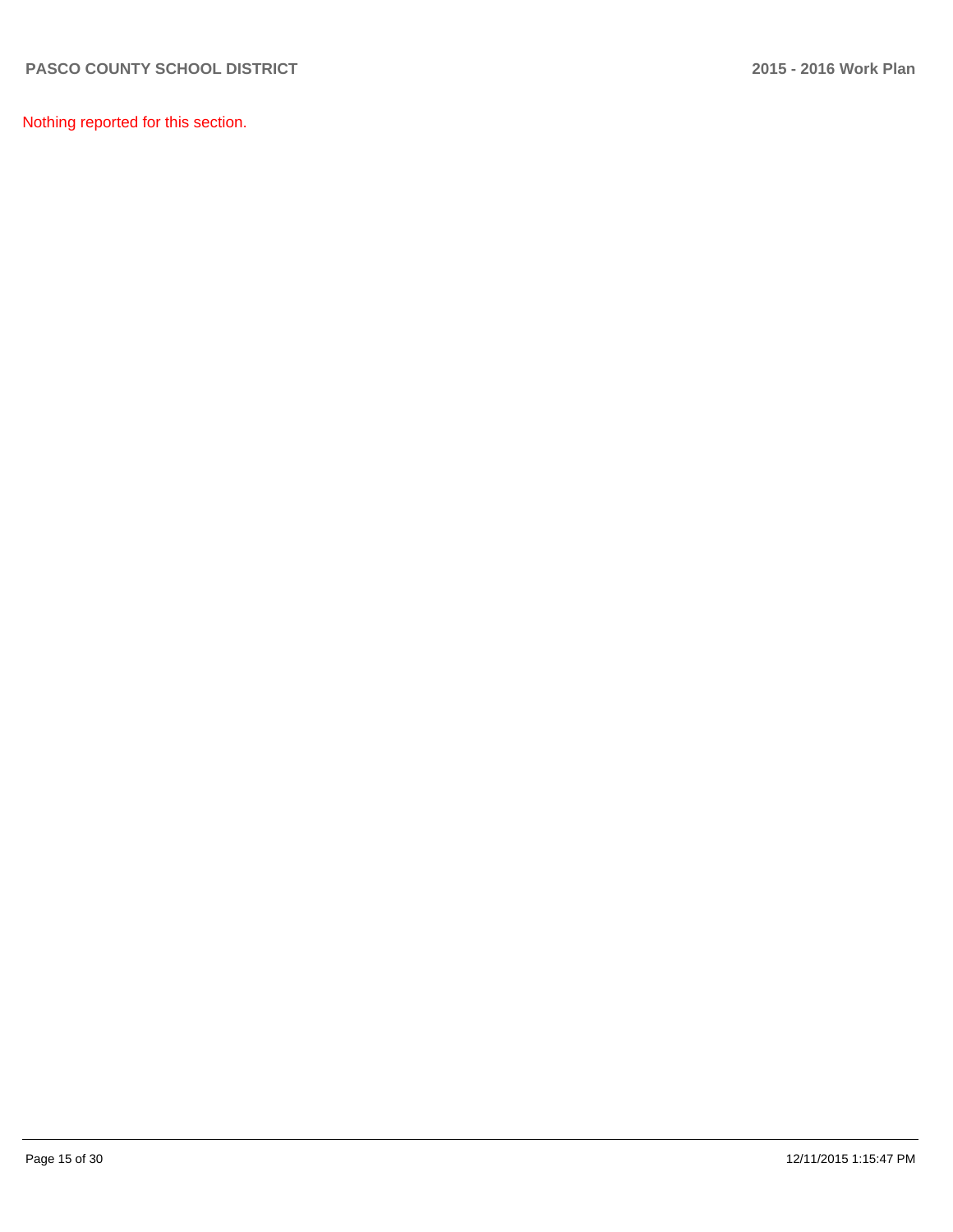Nothing reported for this section.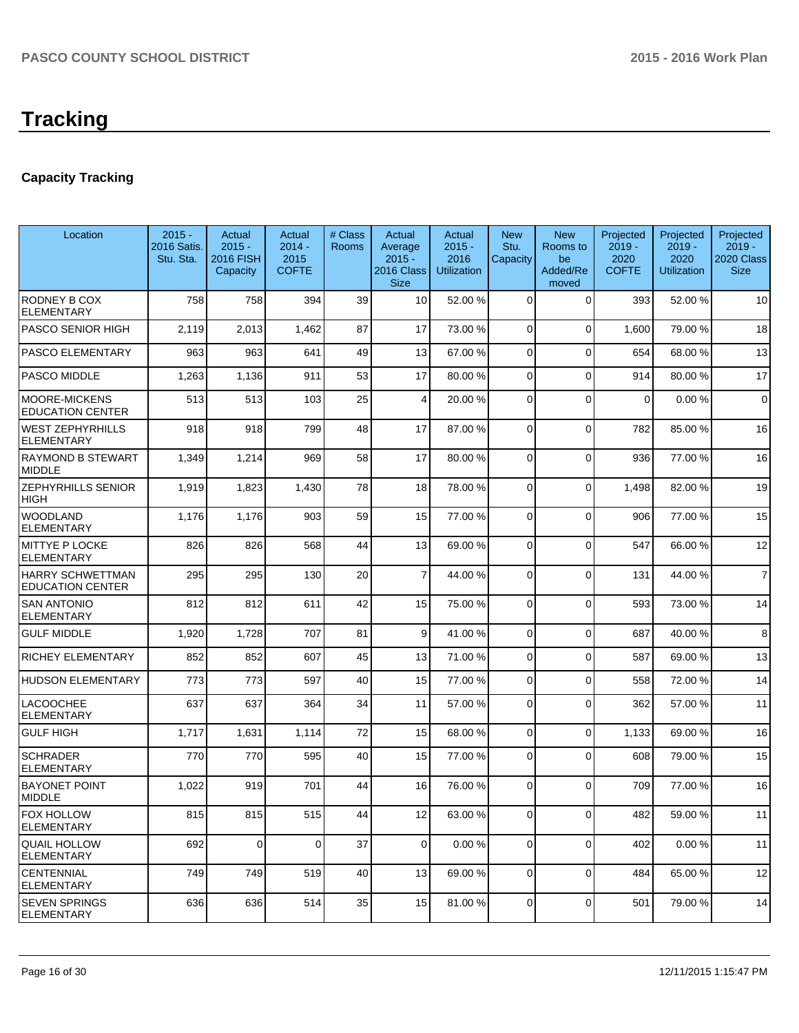# Tracking

## Capacity Tracking

| Location | 2015 - 2016 Satis. Stu. Sta. | Actual 2015 - 2016 FISH Capacity | Actual 2014 - 2015 COFTE | # Class Rooms | Actual Average 2015 - 2016 Class Size | Actual 2015 - 2016 Utilization | New Stu. Capacity | New Rooms to be Added/Removed | Projected 2019 - 2020 COFTE | Projected 2019 - 2020 Utilization | Projected 2019 - 2020 Class Size |
|---|---|---|---|---|---|---|---|---|---|---|---|
| RODNEY B COX ELEMENTARY | 758 | 758 | 394 | 39 | 10 | 52.00 % | 0 | 0 | 393 | 52.00 % | 10 |
| PASCO SENIOR HIGH | 2,119 | 2,013 | 1,462 | 87 | 17 | 73.00 % | 0 | 0 | 1,600 | 79.00 % | 18 |
| PASCO ELEMENTARY | 963 | 963 | 641 | 49 | 13 | 67.00 % | 0 | 0 | 654 | 68.00 % | 13 |
| PASCO MIDDLE | 1,263 | 1,136 | 911 | 53 | 17 | 80.00 % | 0 | 0 | 914 | 80.00 % | 17 |
| MOORE-MICKENS EDUCATION CENTER | 513 | 513 | 103 | 25 | 4 | 20.00 % | 0 | 0 | 0 | 0.00 % | 0 |
| WEST ZEPHYRHILLS ELEMENTARY | 918 | 918 | 799 | 48 | 17 | 87.00 % | 0 | 0 | 782 | 85.00 % | 16 |
| RAYMOND B STEWART MIDDLE | 1,349 | 1,214 | 969 | 58 | 17 | 80.00 % | 0 | 0 | 936 | 77.00 % | 16 |
| ZEPHYRHILLS SENIOR HIGH | 1,919 | 1,823 | 1,430 | 78 | 18 | 78.00 % | 0 | 0 | 1,498 | 82.00 % | 19 |
| WOODLAND ELEMENTARY | 1,176 | 1,176 | 903 | 59 | 15 | 77.00 % | 0 | 0 | 906 | 77.00 % | 15 |
| MITTYE P LOCKE ELEMENTARY | 826 | 826 | 568 | 44 | 13 | 69.00 % | 0 | 0 | 547 | 66.00 % | 12 |
| HARRY SCHWETTMAN EDUCATION CENTER | 295 | 295 | 130 | 20 | 7 | 44.00 % | 0 | 0 | 131 | 44.00 % | 7 |
| SAN ANTONIO ELEMENTARY | 812 | 812 | 611 | 42 | 15 | 75.00 % | 0 | 0 | 593 | 73.00 % | 14 |
| GULF MIDDLE | 1,920 | 1,728 | 707 | 81 | 9 | 41.00 % | 0 | 0 | 687 | 40.00 % | 8 |
| RICHEY ELEMENTARY | 852 | 852 | 607 | 45 | 13 | 71.00 % | 0 | 0 | 587 | 69.00 % | 13 |
| HUDSON ELEMENTARY | 773 | 773 | 597 | 40 | 15 | 77.00 % | 0 | 0 | 558 | 72.00 % | 14 |
| LACOOCHEE ELEMENTARY | 637 | 637 | 364 | 34 | 11 | 57.00 % | 0 | 0 | 362 | 57.00 % | 11 |
| GULF HIGH | 1,717 | 1,631 | 1,114 | 72 | 15 | 68.00 % | 0 | 0 | 1,133 | 69.00 % | 16 |
| SCHRADER ELEMENTARY | 770 | 770 | 595 | 40 | 15 | 77.00 % | 0 | 0 | 608 | 79.00 % | 15 |
| BAYONET POINT MIDDLE | 1,022 | 919 | 701 | 44 | 16 | 76.00 % | 0 | 0 | 709 | 77.00 % | 16 |
| FOX HOLLOW ELEMENTARY | 815 | 815 | 515 | 44 | 12 | 63.00 % | 0 | 0 | 482 | 59.00 % | 11 |
| QUAIL HOLLOW ELEMENTARY | 692 | 0 | 0 | 37 | 0 | 0.00 % | 0 | 0 | 402 | 0.00 % | 11 |
| CENTENNIAL ELEMENTARY | 749 | 749 | 519 | 40 | 13 | 69.00 % | 0 | 0 | 484 | 65.00 % | 12 |
| SEVEN SPRINGS ELEMENTARY | 636 | 636 | 514 | 35 | 15 | 81.00 % | 0 | 0 | 501 | 79.00 % | 14 |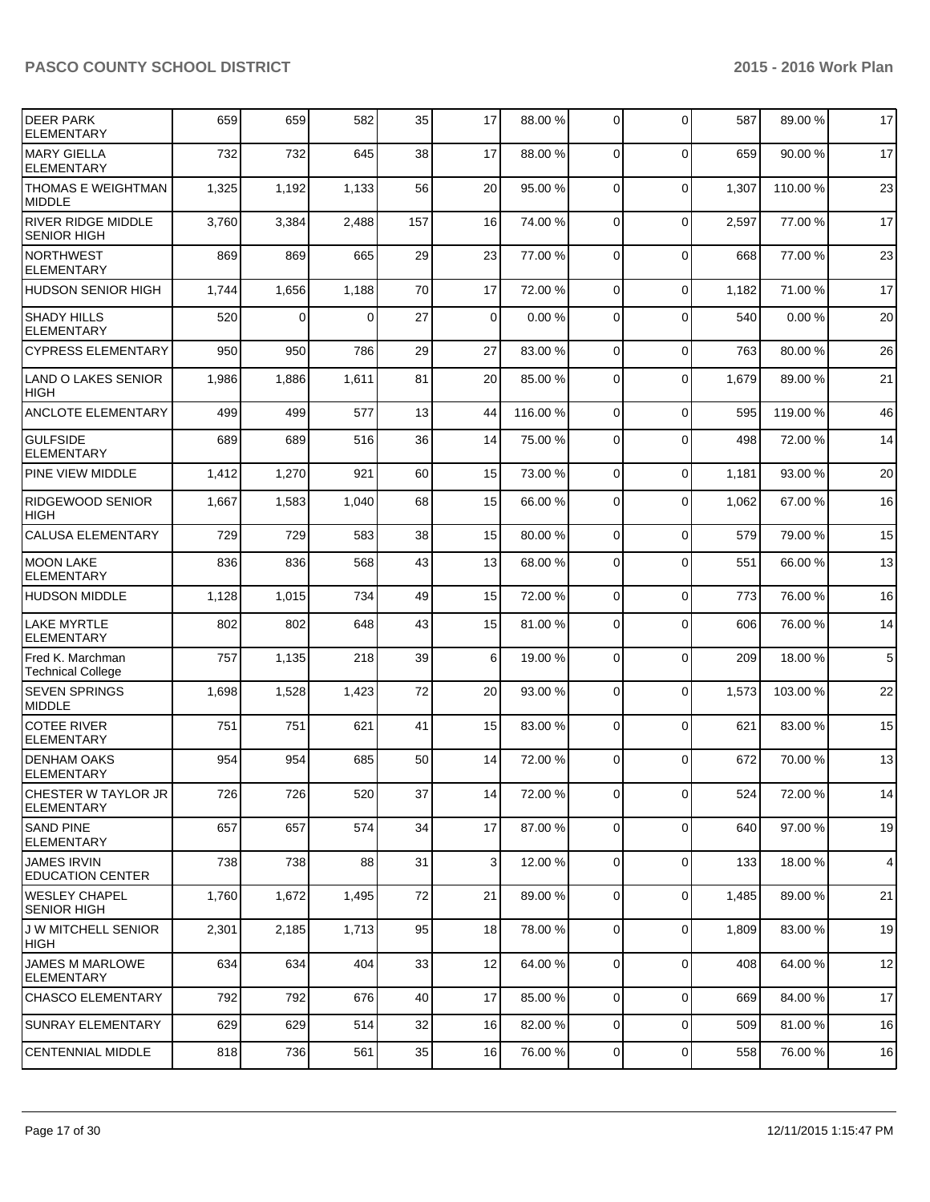| | | | | | | | | | | |
|---|---|---|---|---|---|---|---|---|---|---|
| DEER PARK ELEMENTARY | 659 | 659 | 582 | 35 | 17 | 88.00 % | 0 | 0 | 587 | 89.00 % | 17 |
| MARY GIELLA ELEMENTARY | 732 | 732 | 645 | 38 | 17 | 88.00 % | 0 | 0 | 659 | 90.00 % | 17 |
| THOMAS E WEIGHTMAN MIDDLE | 1,325 | 1,192 | 1,133 | 56 | 20 | 95.00 % | 0 | 0 | 1,307 | 110.00 % | 23 |
| RIVER RIDGE MIDDLE SENIOR HIGH | 3,760 | 3,384 | 2,488 | 157 | 16 | 74.00 % | 0 | 0 | 2,597 | 77.00 % | 17 |
| NORTHWEST ELEMENTARY | 869 | 869 | 665 | 29 | 23 | 77.00 % | 0 | 0 | 668 | 77.00 % | 23 |
| HUDSON SENIOR HIGH | 1,744 | 1,656 | 1,188 | 70 | 17 | 72.00 % | 0 | 0 | 1,182 | 71.00 % | 17 |
| SHADY HILLS ELEMENTARY | 520 | 0 | 0 | 27 | 0 | 0.00 % | 0 | 0 | 540 | 0.00 % | 20 |
| CYPRESS ELEMENTARY | 950 | 950 | 786 | 29 | 27 | 83.00 % | 0 | 0 | 763 | 80.00 % | 26 |
| LAND O LAKES SENIOR HIGH | 1,986 | 1,886 | 1,611 | 81 | 20 | 85.00 % | 0 | 0 | 1,679 | 89.00 % | 21 |
| ANCLOTE ELEMENTARY | 499 | 499 | 577 | 13 | 44 | 116.00 % | 0 | 0 | 595 | 119.00 % | 46 |
| GULFSIDE ELEMENTARY | 689 | 689 | 516 | 36 | 14 | 75.00 % | 0 | 0 | 498 | 72.00 % | 14 |
| PINE VIEW MIDDLE | 1,412 | 1,270 | 921 | 60 | 15 | 73.00 % | 0 | 0 | 1,181 | 93.00 % | 20 |
| RIDGEWOOD SENIOR HIGH | 1,667 | 1,583 | 1,040 | 68 | 15 | 66.00 % | 0 | 0 | 1,062 | 67.00 % | 16 |
| CALUSA ELEMENTARY | 729 | 729 | 583 | 38 | 15 | 80.00 % | 0 | 0 | 579 | 79.00 % | 15 |
| MOON LAKE ELEMENTARY | 836 | 836 | 568 | 43 | 13 | 68.00 % | 0 | 0 | 551 | 66.00 % | 13 |
| HUDSON MIDDLE | 1,128 | 1,015 | 734 | 49 | 15 | 72.00 % | 0 | 0 | 773 | 76.00 % | 16 |
| LAKE MYRTLE ELEMENTARY | 802 | 802 | 648 | 43 | 15 | 81.00 % | 0 | 0 | 606 | 76.00 % | 14 |
| Fred K. Marchman Technical College | 757 | 1,135 | 218 | 39 | 6 | 19.00 % | 0 | 0 | 209 | 18.00 % | 5 |
| SEVEN SPRINGS MIDDLE | 1,698 | 1,528 | 1,423 | 72 | 20 | 93.00 % | 0 | 0 | 1,573 | 103.00 % | 22 |
| COTEE RIVER ELEMENTARY | 751 | 751 | 621 | 41 | 15 | 83.00 % | 0 | 0 | 621 | 83.00 % | 15 |
| DENHAM OAKS ELEMENTARY | 954 | 954 | 685 | 50 | 14 | 72.00 % | 0 | 0 | 672 | 70.00 % | 13 |
| CHESTER W TAYLOR JR ELEMENTARY | 726 | 726 | 520 | 37 | 14 | 72.00 % | 0 | 0 | 524 | 72.00 % | 14 |
| SAND PINE ELEMENTARY | 657 | 657 | 574 | 34 | 17 | 87.00 % | 0 | 0 | 640 | 97.00 % | 19 |
| JAMES IRVIN EDUCATION CENTER | 738 | 738 | 88 | 31 | 3 | 12.00 % | 0 | 0 | 133 | 18.00 % | 4 |
| WESLEY CHAPEL SENIOR HIGH | 1,760 | 1,672 | 1,495 | 72 | 21 | 89.00 % | 0 | 0 | 1,485 | 89.00 % | 21 |
| J W MITCHELL SENIOR HIGH | 2,301 | 2,185 | 1,713 | 95 | 18 | 78.00 % | 0 | 0 | 1,809 | 83.00 % | 19 |
| JAMES M MARLOWE ELEMENTARY | 634 | 634 | 404 | 33 | 12 | 64.00 % | 0 | 0 | 408 | 64.00 % | 12 |
| CHASCO ELEMENTARY | 792 | 792 | 676 | 40 | 17 | 85.00 % | 0 | 0 | 669 | 84.00 % | 17 |
| SUNRAY ELEMENTARY | 629 | 629 | 514 | 32 | 16 | 82.00 % | 0 | 0 | 509 | 81.00 % | 16 |
| CENTENNIAL MIDDLE | 818 | 736 | 561 | 35 | 16 | 76.00 % | 0 | 0 | 558 | 76.00 % | 16 |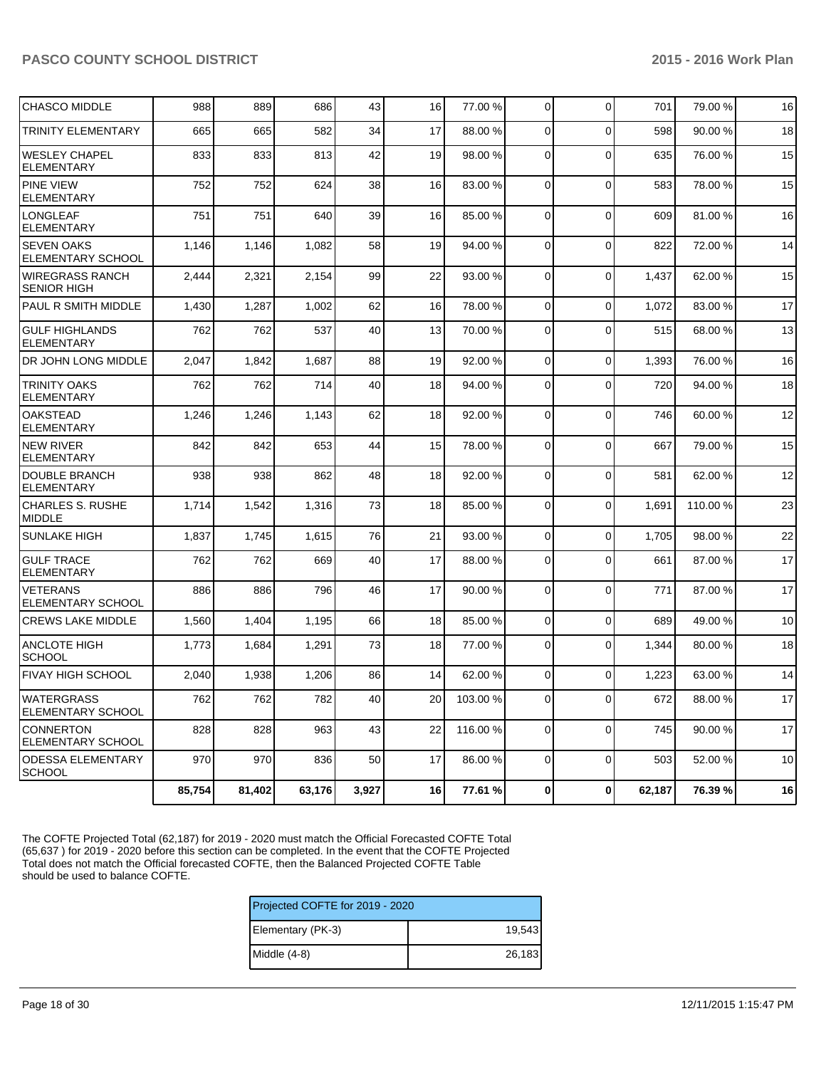| | | | | | | | | | | |
|---|---|---|---|---|---|---|---|---|---|---|
| CHASCO MIDDLE | 988 | 889 | 686 | 43 | 16 | 77.00 % | 0 | 0 | 701 | 79.00 % | 16 |
| TRINITY ELEMENTARY | 665 | 665 | 582 | 34 | 17 | 88.00 % | 0 | 0 | 598 | 90.00 % | 18 |
| WESLEY CHAPEL ELEMENTARY | 833 | 833 | 813 | 42 | 19 | 98.00 % | 0 | 0 | 635 | 76.00 % | 15 |
| PINE VIEW ELEMENTARY | 752 | 752 | 624 | 38 | 16 | 83.00 % | 0 | 0 | 583 | 78.00 % | 15 |
| LONGLEAF ELEMENTARY | 751 | 751 | 640 | 39 | 16 | 85.00 % | 0 | 0 | 609 | 81.00 % | 16 |
| SEVEN OAKS ELEMENTARY SCHOOL | 1,146 | 1,146 | 1,082 | 58 | 19 | 94.00 % | 0 | 0 | 822 | 72.00 % | 14 |
| WIREGRASS RANCH SENIOR HIGH | 2,444 | 2,321 | 2,154 | 99 | 22 | 93.00 % | 0 | 0 | 1,437 | 62.00 % | 15 |
| PAUL R SMITH MIDDLE | 1,430 | 1,287 | 1,002 | 62 | 16 | 78.00 % | 0 | 0 | 1,072 | 83.00 % | 17 |
| GULF HIGHLANDS ELEMENTARY | 762 | 762 | 537 | 40 | 13 | 70.00 % | 0 | 0 | 515 | 68.00 % | 13 |
| DR JOHN LONG MIDDLE | 2,047 | 1,842 | 1,687 | 88 | 19 | 92.00 % | 0 | 0 | 1,393 | 76.00 % | 16 |
| TRINITY OAKS ELEMENTARY | 762 | 762 | 714 | 40 | 18 | 94.00 % | 0 | 0 | 720 | 94.00 % | 18 |
| OAKSTEAD ELEMENTARY | 1,246 | 1,246 | 1,143 | 62 | 18 | 92.00 % | 0 | 0 | 746 | 60.00 % | 12 |
| NEW RIVER ELEMENTARY | 842 | 842 | 653 | 44 | 15 | 78.00 % | 0 | 0 | 667 | 79.00 % | 15 |
| DOUBLE BRANCH ELEMENTARY | 938 | 938 | 862 | 48 | 18 | 92.00 % | 0 | 0 | 581 | 62.00 % | 12 |
| CHARLES S. RUSHE MIDDLE | 1,714 | 1,542 | 1,316 | 73 | 18 | 85.00 % | 0 | 0 | 1,691 | 110.00 % | 23 |
| SUNLAKE HIGH | 1,837 | 1,745 | 1,615 | 76 | 21 | 93.00 % | 0 | 0 | 1,705 | 98.00 % | 22 |
| GULF TRACE ELEMENTARY | 762 | 762 | 669 | 40 | 17 | 88.00 % | 0 | 0 | 661 | 87.00 % | 17 |
| VETERANS ELEMENTARY SCHOOL | 886 | 886 | 796 | 46 | 17 | 90.00 % | 0 | 0 | 771 | 87.00 % | 17 |
| CREWS LAKE MIDDLE | 1,560 | 1,404 | 1,195 | 66 | 18 | 85.00 % | 0 | 0 | 689 | 49.00 % | 10 |
| ANCLOTE HIGH SCHOOL | 1,773 | 1,684 | 1,291 | 73 | 18 | 77.00 % | 0 | 0 | 1,344 | 80.00 % | 18 |
| FIVAY HIGH SCHOOL | 2,040 | 1,938 | 1,206 | 86 | 14 | 62.00 % | 0 | 0 | 1,223 | 63.00 % | 14 |
| WATERGRASS ELEMENTARY SCHOOL | 762 | 762 | 782 | 40 | 20 | 103.00 % | 0 | 0 | 672 | 88.00 % | 17 |
| CONNERTON ELEMENTARY SCHOOL | 828 | 828 | 963 | 43 | 22 | 116.00 % | 0 | 0 | 745 | 90.00 % | 17 |
| ODESSA ELEMENTARY SCHOOL | 970 | 970 | 836 | 50 | 17 | 86.00 % | 0 | 0 | 503 | 52.00 % | 10 |
| | **85,754** | **81,402** | **63,176** | **3,927** | **16** | **77.61 %** | **0** | **0** | **62,187** | **76.39 %** | **16** |

The COFTE Projected Total (62,187) for 2019 - 2020 must match the Official Forecasted COFTE Total (65,637 ) for 2019 - 2020 before this section can be completed. In the event that the COFTE Projected Total does not match the Official forecasted COFTE, then the Balanced Projected COFTE Table should be used to balance COFTE.

| Projected COFTE for 2019 - 2020 | |
|---|---|
| Elementary (PK-3) | 19,543 |
| Middle (4-8) | 26,183 |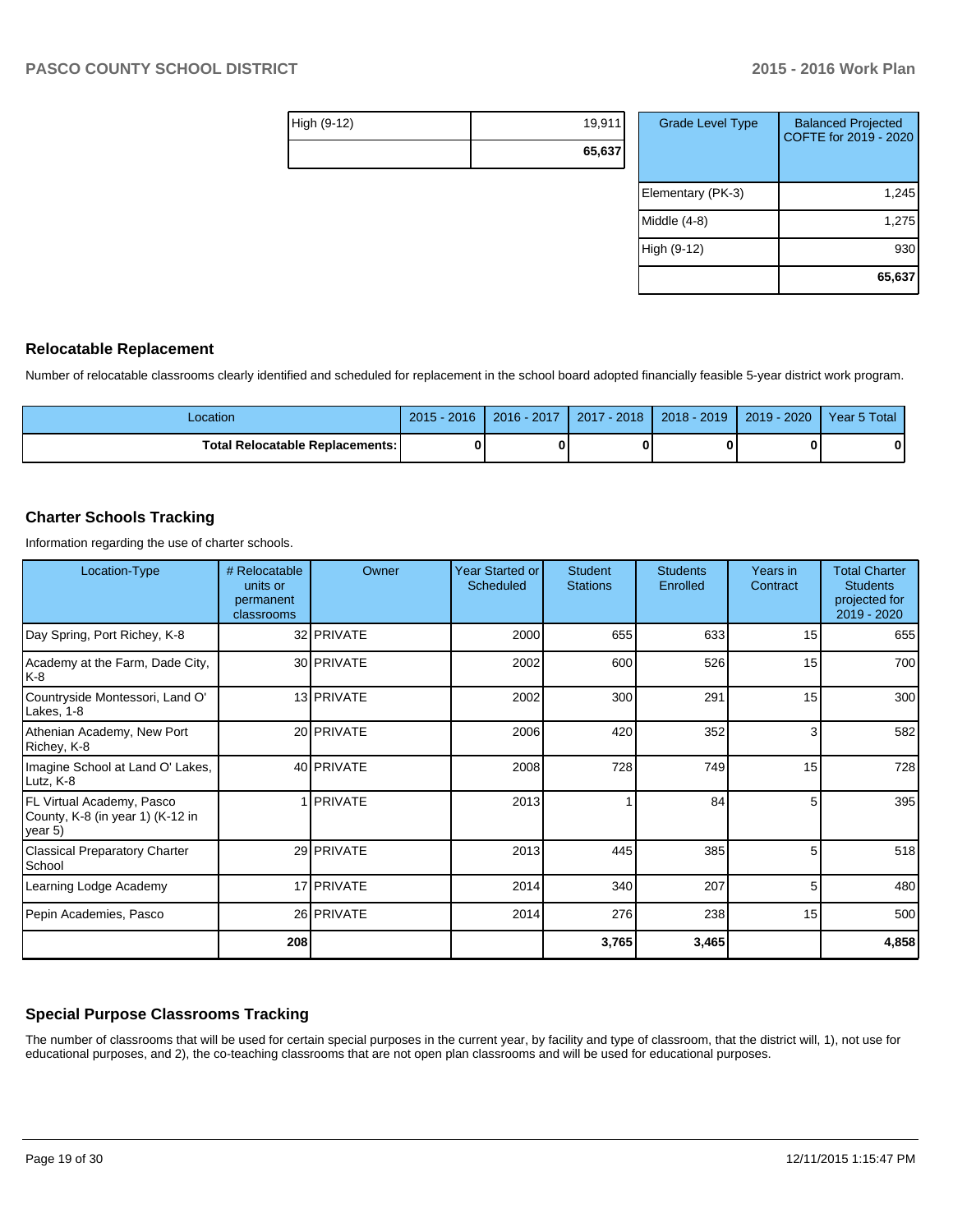| High (9-12) | 19,911 |
|---|---|
| | **65,637** |

| Grade Level Type | Balanced Projected COFTE for 2019 - 2020 |
|---|---|
| Elementary (PK-3) | 1,245 |
| Middle (4-8) | 1,275 |
| High (9-12) | 930 |
| | **65,637** |

## Relocatable Replacement

Number of relocatable classrooms clearly identified and scheduled for replacement in the school board adopted financially feasible 5-year district work program.

| Location | 2015 - 2016 | 2016 - 2017 | 2017 - 2018 | 2018 - 2019 | 2019 - 2020 | Year 5 Total |
|---|---|---|---|---|---|---|
| **Total Relocatable Replacements:** | **0** | **0** | **0** | **0** | **0** | **0** |

## Charter Schools Tracking

Information regarding the use of charter schools.

| Location-Type | # Relocatable units or permanent classrooms | Owner | Year Started or Scheduled | Student Stations | Students Enrolled | Years in Contract | Total Charter Students projected for 2019 - 2020 |
|---|---|---|---|---|---|---|---|
| Day Spring, Port Richey, K-8 | 32 | PRIVATE | 2000 | 655 | 633 | 15 | 655 |
| Academy at the Farm, Dade City, K-8 | 30 | PRIVATE | 2002 | 600 | 526 | 15 | 700 |
| Countryside Montessori, Land O' Lakes, 1-8 | 13 | PRIVATE | 2002 | 300 | 291 | 15 | 300 |
| Athenian Academy, New Port Richey, K-8 | 20 | PRIVATE | 2006 | 420 | 352 | 3 | 582 |
| Imagine School at Land O' Lakes, Lutz, K-8 | 40 | PRIVATE | 2008 | 728 | 749 | 15 | 728 |
| FL Virtual Academy, Pasco County, K-8 (in year 1) (K-12 in year 5) | 1 | PRIVATE | 2013 | 1 | 84 | 5 | 395 |
| Classical Preparatory Charter School | 29 | PRIVATE | 2013 | 445 | 385 | 5 | 518 |
| Learning Lodge Academy | 17 | PRIVATE | 2014 | 340 | 207 | 5 | 480 |
| Pepin Academies, Pasco | 26 | PRIVATE | 2014 | 276 | 238 | 15 | 500 |
| | **208** | | | **3,765** | **3,465** | | **4,858** |

## Special Purpose Classrooms Tracking

The number of classrooms that will be used for certain special purposes in the current year, by facility and type of classroom, that the district will, 1), not use for educational purposes, and 2), the co-teaching classrooms that are not open plan classrooms and will be used for educational purposes.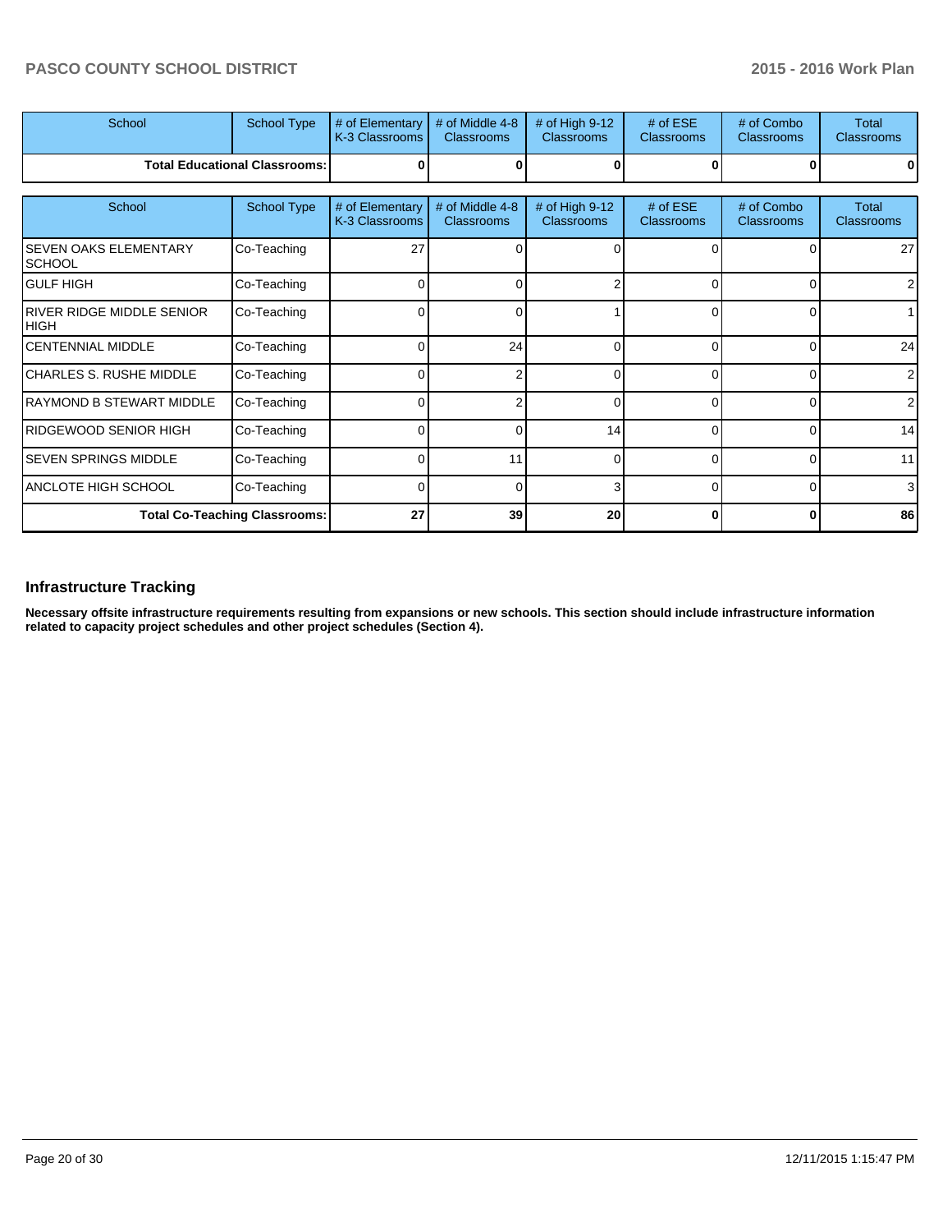| School | School Type | # of Elementary K-3 Classrooms | # of Middle 4-8 Classrooms | # of High 9-12 Classrooms | # of ESE Classrooms | # of Combo Classrooms | Total Classrooms |
|---|---|---|---|---|---|---|---|
| Total Educational Classrooms: | | 0 | 0 | 0 | 0 | 0 | 0 |

| School | School Type | # of Elementary K-3 Classrooms | # of Middle 4-8 Classrooms | # of High 9-12 Classrooms | # of ESE Classrooms | # of Combo Classrooms | Total Classrooms |
|---|---|---|---|---|---|---|---|
| SEVEN OAKS ELEMENTARY SCHOOL | Co-Teaching | 27 | 0 | 0 | 0 | 0 | 27 |
| GULF HIGH | Co-Teaching | 0 | 0 | 2 | 0 | 0 | 2 |
| RIVER RIDGE MIDDLE SENIOR HIGH | Co-Teaching | 0 | 0 | 1 | 0 | 0 | 1 |
| CENTENNIAL MIDDLE | Co-Teaching | 0 | 24 | 0 | 0 | 0 | 24 |
| CHARLES S. RUSHE MIDDLE | Co-Teaching | 0 | 2 | 0 | 0 | 0 | 2 |
| RAYMOND B STEWART MIDDLE | Co-Teaching | 0 | 2 | 0 | 0 | 0 | 2 |
| RIDGEWOOD SENIOR HIGH | Co-Teaching | 0 | 0 | 14 | 0 | 0 | 14 |
| SEVEN SPRINGS MIDDLE | Co-Teaching | 0 | 11 | 0 | 0 | 0 | 11 |
| ANCLOTE HIGH SCHOOL | Co-Teaching | 0 | 0 | 3 | 0 | 0 | 3 |
| Total Co-Teaching Classrooms: | | 27 | 39 | 20 | 0 | 0 | 86 |

## Infrastructure Tracking

**Necessary offsite infrastructure requirements resulting from expansions or new schools. This section should include infrastructure information related to capacity project schedules and other project schedules (Section 4).**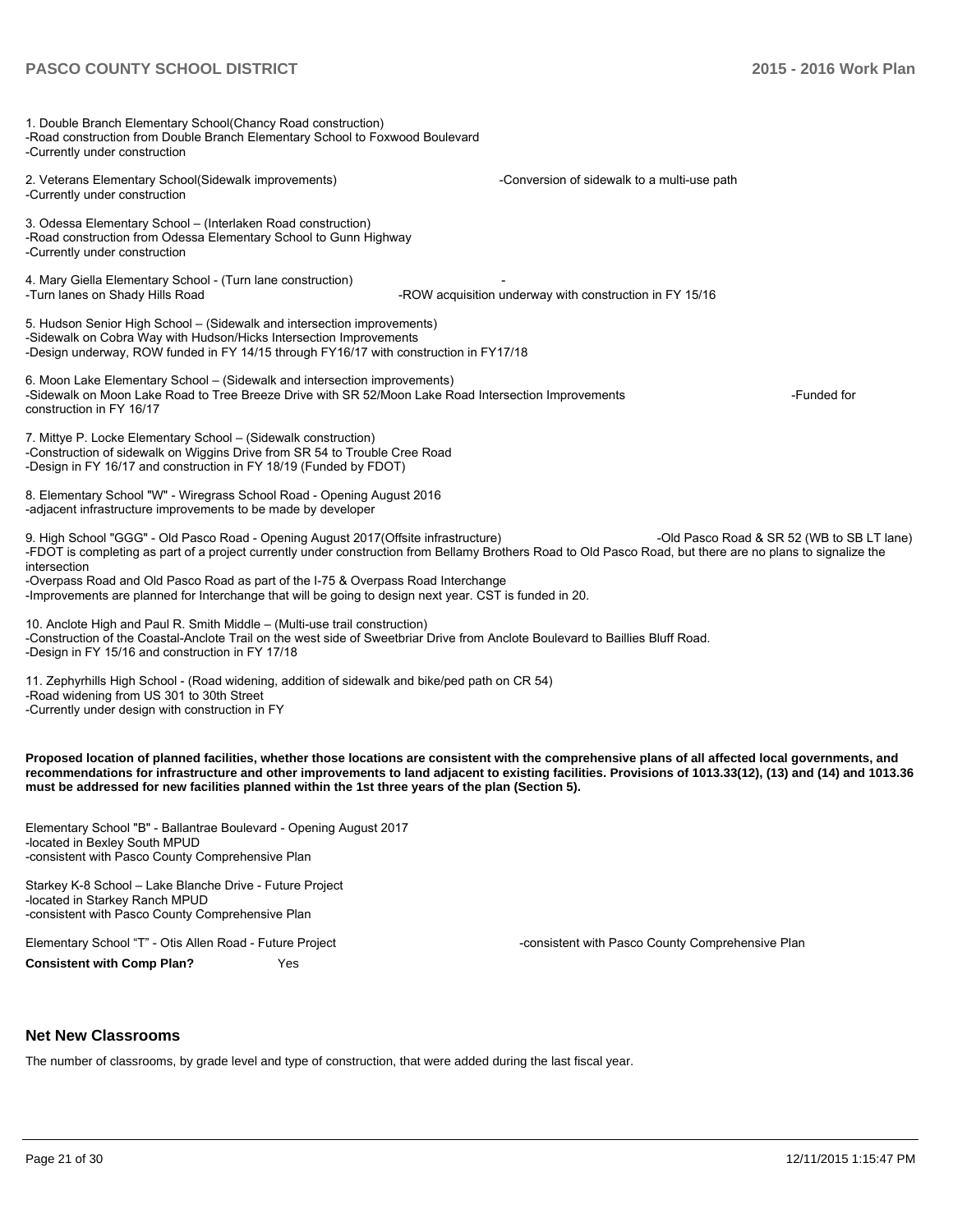1. Double Branch Elementary School(Chancy Road construction)
-Road construction from Double Branch Elementary School to Foxwood Boulevard
-Currently under construction

2. Veterans Elementary School(Sidewalk improvements) -Conversion of sidewalk to a multi-use path
-Currently under construction

3. Odessa Elementary School – (Interlaken Road construction)
-Road construction from Odessa Elementary School to Gunn Highway
-Currently under construction

4. Mary Giella Elementary School - (Turn lane construction) -
-Turn lanes on Shady Hills Road -ROW acquisition underway with construction in FY 15/16

5. Hudson Senior High School – (Sidewalk and intersection improvements)
-Sidewalk on Cobra Way with Hudson/Hicks Intersection Improvements
-Design underway, ROW funded in FY 14/15 through FY16/17 with construction in FY17/18

6. Moon Lake Elementary School – (Sidewalk and intersection improvements)
-Sidewalk on Moon Lake Road to Tree Breeze Drive with SR 52/Moon Lake Road Intersection Improvements -Funded for construction in FY 16/17

7. Mittye P. Locke Elementary School – (Sidewalk construction)
-Construction of sidewalk on Wiggins Drive from SR 54 to Trouble Cree Road
-Design in FY 16/17 and construction in FY 18/19 (Funded by FDOT)

8. Elementary School "W" - Wiregrass School Road - Opening August 2016
-adjacent infrastructure improvements to be made by developer

9. High School "GGG" - Old Pasco Road - Opening August 2017(Offsite infrastructure) -Old Pasco Road & SR 52 (WB to SB LT lane)
-FDOT is completing as part of a project currently under construction from Bellamy Brothers Road to Old Pasco Road, but there are no plans to signalize the intersection
-Overpass Road and Old Pasco Road as part of the I-75 & Overpass Road Interchange
-Improvements are planned for Interchange that will be going to design next year. CST is funded in 20.

10. Anclote High and Paul R. Smith Middle – (Multi-use trail construction)
-Construction of the Coastal-Anclote Trail on the west side of Sweetbriar Drive from Anclote Boulevard to Baillies Bluff Road.
-Design in FY 15/16 and construction in FY 17/18

11. Zephyrhills High School - (Road widening, addition of sidewalk and bike/ped path on CR 54)
-Road widening from US 301 to 30th Street
-Currently under design with construction in FY

**Proposed location of planned facilities, whether those locations are consistent with the comprehensive plans of all affected local governments, and recommendations for infrastructure and other improvements to land adjacent to existing facilities. Provisions of 1013.33(12), (13) and (14) and 1013.36 must be addressed for new facilities planned within the 1st three years of the plan (Section 5).**

Elementary School "B" - Ballantrae Boulevard - Opening August 2017
-located in Bexley South MPUD
-consistent with Pasco County Comprehensive Plan

Starkey K-8 School – Lake Blanche Drive - Future Project
-located in Starkey Ranch MPUD
-consistent with Pasco County Comprehensive Plan

Elementary School "T" - Otis Allen Road - Future Project -consistent with Pasco County Comprehensive Plan

**Consistent with Comp Plan?** Yes

## Net New Classrooms

The number of classrooms, by grade level and type of construction, that were added during the last fiscal year.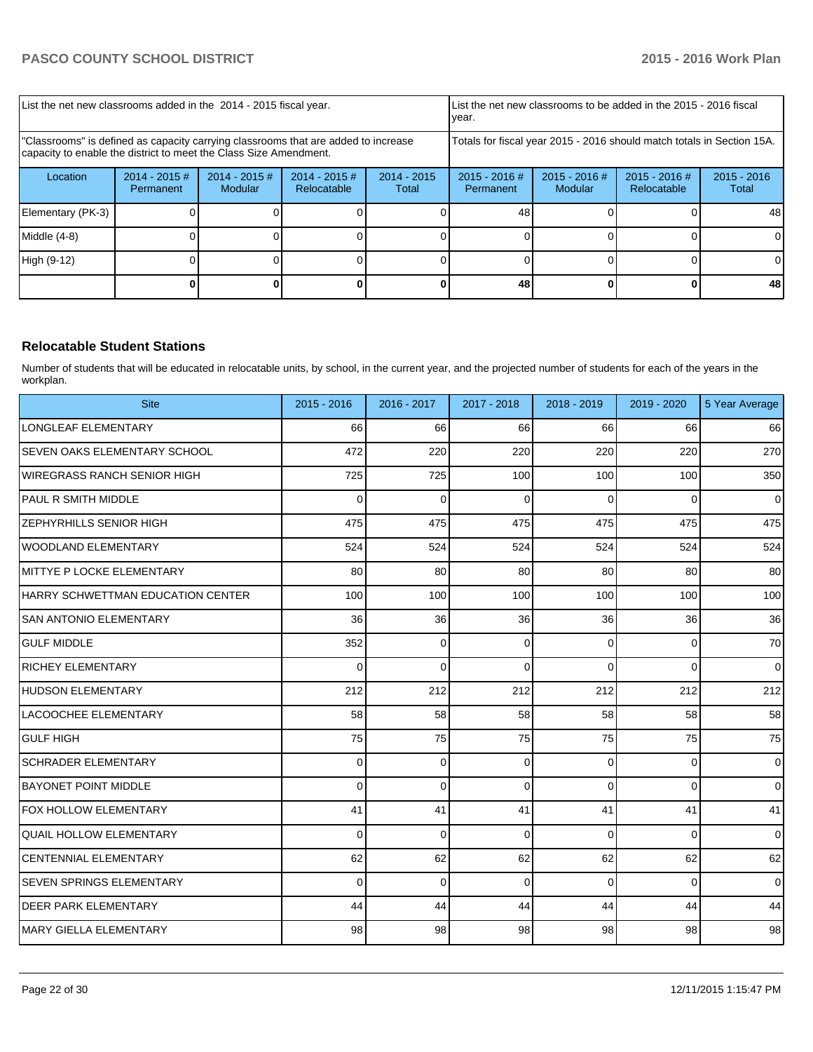| List the net new classrooms added in the 2014 - 2015 fiscal year. | | | | List the net new classrooms to be added in the 2015 - 2016 fiscal year. | | | |
|---|---|---|---|---|---|---|---|
| "Classrooms" is defined as capacity carrying classrooms that are added to increase capacity to enable the district to meet the Class Size Amendment. | | | | Totals for fiscal year 2015 - 2016 should match totals in Section 15A. | | | |

| Location | 2014 - 2015 # Permanent | 2014 - 2015 # Modular | 2014 - 2015 # Relocatable | 2014 - 2015 Total | 2015 - 2016 # Permanent | 2015 - 2016 # Modular | 2015 - 2016 # Relocatable | 2015 - 2016 Total |
|---|---|---|---|---|---|---|---|---|
| Elementary (PK-3) | 0 | 0 | 0 | 0 | 48 | 0 | 0 | 48 |
| Middle (4-8) | 0 | 0 | 0 | 0 | 0 | 0 | 0 | 0 |
| High (9-12) | 0 | 0 | 0 | 0 | 0 | 0 | 0 | 0 |
| | **0** | **0** | **0** | **0** | **48** | **0** | **0** | **48** |

### Relocatable Student Stations

Number of students that will be educated in relocatable units, by school, in the current year, and the projected number of students for each of the years in the workplan.

| Site | 2015 - 2016 | 2016 - 2017 | 2017 - 2018 | 2018 - 2019 | 2019 - 2020 | 5 Year Average |
|---|---|---|---|---|---|---|
| LONGLEAF ELEMENTARY | 66 | 66 | 66 | 66 | 66 | 66 |
| SEVEN OAKS ELEMENTARY SCHOOL | 472 | 220 | 220 | 220 | 220 | 270 |
| WIREGRASS RANCH SENIOR HIGH | 725 | 725 | 100 | 100 | 100 | 350 |
| PAUL R SMITH MIDDLE | 0 | 0 | 0 | 0 | 0 | 0 |
| ZEPHYRHILLS SENIOR HIGH | 475 | 475 | 475 | 475 | 475 | 475 |
| WOODLAND ELEMENTARY | 524 | 524 | 524 | 524 | 524 | 524 |
| MITTYE P LOCKE ELEMENTARY | 80 | 80 | 80 | 80 | 80 | 80 |
| HARRY SCHWETTMAN EDUCATION CENTER | 100 | 100 | 100 | 100 | 100 | 100 |
| SAN ANTONIO ELEMENTARY | 36 | 36 | 36 | 36 | 36 | 36 |
| GULF MIDDLE | 352 | 0 | 0 | 0 | 0 | 70 |
| RICHEY ELEMENTARY | 0 | 0 | 0 | 0 | 0 | 0 |
| HUDSON ELEMENTARY | 212 | 212 | 212 | 212 | 212 | 212 |
| LACOOCHEE ELEMENTARY | 58 | 58 | 58 | 58 | 58 | 58 |
| GULF HIGH | 75 | 75 | 75 | 75 | 75 | 75 |
| SCHRADER ELEMENTARY | 0 | 0 | 0 | 0 | 0 | 0 |
| BAYONET POINT MIDDLE | 0 | 0 | 0 | 0 | 0 | 0 |
| FOX HOLLOW ELEMENTARY | 41 | 41 | 41 | 41 | 41 | 41 |
| QUAIL HOLLOW ELEMENTARY | 0 | 0 | 0 | 0 | 0 | 0 |
| CENTENNIAL ELEMENTARY | 62 | 62 | 62 | 62 | 62 | 62 |
| SEVEN SPRINGS ELEMENTARY | 0 | 0 | 0 | 0 | 0 | 0 |
| DEER PARK ELEMENTARY | 44 | 44 | 44 | 44 | 44 | 44 |
| MARY GIELLA ELEMENTARY | 98 | 98 | 98 | 98 | 98 | 98 |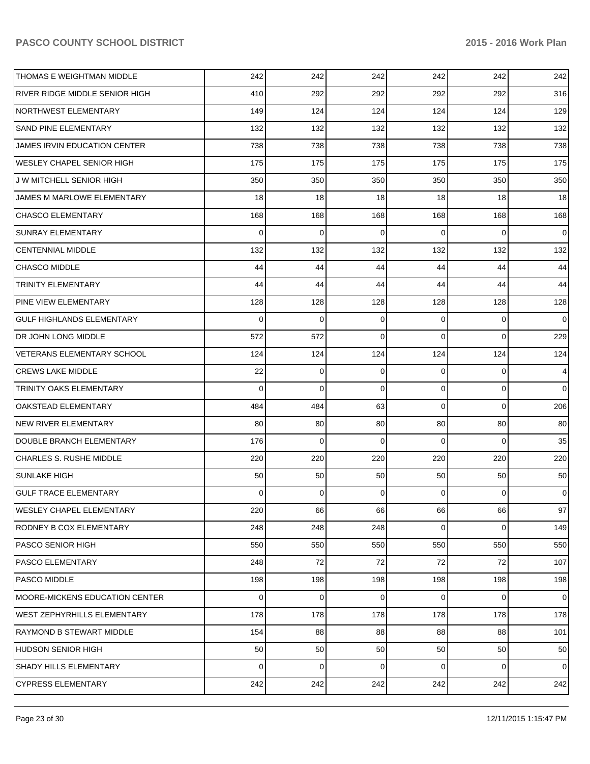| | | | | | | |
|---|---|---|---|---|---|---|
| THOMAS E WEIGHTMAN MIDDLE | 242 | 242 | 242 | 242 | 242 | 242 |
| RIVER RIDGE MIDDLE SENIOR HIGH | 410 | 292 | 292 | 292 | 292 | 316 |
| NORTHWEST ELEMENTARY | 149 | 124 | 124 | 124 | 124 | 129 |
| SAND PINE ELEMENTARY | 132 | 132 | 132 | 132 | 132 | 132 |
| JAMES IRVIN EDUCATION CENTER | 738 | 738 | 738 | 738 | 738 | 738 |
| WESLEY CHAPEL SENIOR HIGH | 175 | 175 | 175 | 175 | 175 | 175 |
| J W MITCHELL SENIOR HIGH | 350 | 350 | 350 | 350 | 350 | 350 |
| JAMES M MARLOWE ELEMENTARY | 18 | 18 | 18 | 18 | 18 | 18 |
| CHASCO ELEMENTARY | 168 | 168 | 168 | 168 | 168 | 168 |
| SUNRAY ELEMENTARY | 0 | 0 | 0 | 0 | 0 | 0 |
| CENTENNIAL MIDDLE | 132 | 132 | 132 | 132 | 132 | 132 |
| CHASCO MIDDLE | 44 | 44 | 44 | 44 | 44 | 44 |
| TRINITY ELEMENTARY | 44 | 44 | 44 | 44 | 44 | 44 |
| PINE VIEW ELEMENTARY | 128 | 128 | 128 | 128 | 128 | 128 |
| GULF HIGHLANDS ELEMENTARY | 0 | 0 | 0 | 0 | 0 | 0 |
| DR JOHN LONG MIDDLE | 572 | 572 | 0 | 0 | 0 | 229 |
| VETERANS ELEMENTARY SCHOOL | 124 | 124 | 124 | 124 | 124 | 124 |
| CREWS LAKE MIDDLE | 22 | 0 | 0 | 0 | 0 | 4 |
| TRINITY OAKS ELEMENTARY | 0 | 0 | 0 | 0 | 0 | 0 |
| OAKSTEAD ELEMENTARY | 484 | 484 | 63 | 0 | 0 | 206 |
| NEW RIVER ELEMENTARY | 80 | 80 | 80 | 80 | 80 | 80 |
| DOUBLE BRANCH ELEMENTARY | 176 | 0 | 0 | 0 | 0 | 35 |
| CHARLES S. RUSHE MIDDLE | 220 | 220 | 220 | 220 | 220 | 220 |
| SUNLAKE HIGH | 50 | 50 | 50 | 50 | 50 | 50 |
| GULF TRACE ELEMENTARY | 0 | 0 | 0 | 0 | 0 | 0 |
| WESLEY CHAPEL ELEMENTARY | 220 | 66 | 66 | 66 | 66 | 97 |
| RODNEY B COX ELEMENTARY | 248 | 248 | 248 | 0 | 0 | 149 |
| PASCO SENIOR HIGH | 550 | 550 | 550 | 550 | 550 | 550 |
| PASCO ELEMENTARY | 248 | 72 | 72 | 72 | 72 | 107 |
| PASCO MIDDLE | 198 | 198 | 198 | 198 | 198 | 198 |
| MOORE-MICKENS EDUCATION CENTER | 0 | 0 | 0 | 0 | 0 | 0 |
| WEST ZEPHYRHILLS ELEMENTARY | 178 | 178 | 178 | 178 | 178 | 178 |
| RAYMOND B STEWART MIDDLE | 154 | 88 | 88 | 88 | 88 | 101 |
| HUDSON SENIOR HIGH | 50 | 50 | 50 | 50 | 50 | 50 |
| SHADY HILLS ELEMENTARY | 0 | 0 | 0 | 0 | 0 | 0 |
| CYPRESS ELEMENTARY | 242 | 242 | 242 | 242 | 242 | 242 |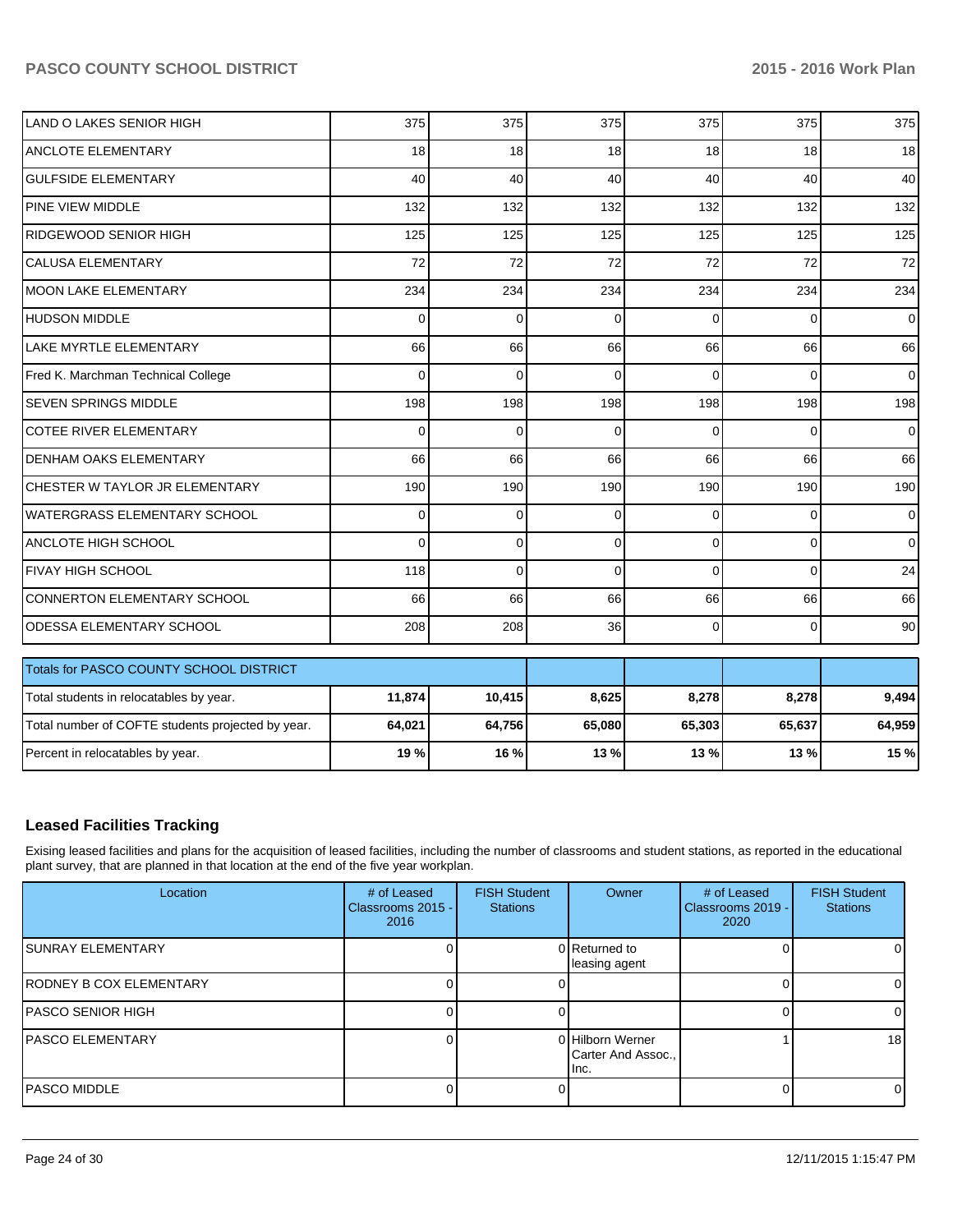| | | | | | | |
|---|---|---|---|---|---|---|
| LAND O LAKES SENIOR HIGH | 375 | 375 | 375 | 375 | 375 | 375 |
| ANCLOTE ELEMENTARY | 18 | 18 | 18 | 18 | 18 | 18 |
| GULFSIDE ELEMENTARY | 40 | 40 | 40 | 40 | 40 | 40 |
| PINE VIEW MIDDLE | 132 | 132 | 132 | 132 | 132 | 132 |
| RIDGEWOOD SENIOR HIGH | 125 | 125 | 125 | 125 | 125 | 125 |
| CALUSA ELEMENTARY | 72 | 72 | 72 | 72 | 72 | 72 |
| MOON LAKE ELEMENTARY | 234 | 234 | 234 | 234 | 234 | 234 |
| HUDSON MIDDLE | 0 | 0 | 0 | 0 | 0 | 0 |
| LAKE MYRTLE ELEMENTARY | 66 | 66 | 66 | 66 | 66 | 66 |
| Fred K. Marchman Technical College | 0 | 0 | 0 | 0 | 0 | 0 |
| SEVEN SPRINGS MIDDLE | 198 | 198 | 198 | 198 | 198 | 198 |
| COTEE RIVER ELEMENTARY | 0 | 0 | 0 | 0 | 0 | 0 |
| DENHAM OAKS ELEMENTARY | 66 | 66 | 66 | 66 | 66 | 66 |
| CHESTER W TAYLOR JR ELEMENTARY | 190 | 190 | 190 | 190 | 190 | 190 |
| WATERGRASS ELEMENTARY SCHOOL | 0 | 0 | 0 | 0 | 0 | 0 |
| ANCLOTE HIGH SCHOOL | 0 | 0 | 0 | 0 | 0 | 0 |
| FIVAY HIGH SCHOOL | 118 | 0 | 0 | 0 | 0 | 24 |
| CONNERTON ELEMENTARY SCHOOL | 66 | 66 | 66 | 66 | 66 | 66 |
| ODESSA ELEMENTARY SCHOOL | 208 | 208 | 36 | 0 | 0 | 90 |

| Totals for PASCO COUNTY SCHOOL DISTRICT | | | | | | |
|---|---|---|---|---|---|---|
| Total students in relocatables by year. | **11,874** | **10,415** | **8,625** | **8,278** | **8,278** | **9,494** |
| Total number of COFTE students projected by year. | **64,021** | **64,756** | **65,080** | **65,303** | **65,637** | **64,959** |
| Percent in relocatables by year. | **19 %** | **16 %** | **13 %** | **13 %** | **13 %** | **15 %** |

## Leased Facilities Tracking

Exising leased facilities and plans for the acquisition of leased facilities, including the number of classrooms and student stations, as reported in the educational plant survey, that are planned in that location at the end of the five year workplan.

| Location | # of Leased Classrooms 2015 - 2016 | FISH Student Stations | Owner | # of Leased Classrooms 2019 - 2020 | FISH Student Stations |
|---|---|---|---|---|---|
| SUNRAY ELEMENTARY | 0 | 0 | Returned to leasing agent | 0 | 0 |
| RODNEY B COX ELEMENTARY | 0 | 0 | | 0 | 0 |
| PASCO SENIOR HIGH | 0 | 0 | | 0 | 0 |
| PASCO ELEMENTARY | 0 | 0 | Hilborn Werner Carter And Assoc., Inc. | 1 | 18 |
| PASCO MIDDLE | 0 | 0 | | 0 | 0 |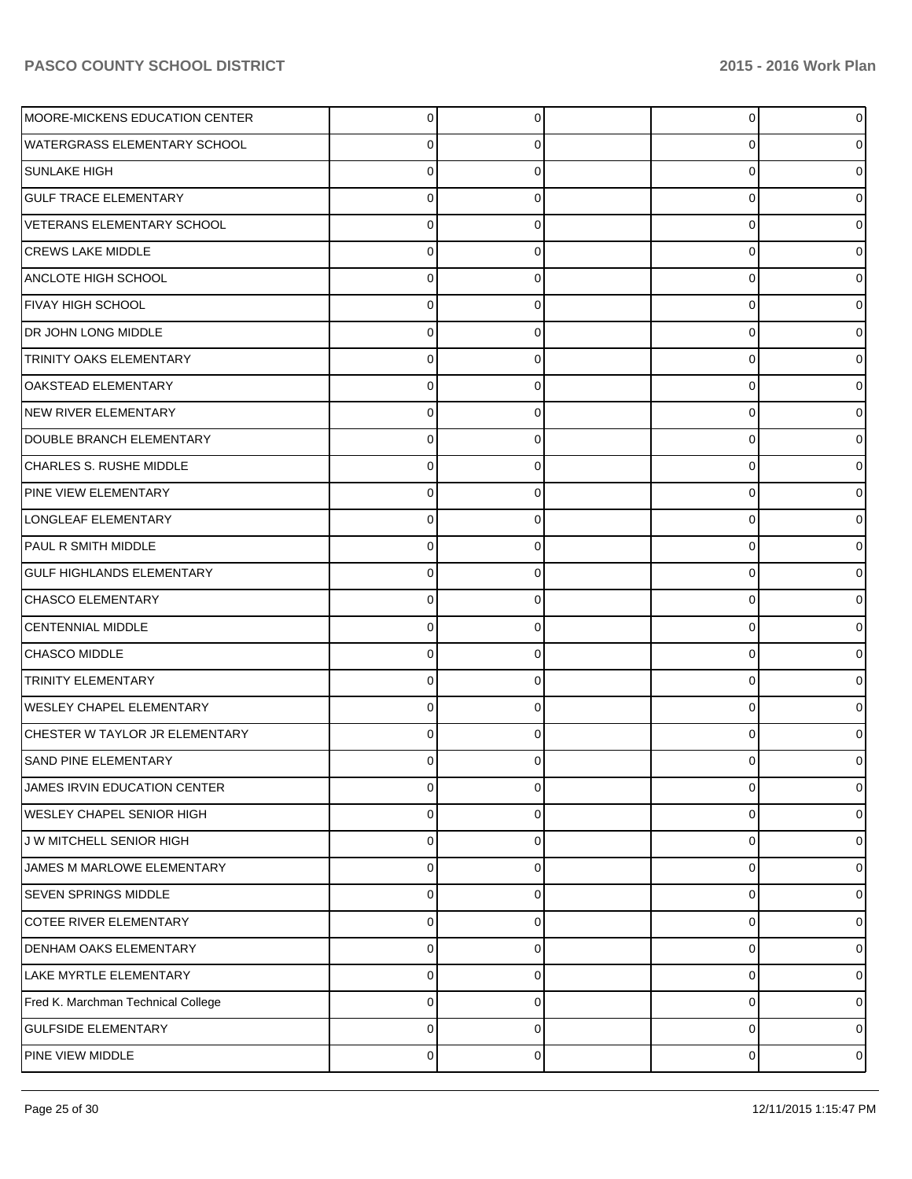| | | | | | |
|---|---|---|---|---|---|
| MOORE-MICKENS EDUCATION CENTER | 0 | 0 | | 0 | 0 |
| WATERGRASS ELEMENTARY SCHOOL | 0 | 0 | | 0 | 0 |
| SUNLAKE HIGH | 0 | 0 | | 0 | 0 |
| GULF TRACE ELEMENTARY | 0 | 0 | | 0 | 0 |
| VETERANS ELEMENTARY SCHOOL | 0 | 0 | | 0 | 0 |
| CREWS LAKE MIDDLE | 0 | 0 | | 0 | 0 |
| ANCLOTE HIGH SCHOOL | 0 | 0 | | 0 | 0 |
| FIVAY HIGH SCHOOL | 0 | 0 | | 0 | 0 |
| DR JOHN LONG MIDDLE | 0 | 0 | | 0 | 0 |
| TRINITY OAKS ELEMENTARY | 0 | 0 | | 0 | 0 |
| OAKSTEAD ELEMENTARY | 0 | 0 | | 0 | 0 |
| NEW RIVER ELEMENTARY | 0 | 0 | | 0 | 0 |
| DOUBLE BRANCH ELEMENTARY | 0 | 0 | | 0 | 0 |
| CHARLES S. RUSHE MIDDLE | 0 | 0 | | 0 | 0 |
| PINE VIEW ELEMENTARY | 0 | 0 | | 0 | 0 |
| LONGLEAF ELEMENTARY | 0 | 0 | | 0 | 0 |
| PAUL R SMITH MIDDLE | 0 | 0 | | 0 | 0 |
| GULF HIGHLANDS ELEMENTARY | 0 | 0 | | 0 | 0 |
| CHASCO ELEMENTARY | 0 | 0 | | 0 | 0 |
| CENTENNIAL MIDDLE | 0 | 0 | | 0 | 0 |
| CHASCO MIDDLE | 0 | 0 | | 0 | 0 |
| TRINITY ELEMENTARY | 0 | 0 | | 0 | 0 |
| WESLEY CHAPEL ELEMENTARY | 0 | 0 | | 0 | 0 |
| CHESTER W TAYLOR JR ELEMENTARY | 0 | 0 | | 0 | 0 |
| SAND PINE ELEMENTARY | 0 | 0 | | 0 | 0 |
| JAMES IRVIN EDUCATION CENTER | 0 | 0 | | 0 | 0 |
| WESLEY CHAPEL SENIOR HIGH | 0 | 0 | | 0 | 0 |
| J W MITCHELL SENIOR HIGH | 0 | 0 | | 0 | 0 |
| JAMES M MARLOWE ELEMENTARY | 0 | 0 | | 0 | 0 |
| SEVEN SPRINGS MIDDLE | 0 | 0 | | 0 | 0 |
| COTEE RIVER ELEMENTARY | 0 | 0 | | 0 | 0 |
| DENHAM OAKS ELEMENTARY | 0 | 0 | | 0 | 0 |
| LAKE MYRTLE ELEMENTARY | 0 | 0 | | 0 | 0 |
| Fred K. Marchman Technical College | 0 | 0 | | 0 | 0 |
| GULFSIDE ELEMENTARY | 0 | 0 | | 0 | 0 |
| PINE VIEW MIDDLE | 0 | 0 | | 0 | 0 |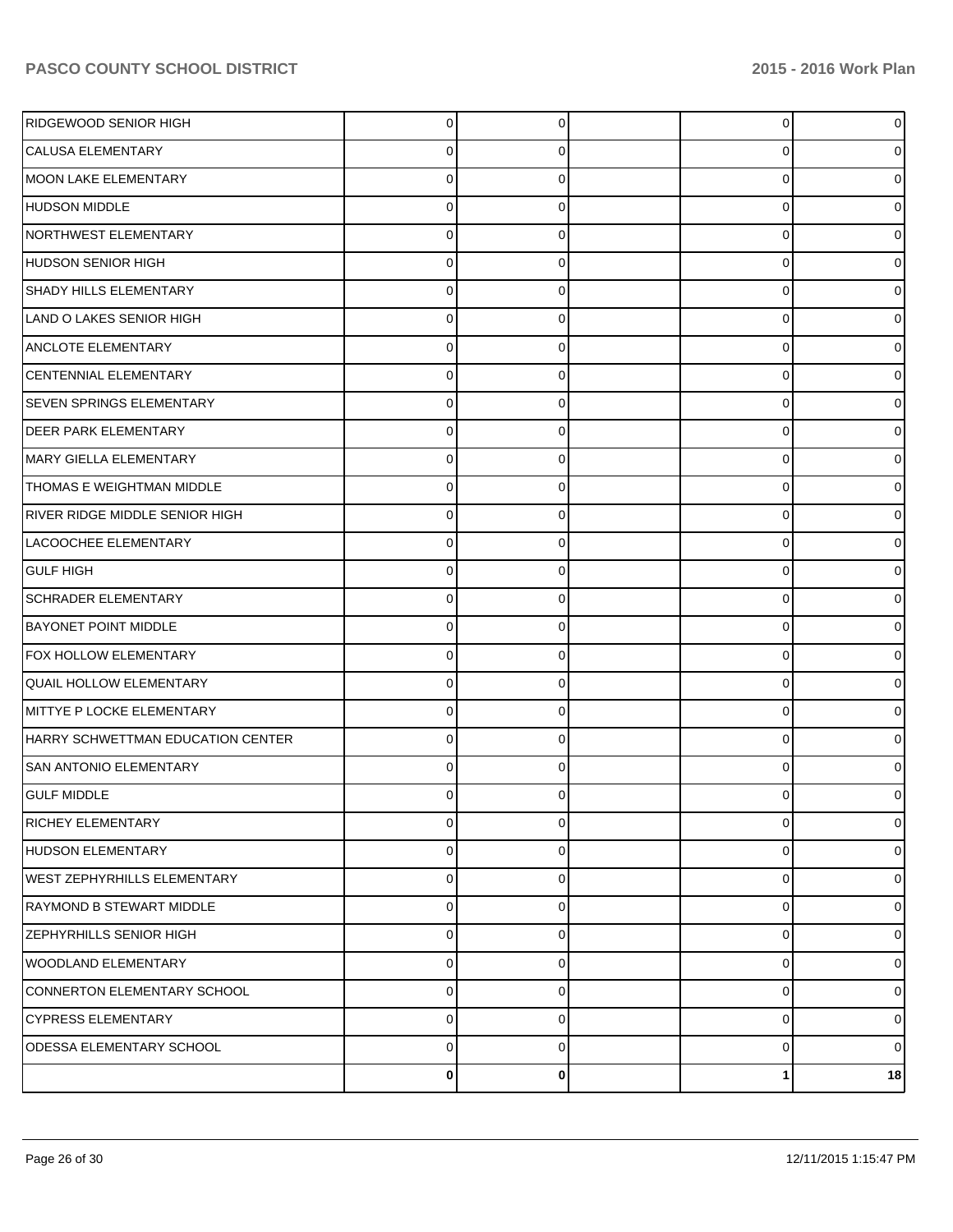| | | | | | |
|---|---|---|---|---|---|
| RIDGEWOOD SENIOR HIGH | 0 | 0 | | 0 | 0 |
| CALUSA ELEMENTARY | 0 | 0 | | 0 | 0 |
| MOON LAKE ELEMENTARY | 0 | 0 | | 0 | 0 |
| HUDSON MIDDLE | 0 | 0 | | 0 | 0 |
| NORTHWEST ELEMENTARY | 0 | 0 | | 0 | 0 |
| HUDSON SENIOR HIGH | 0 | 0 | | 0 | 0 |
| SHADY HILLS ELEMENTARY | 0 | 0 | | 0 | 0 |
| LAND O LAKES SENIOR HIGH | 0 | 0 | | 0 | 0 |
| ANCLOTE ELEMENTARY | 0 | 0 | | 0 | 0 |
| CENTENNIAL ELEMENTARY | 0 | 0 | | 0 | 0 |
| SEVEN SPRINGS ELEMENTARY | 0 | 0 | | 0 | 0 |
| DEER PARK ELEMENTARY | 0 | 0 | | 0 | 0 |
| MARY GIELLA ELEMENTARY | 0 | 0 | | 0 | 0 |
| THOMAS E WEIGHTMAN MIDDLE | 0 | 0 | | 0 | 0 |
| RIVER RIDGE MIDDLE SENIOR HIGH | 0 | 0 | | 0 | 0 |
| LACOOCHEE ELEMENTARY | 0 | 0 | | 0 | 0 |
| GULF HIGH | 0 | 0 | | 0 | 0 |
| SCHRADER ELEMENTARY | 0 | 0 | | 0 | 0 |
| BAYONET POINT MIDDLE | 0 | 0 | | 0 | 0 |
| FOX HOLLOW ELEMENTARY | 0 | 0 | | 0 | 0 |
| QUAIL HOLLOW ELEMENTARY | 0 | 0 | | 0 | 0 |
| MITTYE P LOCKE ELEMENTARY | 0 | 0 | | 0 | 0 |
| HARRY SCHWETTMAN EDUCATION CENTER | 0 | 0 | | 0 | 0 |
| SAN ANTONIO ELEMENTARY | 0 | 0 | | 0 | 0 |
| GULF MIDDLE | 0 | 0 | | 0 | 0 |
| RICHEY ELEMENTARY | 0 | 0 | | 0 | 0 |
| HUDSON ELEMENTARY | 0 | 0 | | 0 | 0 |
| WEST ZEPHYRHILLS ELEMENTARY | 0 | 0 | | 0 | 0 |
| RAYMOND B STEWART MIDDLE | 0 | 0 | | 0 | 0 |
| ZEPHYRHILLS SENIOR HIGH | 0 | 0 | | 0 | 0 |
| WOODLAND ELEMENTARY | 0 | 0 | | 0 | 0 |
| CONNERTON ELEMENTARY SCHOOL | 0 | 0 | | 0 | 0 |
| CYPRESS ELEMENTARY | 0 | 0 | | 0 | 0 |
| ODESSA ELEMENTARY SCHOOL | 0 | 0 | | 0 | 0 |
| | **0** | **0** | | **1** | **18** |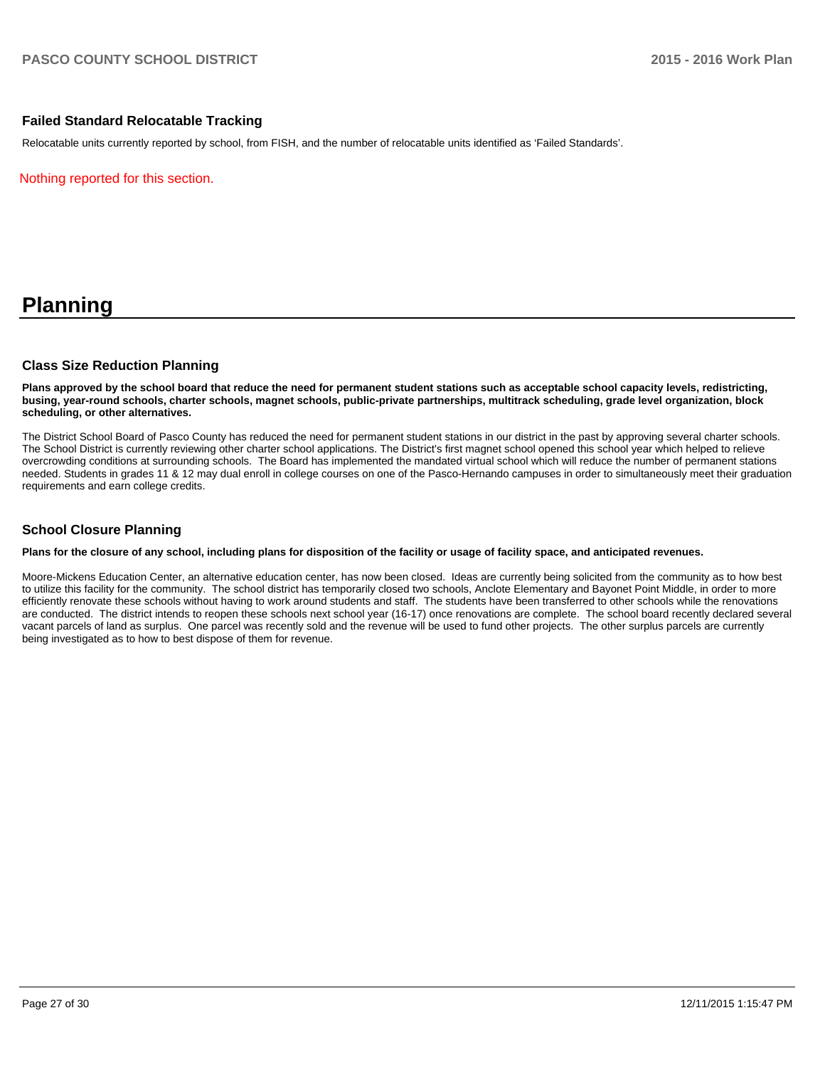### Failed Standard Relocatable Tracking

Relocatable units currently reported by school, from FISH, and the number of relocatable units identified as 'Failed Standards'.

Nothing reported for this section.

# Planning

### Class Size Reduction Planning

**Plans approved by the school board that reduce the need for permanent student stations such as acceptable school capacity levels, redistricting, busing, year-round schools, charter schools, magnet schools, public-private partnerships, multitrack scheduling, grade level organization, block scheduling, or other alternatives.**

The District School Board of Pasco County has reduced the need for permanent student stations in our district in the past by approving several charter schools. The School District is currently reviewing other charter school applications. The District's first magnet school opened this school year which helped to relieve overcrowding conditions at surrounding schools. The Board has implemented the mandated virtual school which will reduce the number of permanent stations needed. Students in grades 11 & 12 may dual enroll in college courses on one of the Pasco-Hernando campuses in order to simultaneously meet their graduation requirements and earn college credits.

### School Closure Planning

**Plans for the closure of any school, including plans for disposition of the facility or usage of facility space, and anticipated revenues.**

Moore-Mickens Education Center, an alternative education center, has now been closed. Ideas are currently being solicited from the community as to how best to utilize this facility for the community. The school district has temporarily closed two schools, Anclote Elementary and Bayonet Point Middle, in order to more efficiently renovate these schools without having to work around students and staff. The students have been transferred to other schools while the renovations are conducted. The district intends to reopen these schools next school year (16-17) once renovations are complete. The school board recently declared several vacant parcels of land as surplus. One parcel was recently sold and the revenue will be used to fund other projects. The other surplus parcels are currently being investigated as to how to best dispose of them for revenue.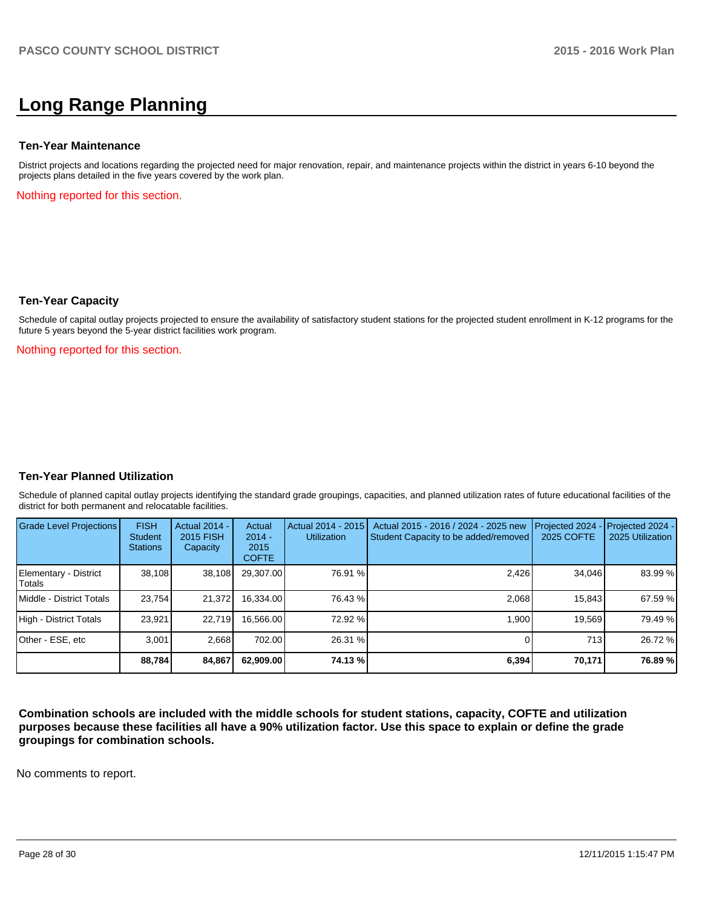# Long Range Planning

### Ten-Year Maintenance

District projects and locations regarding the projected need for major renovation, repair, and maintenance projects within the district in years 6-10 beyond the projects plans detailed in the five years covered by the work plan.

Nothing reported for this section.

### Ten-Year Capacity

Schedule of capital outlay projects projected to ensure the availability of satisfactory student stations for the projected student enrollment in K-12 programs for the future 5 years beyond the 5-year district facilities work program.

Nothing reported for this section.

### Ten-Year Planned Utilization

Schedule of planned capital outlay projects identifying the standard grade groupings, capacities, and planned utilization rates of future educational facilities of the district for both permanent and relocatable facilities.

| Grade Level Projections | FISH Student Stations | Actual 2014 - 2015 FISH Capacity | Actual 2014 - 2015 COFTE | Actual 2014 - 2015 Utilization | Actual 2015 - 2016 / 2024 - 2025 new Student Capacity to be added/removed | Projected 2024 - 2025 COFTE | Projected 2024 - 2025 Utilization |
|---|---|---|---|---|---|---|---|
| Elementary - District Totals | 38,108 | 38,108 | 29,307.00 | 76.91 % | 2,426 | 34,046 | 83.99 % |
| Middle - District Totals | 23,754 | 21,372 | 16,334.00 | 76.43 % | 2,068 | 15,843 | 67.59 % |
| High - District Totals | 23,921 | 22,719 | 16,566.00 | 72.92 % | 1,900 | 19,569 | 79.49 % |
| Other - ESE, etc | 3,001 | 2,668 | 702.00 | 26.31 % | 0 | 713 | 26.72 % |
| | **88,784** | **84,867** | **62,909.00** | **74.13 %** | **6,394** | **70,171** | **76.89 %** |

**Combination schools are included with the middle schools for student stations, capacity, COFTE and utilization purposes because these facilities all have a 90% utilization factor. Use this space to explain or define the grade groupings for combination schools.**

No comments to report.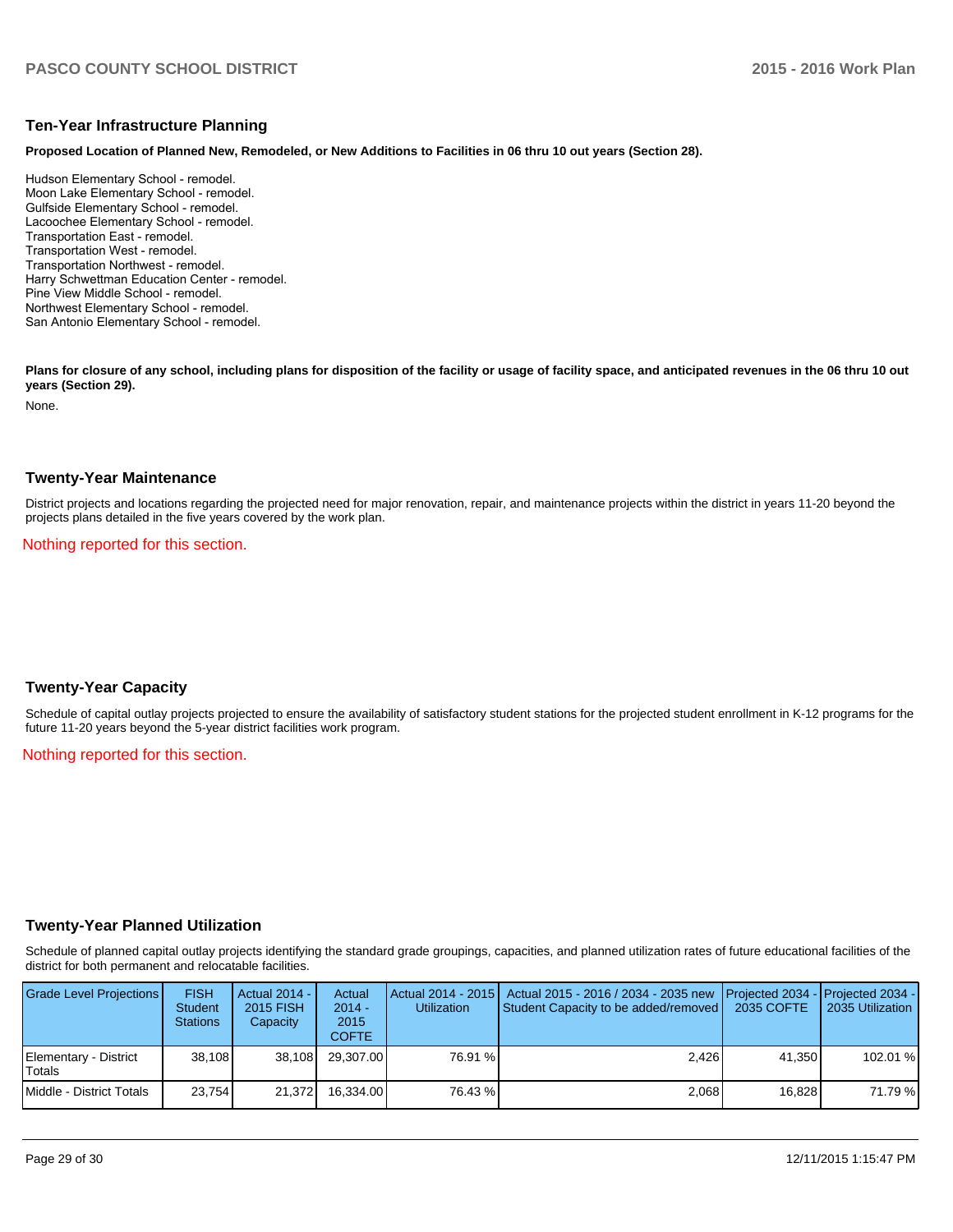## Ten-Year Infrastructure Planning

**Proposed Location of Planned New, Remodeled, or New Additions to Facilities in 06 thru 10 out years (Section 28).**

Hudson Elementary School - remodel.
Moon Lake Elementary School - remodel.
Gulfside Elementary School - remodel.
Lacoochee Elementary School - remodel.
Transportation East - remodel.
Transportation West - remodel.
Transportation Northwest - remodel.
Harry Schwettman Education Center - remodel.
Pine View Middle School - remodel.
Northwest Elementary School - remodel.
San Antonio Elementary School - remodel.

**Plans for closure of any school, including plans for disposition of the facility or usage of facility space, and anticipated revenues in the 06 thru 10 out years (Section 29).**

None.

## Twenty-Year Maintenance

District projects and locations regarding the projected need for major renovation, repair, and maintenance projects within the district in years 11-20 beyond the projects plans detailed in the five years covered by the work plan.

Nothing reported for this section.

## Twenty-Year Capacity

Schedule of capital outlay projects projected to ensure the availability of satisfactory student stations for the projected student enrollment in K-12 programs for the future 11-20 years beyond the 5-year district facilities work program.

Nothing reported for this section.

## Twenty-Year Planned Utilization

Schedule of planned capital outlay projects identifying the standard grade groupings, capacities, and planned utilization rates of future educational facilities of the district for both permanent and relocatable facilities.

| Grade Level Projections | FISH Student Stations | Actual 2014 - 2015 FISH Capacity | Actual 2014 - 2015 COFTE | Actual 2014 - 2015 Utilization | Actual 2015 - 2016 / 2034 - 2035 new Student Capacity to be added/removed | Projected 2034 - 2035 COFTE | Projected 2034 - 2035 Utilization |
|---|---|---|---|---|---|---|---|
| Elementary - District Totals | 38,108 | 38,108 | 29,307.00 | 76.91 % | 2,426 | 41,350 | 102.01 % |
| Middle - District Totals | 23,754 | 21,372 | 16,334.00 | 76.43 % | 2,068 | 16,828 | 71.79 % |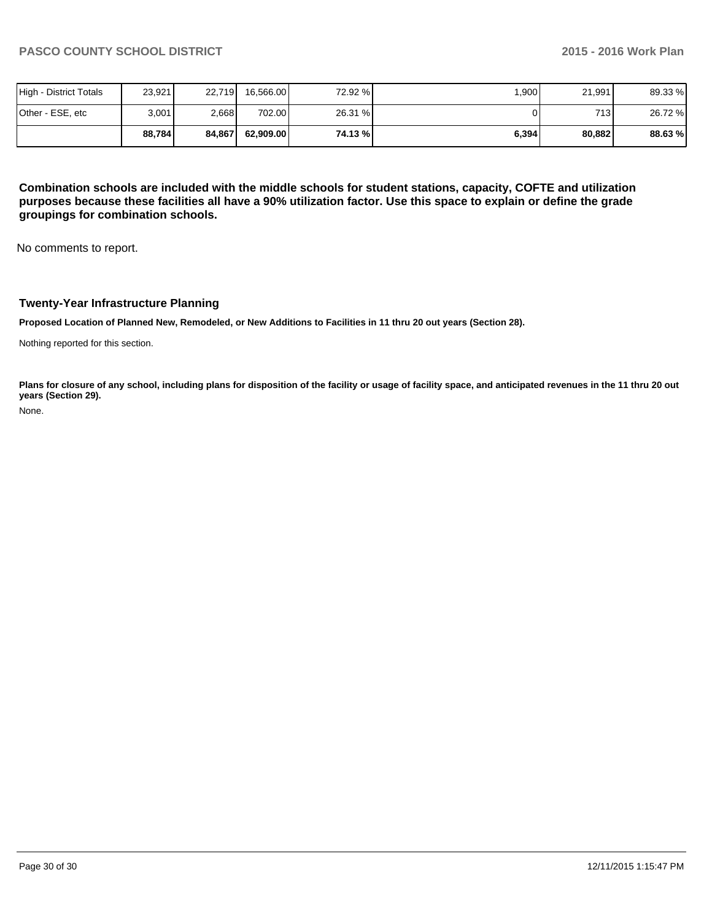| | | | | | | | |
|---|---|---|---|---|---|---|---|
| High - District Totals | 23,921 | 22,719 | 16,566.00 | 72.92 % | 1,900 | 21,991 | 89.33 % |
| Other - ESE, etc | 3,001 | 2,668 | 702.00 | 26.31 % | 0 | 713 | 26.72 % |
| | **88,784** | **84,867** | **62,909.00** | **74.13 %** | **6,394** | **80,882** | **88.63 %** |

**Combination schools are included with the middle schools for student stations, capacity, COFTE and utilization purposes because these facilities all have a 90% utilization factor. Use this space to explain or define the grade groupings for combination schools.**

No comments to report.

### Twenty-Year Infrastructure Planning

**Proposed Location of Planned New, Remodeled, or New Additions to Facilities in 11 thru 20 out years (Section 28).**

Nothing reported for this section.

**Plans for closure of any school, including plans for disposition of the facility or usage of facility space, and anticipated revenues in the 11 thru 20 out years (Section 29).**

None.